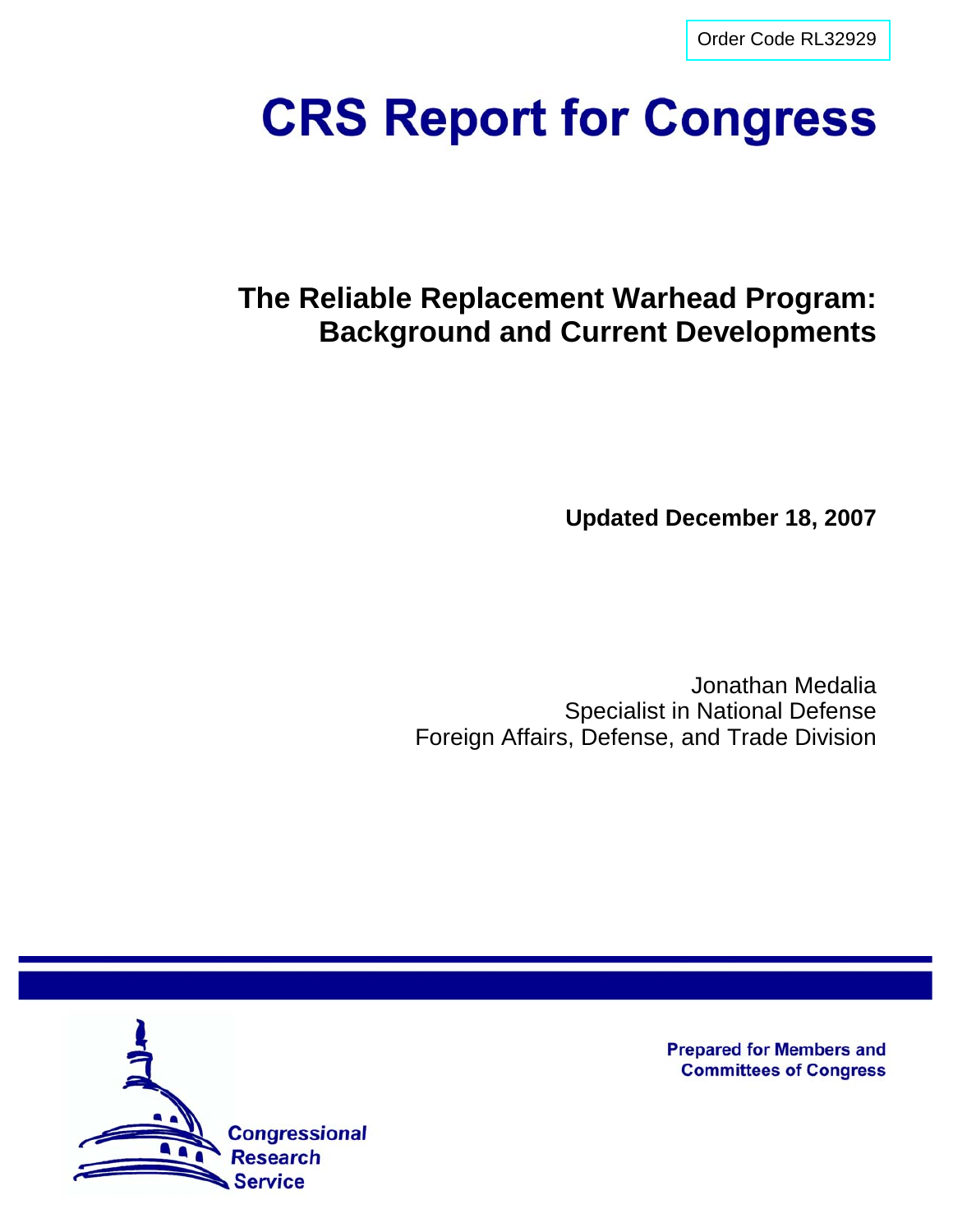Order Code RL32929

# CRS Report for Congress

## The Reliable Replacement Warhead Program: Background and Current Developments

**Updated December 18, 2007**

Jonathan Medalia
Specialist in National Defense
Foreign Affairs, Defense, and Trade Division

**Prepared for Members and Committees of Congress**

Congressional Research Service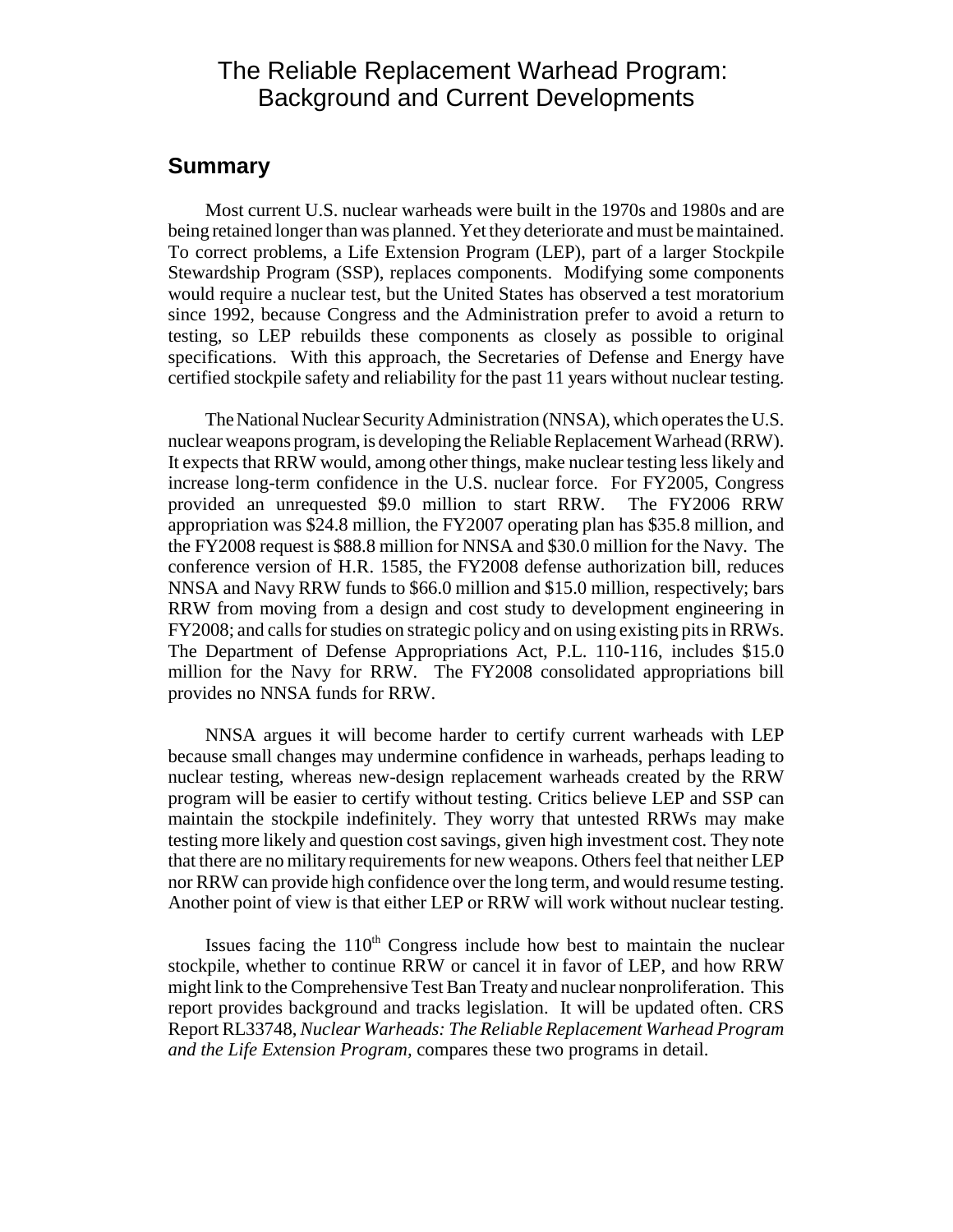# The Reliable Replacement Warhead Program: Background and Current Developments

## Summary

Most current U.S. nuclear warheads were built in the 1970s and 1980s and are being retained longer than was planned. Yet they deteriorate and must be maintained. To correct problems, a Life Extension Program (LEP), part of a larger Stockpile Stewardship Program (SSP), replaces components. Modifying some components would require a nuclear test, but the United States has observed a test moratorium since 1992, because Congress and the Administration prefer to avoid a return to testing, so LEP rebuilds these components as closely as possible to original specifications. With this approach, the Secretaries of Defense and Energy have certified stockpile safety and reliability for the past 11 years without nuclear testing.

The National Nuclear Security Administration (NNSA), which operates the U.S. nuclear weapons program, is developing the Reliable Replacement Warhead (RRW). It expects that RRW would, among other things, make nuclear testing less likely and increase long-term confidence in the U.S. nuclear force. For FY2005, Congress provided an unrequested \$9.0 million to start RRW. The FY2006 RRW appropriation was \$24.8 million, the FY2007 operating plan has \$35.8 million, and the FY2008 request is \$88.8 million for NNSA and \$30.0 million for the Navy. The conference version of H.R. 1585, the FY2008 defense authorization bill, reduces NNSA and Navy RRW funds to \$66.0 million and \$15.0 million, respectively; bars RRW from moving from a design and cost study to development engineering in FY2008; and calls for studies on strategic policy and on using existing pits in RRWs. The Department of Defense Appropriations Act, P.L. 110-116, includes \$15.0 million for the Navy for RRW. The FY2008 consolidated appropriations bill provides no NNSA funds for RRW.

NNSA argues it will become harder to certify current warheads with LEP because small changes may undermine confidence in warheads, perhaps leading to nuclear testing, whereas new-design replacement warheads created by the RRW program will be easier to certify without testing. Critics believe LEP and SSP can maintain the stockpile indefinitely. They worry that untested RRWs may make testing more likely and question cost savings, given high investment cost. They note that there are no military requirements for new weapons. Others feel that neither LEP nor RRW can provide high confidence over the long term, and would resume testing. Another point of view is that either LEP or RRW will work without nuclear testing.

Issues facing the 110th Congress include how best to maintain the nuclear stockpile, whether to continue RRW or cancel it in favor of LEP, and how RRW might link to the Comprehensive Test Ban Treaty and nuclear nonproliferation. This report provides background and tracks legislation. It will be updated often. CRS Report RL33748, *Nuclear Warheads: The Reliable Replacement Warhead Program and the Life Extension Program*, compares these two programs in detail.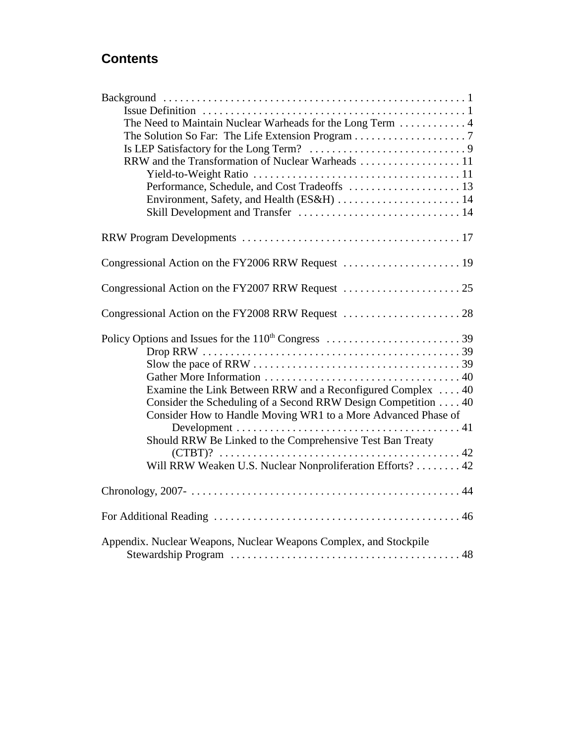# Contents

Background . . . . . . . . . . . . . . . . . . . . . . . . . . . . . . . . . . . . . . . . . . . . . . . . . . . . 1
- Issue Definition . . . . . . . . . . . . . . . . . . . . . . . . . . . . . . . . . . . . . . . . . . . . . . . 1
- The Need to Maintain Nuclear Warheads for the Long Term . . . . . . . . . . . . 4
- The Solution So Far: The Life Extension Program . . . . . . . . . . . . . . . . . . . . 7
- Is LEP Satisfactory for the Long Term? . . . . . . . . . . . . . . . . . . . . . . . . . . . . 9
- RRW and the Transformation of Nuclear Warheads . . . . . . . . . . . . . . . . . . 11
  - Yield-to-Weight Ratio . . . . . . . . . . . . . . . . . . . . . . . . . . . . . . . . . . . . . 11
  - Performance, Schedule, and Cost Tradeoffs . . . . . . . . . . . . . . . . . . . . 13
  - Environment, Safety, and Health (ES&H) . . . . . . . . . . . . . . . . . . . . . . 14
  - Skill Development and Transfer . . . . . . . . . . . . . . . . . . . . . . . . . . . . . 14

RRW Program Developments . . . . . . . . . . . . . . . . . . . . . . . . . . . . . . . . . . . . . . . 17

Congressional Action on the FY2006 RRW Request . . . . . . . . . . . . . . . . . . . . . 19

Congressional Action on the FY2007 RRW Request . . . . . . . . . . . . . . . . . . . . . 25

Congressional Action on the FY2008 RRW Request . . . . . . . . . . . . . . . . . . . . . 28

Policy Options and Issues for the 110th Congress . . . . . . . . . . . . . . . . . . . . . . . . 39
- Drop RRW . . . . . . . . . . . . . . . . . . . . . . . . . . . . . . . . . . . . . . . . . . . . . . 39
- Slow the pace of RRW . . . . . . . . . . . . . . . . . . . . . . . . . . . . . . . . . . . . . 39
- Gather More Information . . . . . . . . . . . . . . . . . . . . . . . . . . . . . . . . . . . 40
- Examine the Link Between RRW and a Reconfigured Complex . . . . 40
- Consider the Scheduling of a Second RRW Design Competition . . . . 40
- Consider How to Handle Moving WR1 to a More Advanced Phase of Development . . . . . . . . . . . . . . . . . . . . . . . . . . . . . . . . . . . . . . . . 41
- Should RRW Be Linked to the Comprehensive Test Ban Treaty (CTBT)? . . . . . . . . . . . . . . . . . . . . . . . . . . . . . . . . . . . . . . . . . . 42
- Will RRW Weaken U.S. Nuclear Nonproliferation Efforts? . . . . . . . . 42

Chronology, 2007- . . . . . . . . . . . . . . . . . . . . . . . . . . . . . . . . . . . . . . . . . . . . . . . . 44

For Additional Reading . . . . . . . . . . . . . . . . . . . . . . . . . . . . . . . . . . . . . . . . . . . 46

Appendix. Nuclear Weapons, Nuclear Weapons Complex, and Stockpile Stewardship Program . . . . . . . . . . . . . . . . . . . . . . . . . . . . . . . . . . . . . . . . . 48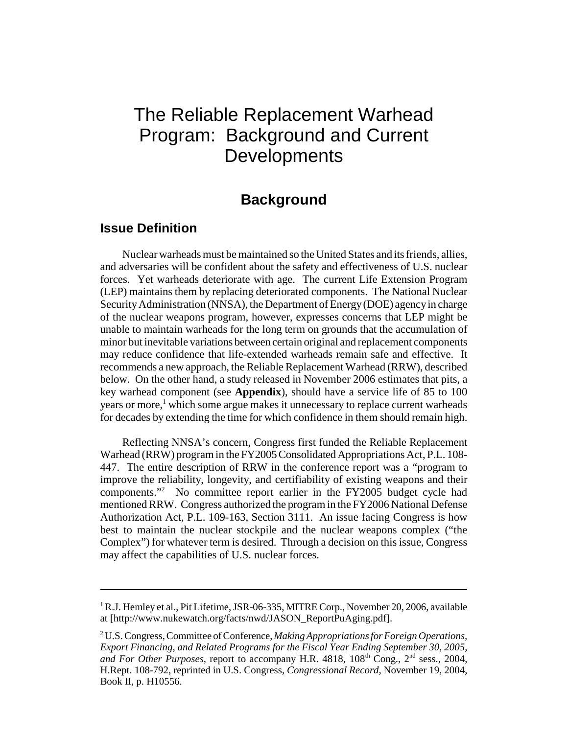# The Reliable Replacement Warhead Program: Background and Current Developments

## Background

### Issue Definition

Nuclear warheads must be maintained so the United States and its friends, allies, and adversaries will be confident about the safety and effectiveness of U.S. nuclear forces. Yet warheads deteriorate with age. The current Life Extension Program (LEP) maintains them by replacing deteriorated components. The National Nuclear Security Administration (NNSA), the Department of Energy (DOE) agency in charge of the nuclear weapons program, however, expresses concerns that LEP might be unable to maintain warheads for the long term on grounds that the accumulation of minor but inevitable variations between certain original and replacement components may reduce confidence that life-extended warheads remain safe and effective. It recommends a new approach, the Reliable Replacement Warhead (RRW), described below. On the other hand, a study released in November 2006 estimates that pits, a key warhead component (see **Appendix**), should have a service life of 85 to 100 years or more,[1] which some argue makes it unnecessary to replace current warheads for decades by extending the time for which confidence in them should remain high.

Reflecting NNSA's concern, Congress first funded the Reliable Replacement Warhead (RRW) program in the FY2005 Consolidated Appropriations Act, P.L. 108-447. The entire description of RRW in the conference report was a "program to improve the reliability, longevity, and certifiability of existing weapons and their components."[2] No committee report earlier in the FY2005 budget cycle had mentioned RRW. Congress authorized the program in the FY2006 National Defense Authorization Act, P.L. 109-163, Section 3111. An issue facing Congress is how best to maintain the nuclear stockpile and the nuclear weapons complex ("the Complex") for whatever term is desired. Through a decision on this issue, Congress may affect the capabilities of U.S. nuclear forces.

---

[1] R.J. Hemley et al., Pit Lifetime, JSR-06-335, MITRE Corp., November 20, 2006, available at [http://www.nukewatch.org/facts/nwd/JASON_ReportPuAging.pdf].

[2] U.S. Congress, Committee of Conference, *Making Appropriations for Foreign Operations, Export Financing, and Related Programs for the Fiscal Year Ending September 30, 2005, and For Other Purposes,* report to accompany H.R. 4818, 108th Cong., 2nd sess., 2004, H.Rept. 108-792, reprinted in U.S. Congress, *Congressional Record*, November 19, 2004, Book II, p. H10556.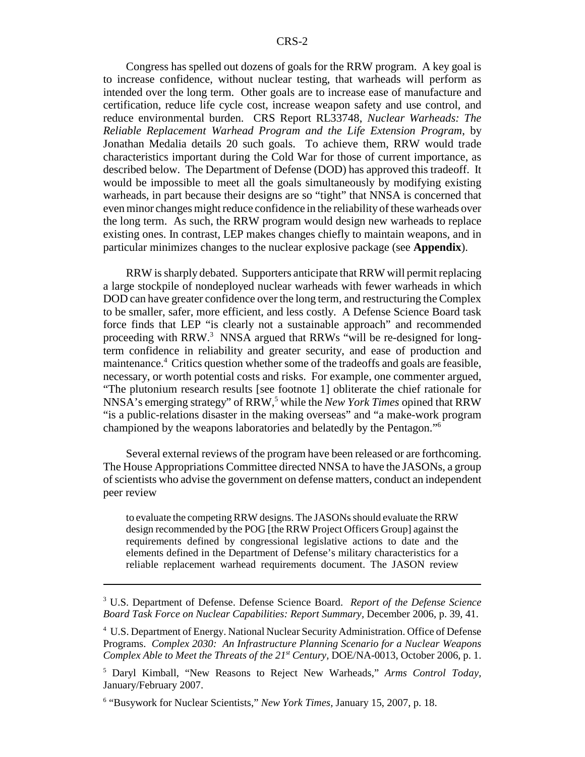Congress has spelled out dozens of goals for the RRW program. A key goal is to increase confidence, without nuclear testing, that warheads will perform as intended over the long term. Other goals are to increase ease of manufacture and certification, reduce life cycle cost, increase weapon safety and use control, and reduce environmental burden. CRS Report RL33748, *Nuclear Warheads: The Reliable Replacement Warhead Program and the Life Extension Program,* by Jonathan Medalia details 20 such goals. To achieve them, RRW would trade characteristics important during the Cold War for those of current importance, as described below. The Department of Defense (DOD) has approved this tradeoff. It would be impossible to meet all the goals simultaneously by modifying existing warheads, in part because their designs are so "tight" that NNSA is concerned that even minor changes might reduce confidence in the reliability of these warheads over the long term. As such, the RRW program would design new warheads to replace existing ones. In contrast, LEP makes changes chiefly to maintain weapons, and in particular minimizes changes to the nuclear explosive package (see **Appendix**).

RRW is sharply debated. Supporters anticipate that RRW will permit replacing a large stockpile of nondeployed nuclear warheads with fewer warheads in which DOD can have greater confidence over the long term, and restructuring the Complex to be smaller, safer, more efficient, and less costly. A Defense Science Board task force finds that LEP "is clearly not a sustainable approach" and recommended proceeding with RRW.[3] NNSA argued that RRWs "will be re-designed for long-term confidence in reliability and greater security, and ease of production and maintenance.[4] Critics question whether some of the tradeoffs and goals are feasible, necessary, or worth potential costs and risks. For example, one commenter argued, "The plutonium research results [see footnote 1] obliterate the chief rationale for NNSA's emerging strategy" of RRW,[5] while the *New York Times* opined that RRW "is a public-relations disaster in the making overseas" and "a make-work program championed by the weapons laboratories and belatedly by the Pentagon."[6]

Several external reviews of the program have been released or are forthcoming. The House Appropriations Committee directed NNSA to have the JASONs, a group of scientists who advise the government on defense matters, conduct an independent peer review

> to evaluate the competing RRW designs. The JASONs should evaluate the RRW design recommended by the POG [the RRW Project Officers Group] against the requirements defined by congressional legislative actions to date and the elements defined in the Department of Defense's military characteristics for a reliable replacement warhead requirements document. The JASON review

---

[3] U.S. Department of Defense. Defense Science Board. *Report of the Defense Science Board Task Force on Nuclear Capabilities: Report Summary,* December 2006, p. 39, 41.

[4] U.S. Department of Energy. National Nuclear Security Administration. Office of Defense Programs. *Complex 2030: An Infrastructure Planning Scenario for a Nuclear Weapons Complex Able to Meet the Threats of the 21st Century,* DOE/NA-0013, October 2006, p. 1.

[5] Daryl Kimball, "New Reasons to Reject New Warheads," *Arms Control Today,* January/February 2007.

[6] "Busywork for Nuclear Scientists," *New York Times,* January 15, 2007, p. 18.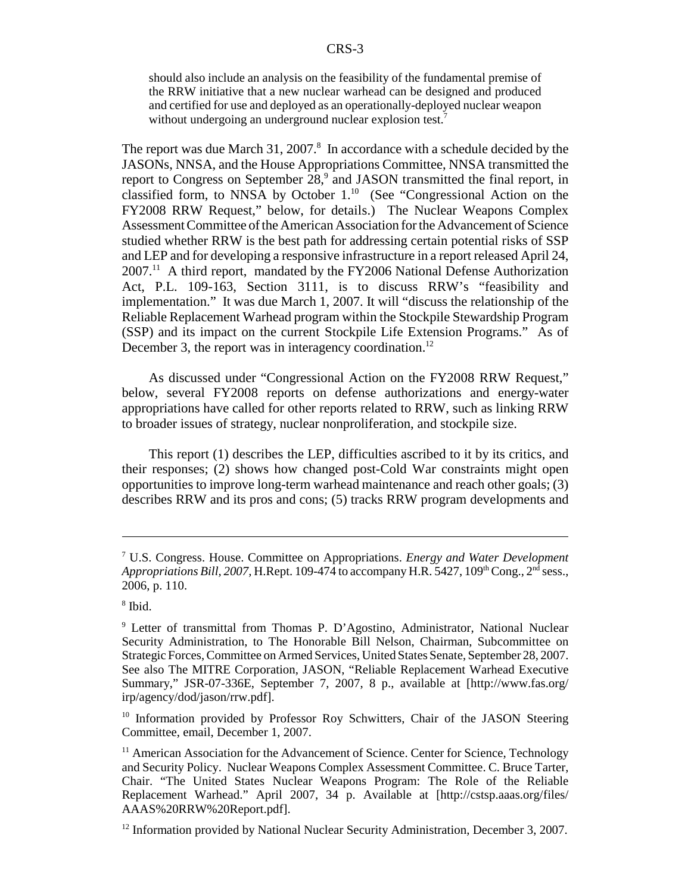> should also include an analysis on the feasibility of the fundamental premise of the RRW initiative that a new nuclear warhead can be designed and produced and certified for use and deployed as an operationally-deployed nuclear weapon without undergoing an underground nuclear explosion test.[7]

The report was due March 31, 2007.[8] In accordance with a schedule decided by the JASONs, NNSA, and the House Appropriations Committee, NNSA transmitted the report to Congress on September 28,[9] and JASON transmitted the final report, in classified form, to NNSA by October 1.[10] (See "Congressional Action on the FY2008 RRW Request," below, for details.) The Nuclear Weapons Complex Assessment Committee of the American Association for the Advancement of Science studied whether RRW is the best path for addressing certain potential risks of SSP and LEP and for developing a responsive infrastructure in a report released April 24, 2007.[11] A third report, mandated by the FY2006 National Defense Authorization Act, P.L. 109-163, Section 3111, is to discuss RRW's "feasibility and implementation." It was due March 1, 2007. It will "discuss the relationship of the Reliable Replacement Warhead program within the Stockpile Stewardship Program (SSP) and its impact on the current Stockpile Life Extension Programs." As of December 3, the report was in interagency coordination.[12]

As discussed under "Congressional Action on the FY2008 RRW Request," below, several FY2008 reports on defense authorizations and energy-water appropriations have called for other reports related to RRW, such as linking RRW to broader issues of strategy, nuclear nonproliferation, and stockpile size.

This report (1) describes the LEP, difficulties ascribed to it by its critics, and their responses; (2) shows how changed post-Cold War constraints might open opportunities to improve long-term warhead maintenance and reach other goals; (3) describes RRW and its pros and cons; (5) tracks RRW program developments and

---

[7] U.S. Congress. House. Committee on Appropriations. *Energy and Water Development Appropriations Bill, 2007*, H.Rept. 109-474 to accompany H.R. 5427, 109th Cong., 2nd sess., 2006, p. 110.

[8] Ibid.

[9] Letter of transmittal from Thomas P. D'Agostino, Administrator, National Nuclear Security Administration, to The Honorable Bill Nelson, Chairman, Subcommittee on Strategic Forces, Committee on Armed Services, United States Senate, September 28, 2007. See also The MITRE Corporation, JASON, "Reliable Replacement Warhead Executive Summary," JSR-07-336E, September 7, 2007, 8 p., available at [http://www.fas.org/irp/agency/dod/jason/rrw.pdf].

[10] Information provided by Professor Roy Schwitters, Chair of the JASON Steering Committee, email, December 1, 2007.

[11] American Association for the Advancement of Science. Center for Science, Technology and Security Policy. Nuclear Weapons Complex Assessment Committee. C. Bruce Tarter, Chair. "The United States Nuclear Weapons Program: The Role of the Reliable Replacement Warhead." April 2007, 34 p. Available at [http://cstsp.aaas.org/files/AAAS%20RRW%20Report.pdf].

[12] Information provided by National Nuclear Security Administration, December 3, 2007.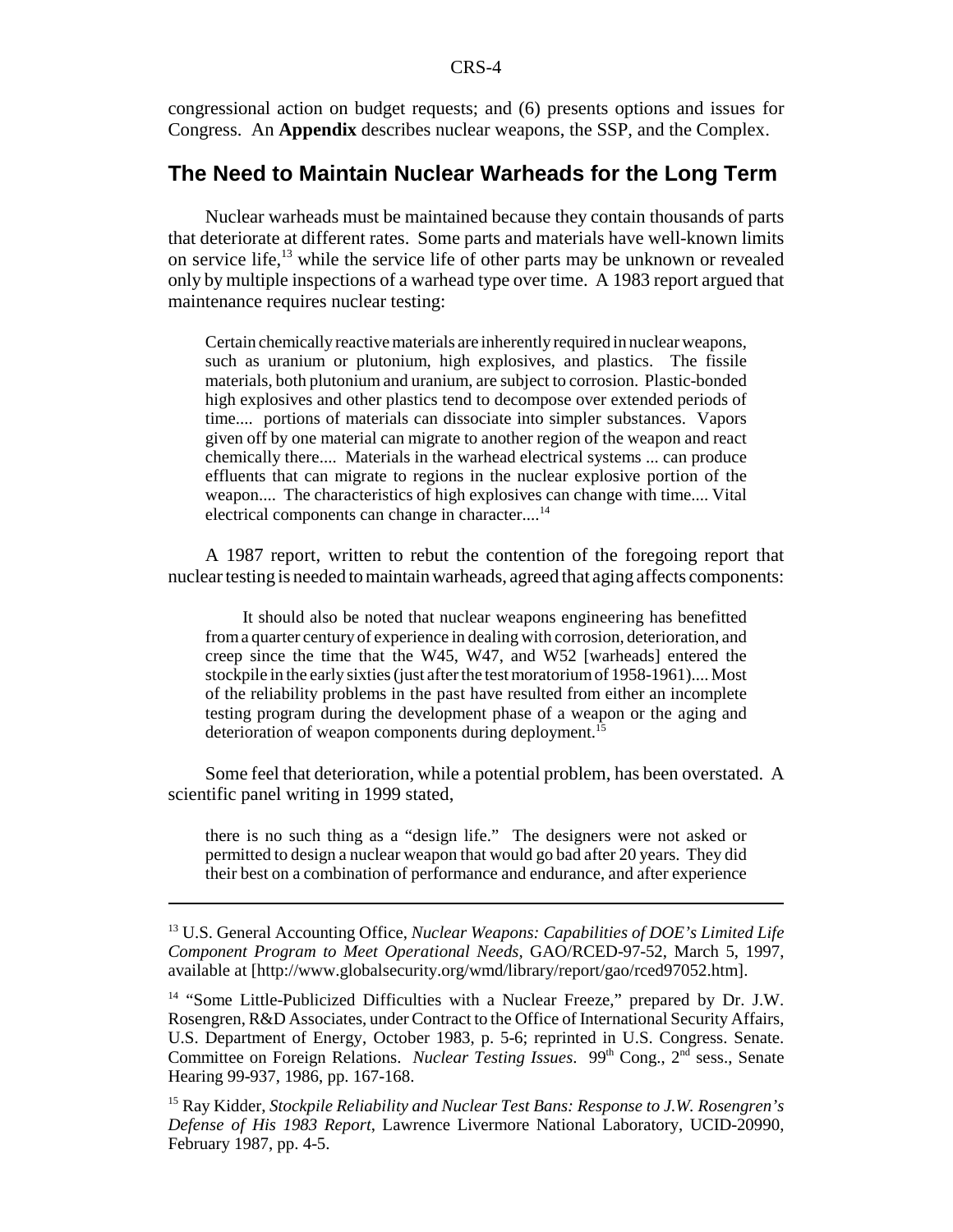congressional action on budget requests; and (6) presents options and issues for Congress. An **Appendix** describes nuclear weapons, the SSP, and the Complex.

## The Need to Maintain Nuclear Warheads for the Long Term

Nuclear warheads must be maintained because they contain thousands of parts that deteriorate at different rates. Some parts and materials have well-known limits on service life,[13] while the service life of other parts may be unknown or revealed only by multiple inspections of a warhead type over time. A 1983 report argued that maintenance requires nuclear testing:

> Certain chemically reactive materials are inherently required in nuclear weapons, such as uranium or plutonium, high explosives, and plastics. The fissile materials, both plutonium and uranium, are subject to corrosion. Plastic-bonded high explosives and other plastics tend to decompose over extended periods of time.... portions of materials can dissociate into simpler substances. Vapors given off by one material can migrate to another region of the weapon and react chemically there.... Materials in the warhead electrical systems ... can produce effluents that can migrate to regions in the nuclear explosive portion of the weapon.... The characteristics of high explosives can change with time.... Vital electrical components can change in character....[14]

A 1987 report, written to rebut the contention of the foregoing report that nuclear testing is needed to maintain warheads, agreed that aging affects components:

> It should also be noted that nuclear weapons engineering has benefitted from a quarter century of experience in dealing with corrosion, deterioration, and creep since the time that the W45, W47, and W52 [warheads] entered the stockpile in the early sixties (just after the test moratorium of 1958-1961).... Most of the reliability problems in the past have resulted from either an incomplete testing program during the development phase of a weapon or the aging and deterioration of weapon components during deployment.[15]

Some feel that deterioration, while a potential problem, has been overstated. A scientific panel writing in 1999 stated,

> there is no such thing as a "design life." The designers were not asked or permitted to design a nuclear weapon that would go bad after 20 years. They did their best on a combination of performance and endurance, and after experience

---

[13] U.S. General Accounting Office, *Nuclear Weapons: Capabilities of DOE's Limited Life Component Program to Meet Operational Needs,* GAO/RCED-97-52, March 5, 1997, available at [http://www.globalsecurity.org/wmd/library/report/gao/rced97052.htm].

[14] "Some Little-Publicized Difficulties with a Nuclear Freeze," prepared by Dr. J.W. Rosengren, R&D Associates, under Contract to the Office of International Security Affairs, U.S. Department of Energy, October 1983, p. 5-6; reprinted in U.S. Congress. Senate. Committee on Foreign Relations. *Nuclear Testing Issues.* 99th Cong., 2nd sess., Senate Hearing 99-937, 1986, pp. 167-168.

[15] Ray Kidder, *Stockpile Reliability and Nuclear Test Bans: Response to J.W. Rosengren's Defense of His 1983 Report*, Lawrence Livermore National Laboratory, UCID-20990, February 1987, pp. 4-5.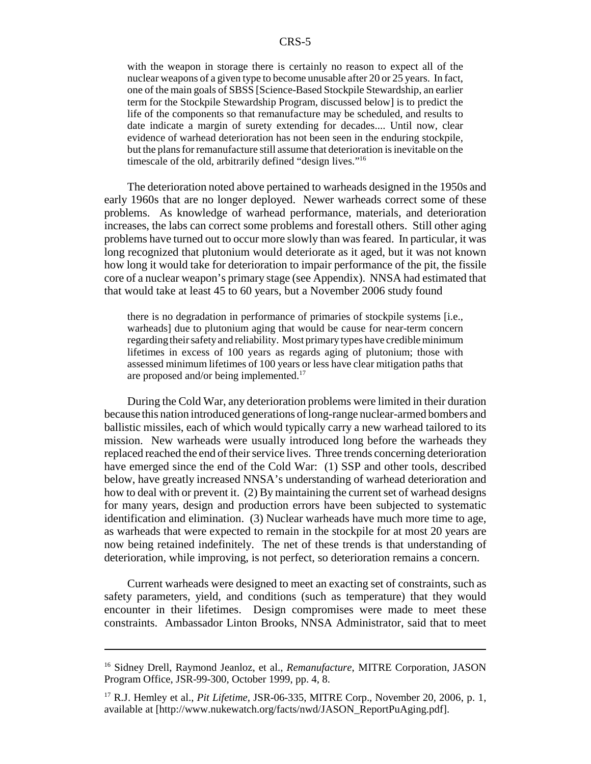> with the weapon in storage there is certainly no reason to expect all of the nuclear weapons of a given type to become unusable after 20 or 25 years. In fact, one of the main goals of SBSS [Science-Based Stockpile Stewardship, an earlier term for the Stockpile Stewardship Program, discussed below] is to predict the life of the components so that remanufacture may be scheduled, and results to date indicate a margin of surety extending for decades.... Until now, clear evidence of warhead deterioration has not been seen in the enduring stockpile, but the plans for remanufacture still assume that deterioration is inevitable on the timescale of the old, arbitrarily defined "design lives."[16]

The deterioration noted above pertained to warheads designed in the 1950s and early 1960s that are no longer deployed. Newer warheads correct some of these problems. As knowledge of warhead performance, materials, and deterioration increases, the labs can correct some problems and forestall others. Still other aging problems have turned out to occur more slowly than was feared. In particular, it was long recognized that plutonium would deteriorate as it aged, but it was not known how long it would take for deterioration to impair performance of the pit, the fissile core of a nuclear weapon's primary stage (see Appendix). NNSA had estimated that that would take at least 45 to 60 years, but a November 2006 study found

> there is no degradation in performance of primaries of stockpile systems [i.e., warheads] due to plutonium aging that would be cause for near-term concern regarding their safety and reliability. Most primary types have credible minimum lifetimes in excess of 100 years as regards aging of plutonium; those with assessed minimum lifetimes of 100 years or less have clear mitigation paths that are proposed and/or being implemented.[17]

During the Cold War, any deterioration problems were limited in their duration because this nation introduced generations of long-range nuclear-armed bombers and ballistic missiles, each of which would typically carry a new warhead tailored to its mission. New warheads were usually introduced long before the warheads they replaced reached the end of their service lives. Three trends concerning deterioration have emerged since the end of the Cold War: (1) SSP and other tools, described below, have greatly increased NNSA's understanding of warhead deterioration and how to deal with or prevent it. (2) By maintaining the current set of warhead designs for many years, design and production errors have been subjected to systematic identification and elimination. (3) Nuclear warheads have much more time to age, as warheads that were expected to remain in the stockpile for at most 20 years are now being retained indefinitely. The net of these trends is that understanding of deterioration, while improving, is not perfect, so deterioration remains a concern.

Current warheads were designed to meet an exacting set of constraints, such as safety parameters, yield, and conditions (such as temperature) that they would encounter in their lifetimes. Design compromises were made to meet these constraints. Ambassador Linton Brooks, NNSA Administrator, said that to meet

---

[16] Sidney Drell, Raymond Jeanloz, et al., *Remanufacture*, MITRE Corporation, JASON Program Office, JSR-99-300, October 1999, pp. 4, 8.

[17] R.J. Hemley et al., *Pit Lifetime*, JSR-06-335, MITRE Corp., November 20, 2006, p. 1, available at [http://www.nukewatch.org/facts/nwd/JASON_ReportPuAging.pdf].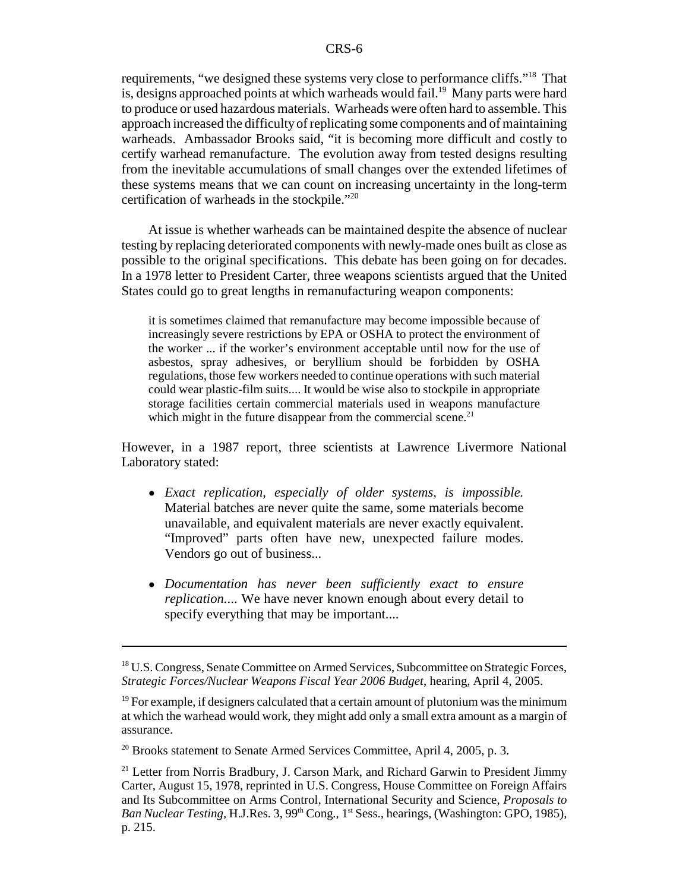requirements, "we designed these systems very close to performance cliffs."[18] That is, designs approached points at which warheads would fail.[19] Many parts were hard to produce or used hazardous materials. Warheads were often hard to assemble. This approach increased the difficulty of replicating some components and of maintaining warheads. Ambassador Brooks said, "it is becoming more difficult and costly to certify warhead remanufacture. The evolution away from tested designs resulting from the inevitable accumulations of small changes over the extended lifetimes of these systems means that we can count on increasing uncertainty in the long-term certification of warheads in the stockpile."[20]

At issue is whether warheads can be maintained despite the absence of nuclear testing by replacing deteriorated components with newly-made ones built as close as possible to the original specifications. This debate has been going on for decades. In a 1978 letter to President Carter, three weapons scientists argued that the United States could go to great lengths in remanufacturing weapon components:

> it is sometimes claimed that remanufacture may become impossible because of increasingly severe restrictions by EPA or OSHA to protect the environment of the worker ... if the worker's environment acceptable until now for the use of asbestos, spray adhesives, or beryllium should be forbidden by OSHA regulations, those few workers needed to continue operations with such material could wear plastic-film suits.... It would be wise also to stockpile in appropriate storage facilities certain commercial materials used in weapons manufacture which might in the future disappear from the commercial scene.[21]

However, in a 1987 report, three scientists at Lawrence Livermore National Laboratory stated:

- *Exact replication, especially of older systems, is impossible.* Material batches are never quite the same, some materials become unavailable, and equivalent materials are never exactly equivalent. "Improved" parts often have new, unexpected failure modes. Vendors go out of business...
- *Documentation has never been sufficiently exact to ensure replication....* We have never known enough about every detail to specify everything that may be important....

---

[18] U.S. Congress, Senate Committee on Armed Services, Subcommittee on Strategic Forces, *Strategic Forces/Nuclear Weapons Fiscal Year 2006 Budget*, hearing, April 4, 2005.

[19] For example, if designers calculated that a certain amount of plutonium was the minimum at which the warhead would work, they might add only a small extra amount as a margin of assurance.

[20] Brooks statement to Senate Armed Services Committee, April 4, 2005, p. 3.

[21] Letter from Norris Bradbury, J. Carson Mark, and Richard Garwin to President Jimmy Carter, August 15, 1978, reprinted in U.S. Congress, House Committee on Foreign Affairs and Its Subcommittee on Arms Control, International Security and Science, *Proposals to Ban Nuclear Testing*, H.J.Res. 3, 99th Cong., 1st Sess., hearings, (Washington: GPO, 1985), p. 215.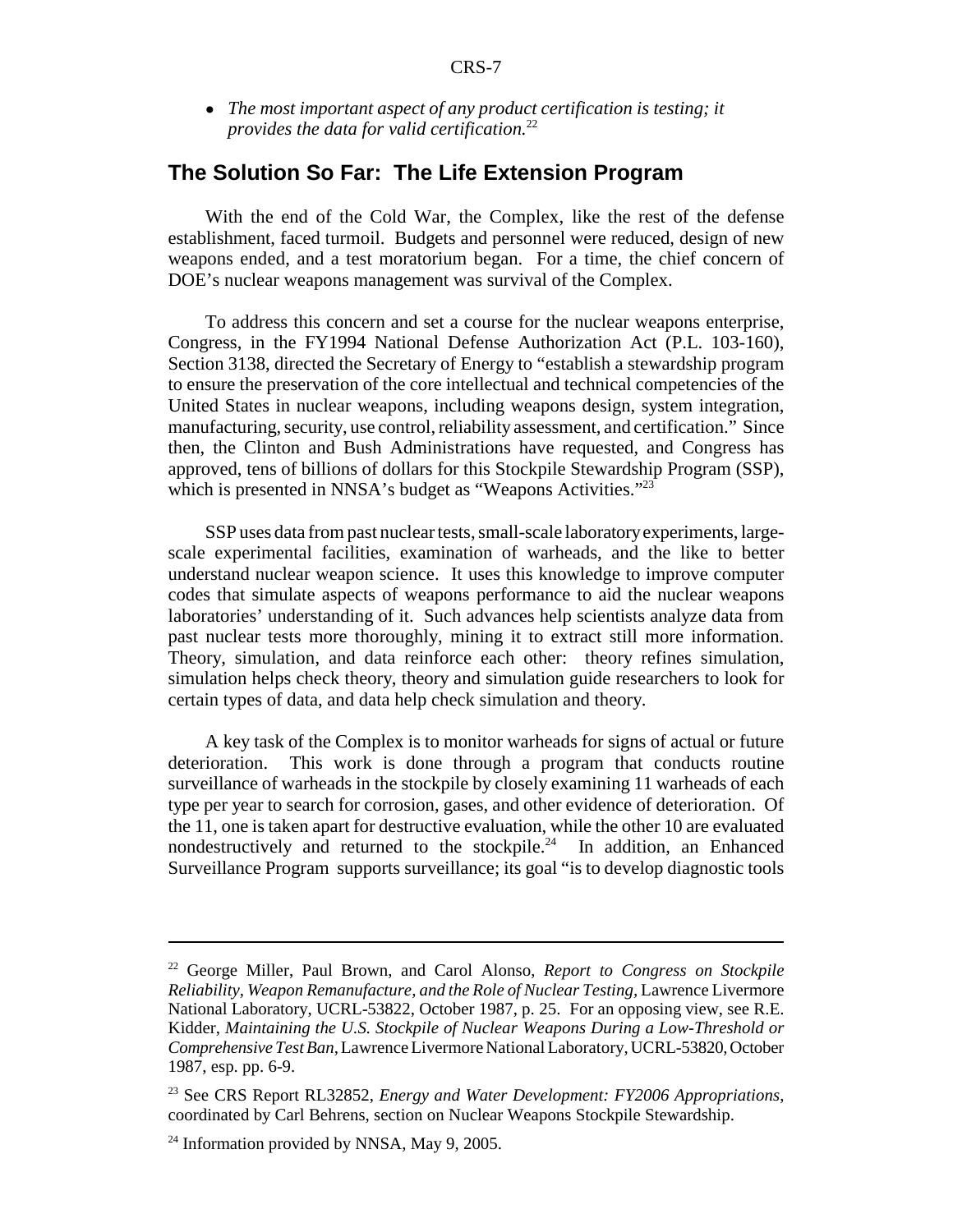- *The most important aspect of any product certification is testing; it provides the data for valid certification.*[22]

## The Solution So Far: The Life Extension Program

With the end of the Cold War, the Complex, like the rest of the defense establishment, faced turmoil. Budgets and personnel were reduced, design of new weapons ended, and a test moratorium began. For a time, the chief concern of DOE's nuclear weapons management was survival of the Complex.

To address this concern and set a course for the nuclear weapons enterprise, Congress, in the FY1994 National Defense Authorization Act (P.L. 103-160), Section 3138, directed the Secretary of Energy to "establish a stewardship program to ensure the preservation of the core intellectual and technical competencies of the United States in nuclear weapons, including weapons design, system integration, manufacturing, security, use control, reliability assessment, and certification." Since then, the Clinton and Bush Administrations have requested, and Congress has approved, tens of billions of dollars for this Stockpile Stewardship Program (SSP), which is presented in NNSA's budget as "Weapons Activities."[23]

SSP uses data from past nuclear tests, small-scale laboratory experiments, large-scale experimental facilities, examination of warheads, and the like to better understand nuclear weapon science. It uses this knowledge to improve computer codes that simulate aspects of weapons performance to aid the nuclear weapons laboratories' understanding of it. Such advances help scientists analyze data from past nuclear tests more thoroughly, mining it to extract still more information. Theory, simulation, and data reinforce each other: theory refines simulation, simulation helps check theory, theory and simulation guide researchers to look for certain types of data, and data help check simulation and theory.

A key task of the Complex is to monitor warheads for signs of actual or future deterioration. This work is done through a program that conducts routine surveillance of warheads in the stockpile by closely examining 11 warheads of each type per year to search for corrosion, gases, and other evidence of deterioration. Of the 11, one is taken apart for destructive evaluation, while the other 10 are evaluated nondestructively and returned to the stockpile.[24] In addition, an Enhanced Surveillance Program supports surveillance; its goal "is to develop diagnostic tools

---

[22] George Miller, Paul Brown, and Carol Alonso, *Report to Congress on Stockpile Reliability, Weapon Remanufacture, and the Role of Nuclear Testing*, Lawrence Livermore National Laboratory, UCRL-53822, October 1987, p. 25. For an opposing view, see R.E. Kidder, *Maintaining the U.S. Stockpile of Nuclear Weapons During a Low-Threshold or Comprehensive Test Ban*, Lawrence Livermore National Laboratory, UCRL-53820, October 1987, esp. pp. 6-9.

[23] See CRS Report RL32852, *Energy and Water Development: FY2006 Appropriations*, coordinated by Carl Behrens, section on Nuclear Weapons Stockpile Stewardship.

[24] Information provided by NNSA, May 9, 2005.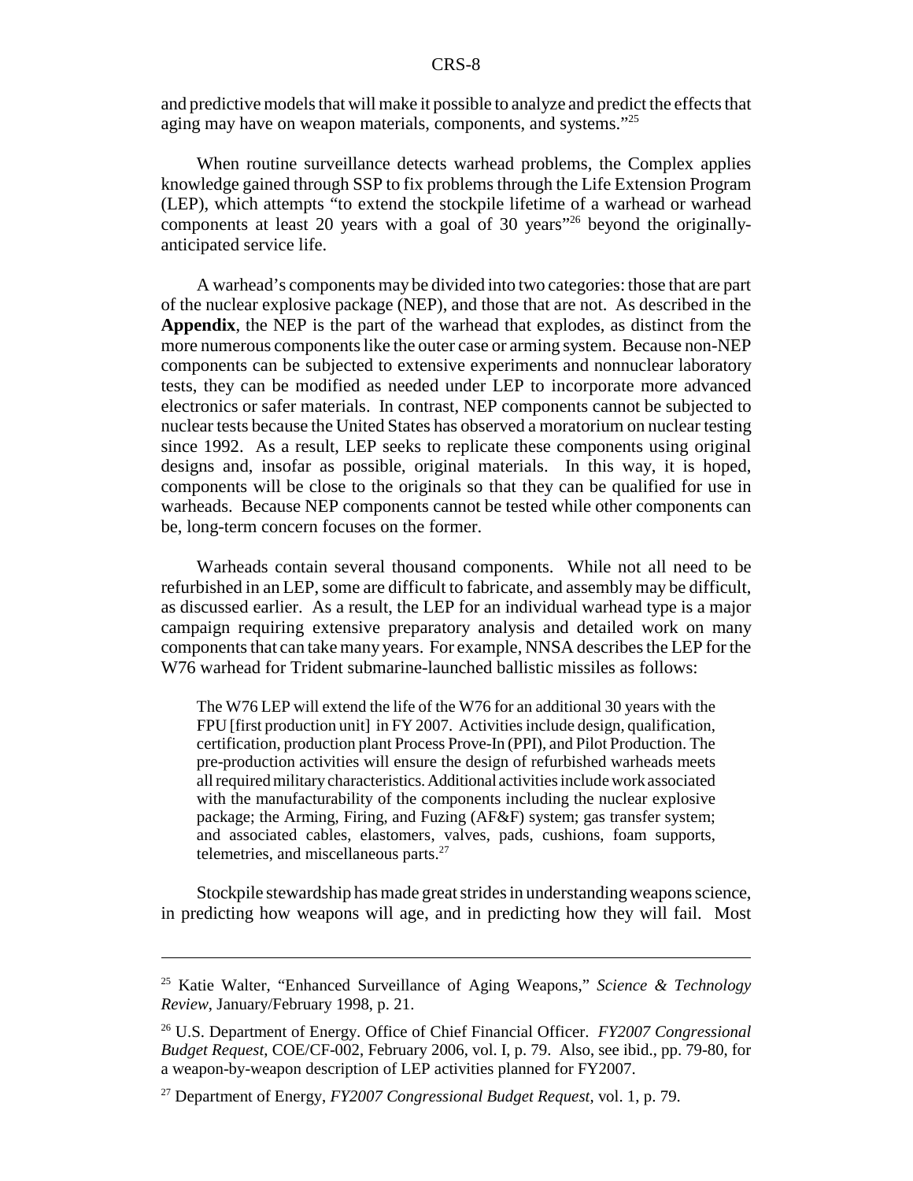and predictive models that will make it possible to analyze and predict the effects that aging may have on weapon materials, components, and systems."[25]

When routine surveillance detects warhead problems, the Complex applies knowledge gained through SSP to fix problems through the Life Extension Program (LEP), which attempts "to extend the stockpile lifetime of a warhead or warhead components at least 20 years with a goal of 30 years"[26] beyond the originally-anticipated service life.

A warhead's components may be divided into two categories: those that are part of the nuclear explosive package (NEP), and those that are not. As described in the **Appendix**, the NEP is the part of the warhead that explodes, as distinct from the more numerous components like the outer case or arming system. Because non-NEP components can be subjected to extensive experiments and nonnuclear laboratory tests, they can be modified as needed under LEP to incorporate more advanced electronics or safer materials. In contrast, NEP components cannot be subjected to nuclear tests because the United States has observed a moratorium on nuclear testing since 1992. As a result, LEP seeks to replicate these components using original designs and, insofar as possible, original materials. In this way, it is hoped, components will be close to the originals so that they can be qualified for use in warheads. Because NEP components cannot be tested while other components can be, long-term concern focuses on the former.

Warheads contain several thousand components. While not all need to be refurbished in an LEP, some are difficult to fabricate, and assembly may be difficult, as discussed earlier. As a result, the LEP for an individual warhead type is a major campaign requiring extensive preparatory analysis and detailed work on many components that can take many years. For example, NNSA describes the LEP for the W76 warhead for Trident submarine-launched ballistic missiles as follows:

> The W76 LEP will extend the life of the W76 for an additional 30 years with the FPU [first production unit] in FY 2007. Activities include design, qualification, certification, production plant Process Prove-In (PPI), and Pilot Production. The pre-production activities will ensure the design of refurbished warheads meets all required military characteristics. Additional activities include work associated with the manufacturability of the components including the nuclear explosive package; the Arming, Firing, and Fuzing (AF&F) system; gas transfer system; and associated cables, elastomers, valves, pads, cushions, foam supports, telemetries, and miscellaneous parts.[27]

Stockpile stewardship has made great strides in understanding weapons science, in predicting how weapons will age, and in predicting how they will fail. Most

---

[25] Katie Walter, "Enhanced Surveillance of Aging Weapons," *Science & Technology Review*, January/February 1998, p. 21.

[26] U.S. Department of Energy. Office of Chief Financial Officer. *FY2007 Congressional Budget Request*, COE/CF-002, February 2006, vol. I, p. 79. Also, see ibid., pp. 79-80, for a weapon-by-weapon description of LEP activities planned for FY2007.

[27] Department of Energy, *FY2007 Congressional Budget Request*, vol. 1, p. 79.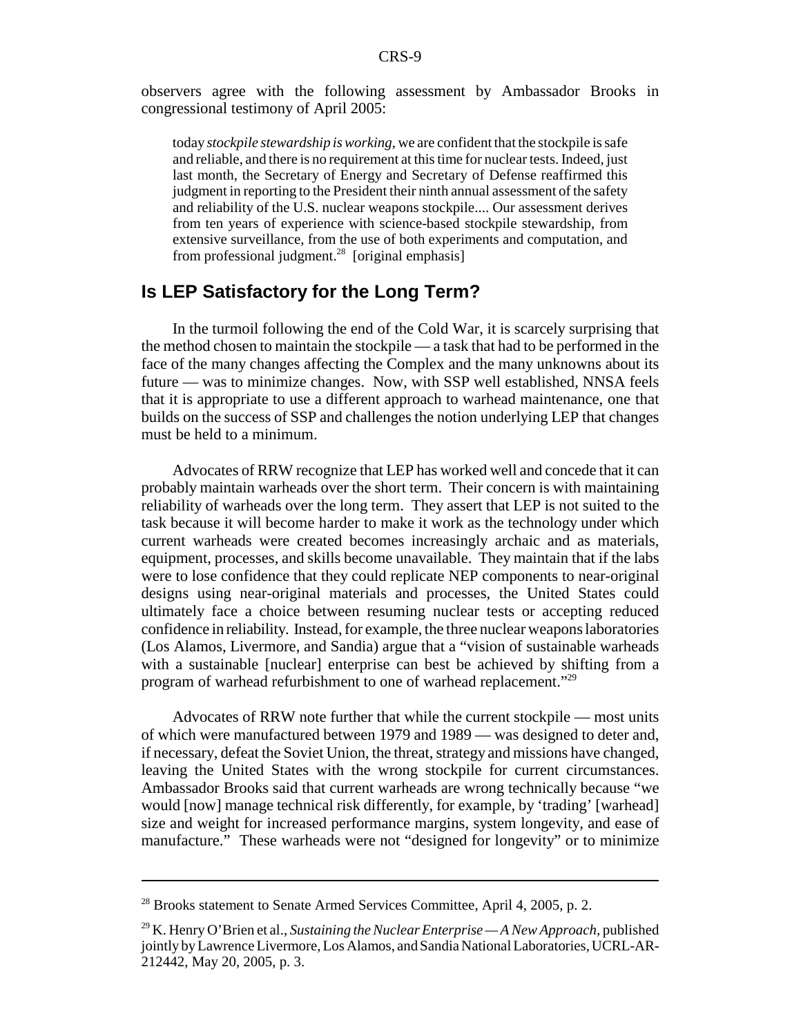observers agree with the following assessment by Ambassador Brooks in congressional testimony of April 2005:

> today *stockpile stewardship is working*, we are confident that the stockpile is safe and reliable, and there is no requirement at this time for nuclear tests. Indeed, just last month, the Secretary of Energy and Secretary of Defense reaffirmed this judgment in reporting to the President their ninth annual assessment of the safety and reliability of the U.S. nuclear weapons stockpile.... Our assessment derives from ten years of experience with science-based stockpile stewardship, from extensive surveillance, from the use of both experiments and computation, and from professional judgment.[28] [original emphasis]

## Is LEP Satisfactory for the Long Term?

In the turmoil following the end of the Cold War, it is scarcely surprising that the method chosen to maintain the stockpile — a task that had to be performed in the face of the many changes affecting the Complex and the many unknowns about its future — was to minimize changes. Now, with SSP well established, NNSA feels that it is appropriate to use a different approach to warhead maintenance, one that builds on the success of SSP and challenges the notion underlying LEP that changes must be held to a minimum.

Advocates of RRW recognize that LEP has worked well and concede that it can probably maintain warheads over the short term. Their concern is with maintaining reliability of warheads over the long term. They assert that LEP is not suited to the task because it will become harder to make it work as the technology under which current warheads were created becomes increasingly archaic and as materials, equipment, processes, and skills become unavailable. They maintain that if the labs were to lose confidence that they could replicate NEP components to near-original designs using near-original materials and processes, the United States could ultimately face a choice between resuming nuclear tests or accepting reduced confidence in reliability. Instead, for example, the three nuclear weapons laboratories (Los Alamos, Livermore, and Sandia) argue that a "vision of sustainable warheads with a sustainable [nuclear] enterprise can best be achieved by shifting from a program of warhead refurbishment to one of warhead replacement."[29]

Advocates of RRW note further that while the current stockpile — most units of which were manufactured between 1979 and 1989 — was designed to deter and, if necessary, defeat the Soviet Union, the threat, strategy and missions have changed, leaving the United States with the wrong stockpile for current circumstances. Ambassador Brooks said that current warheads are wrong technically because "we would [now] manage technical risk differently, for example, by 'trading' [warhead] size and weight for increased performance margins, system longevity, and ease of manufacture." These warheads were not "designed for longevity" or to minimize

---

[28] Brooks statement to Senate Armed Services Committee, April 4, 2005, p. 2.

[29] K. Henry O'Brien et al., *Sustaining the Nuclear Enterprise — A New Approach*, published jointly by Lawrence Livermore, Los Alamos, and Sandia National Laboratories, UCRL-AR-212442, May 20, 2005, p. 3.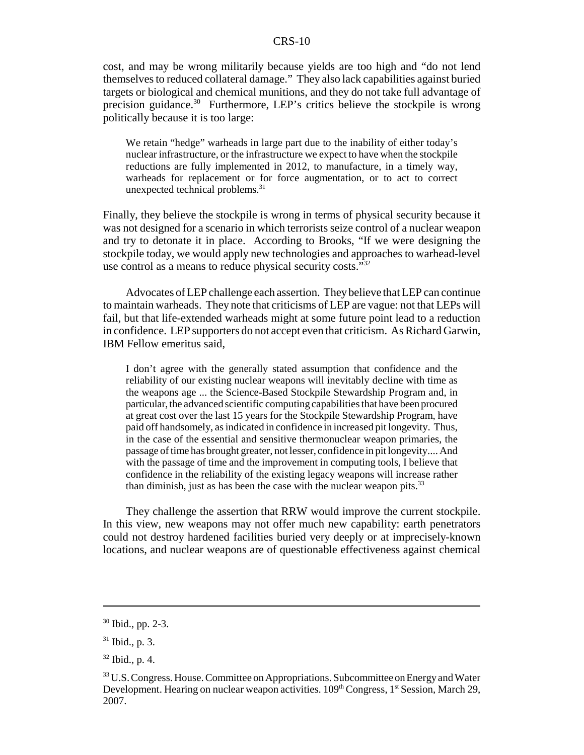cost, and may be wrong militarily because yields are too high and "do not lend themselves to reduced collateral damage." They also lack capabilities against buried targets or biological and chemical munitions, and they do not take full advantage of precision guidance.[30] Furthermore, LEP's critics believe the stockpile is wrong politically because it is too large:

> We retain "hedge" warheads in large part due to the inability of either today's nuclear infrastructure, or the infrastructure we expect to have when the stockpile reductions are fully implemented in 2012, to manufacture, in a timely way, warheads for replacement or for force augmentation, or to act to correct unexpected technical problems.[31]

Finally, they believe the stockpile is wrong in terms of physical security because it was not designed for a scenario in which terrorists seize control of a nuclear weapon and try to detonate it in place. According to Brooks, "If we were designing the stockpile today, we would apply new technologies and approaches to warhead-level use control as a means to reduce physical security costs."[32]

Advocates of LEP challenge each assertion. They believe that LEP can continue to maintain warheads. They note that criticisms of LEP are vague: not that LEPs will fail, but that life-extended warheads might at some future point lead to a reduction in confidence. LEP supporters do not accept even that criticism. As Richard Garwin, IBM Fellow emeritus said,

> I don't agree with the generally stated assumption that confidence and the reliability of our existing nuclear weapons will inevitably decline with time as the weapons age ... the Science-Based Stockpile Stewardship Program and, in particular, the advanced scientific computing capabilities that have been procured at great cost over the last 15 years for the Stockpile Stewardship Program, have paid off handsomely, as indicated in confidence in increased pit longevity. Thus, in the case of the essential and sensitive thermonuclear weapon primaries, the passage of time has brought greater, not lesser, confidence in pit longevity.... And with the passage of time and the improvement in computing tools, I believe that confidence in the reliability of the existing legacy weapons will increase rather than diminish, just as has been the case with the nuclear weapon pits.[33]

They challenge the assertion that RRW would improve the current stockpile. In this view, new weapons may not offer much new capability: earth penetrators could not destroy hardened facilities buried very deeply or at imprecisely-known locations, and nuclear weapons are of questionable effectiveness against chemical

---

[30] Ibid., pp. 2-3.

[31] Ibid., p. 3.

[32] Ibid., p. 4.

[33] U.S. Congress. House. Committee on Appropriations. Subcommittee on Energy and Water Development. Hearing on nuclear weapon activities. 109th Congress, 1st Session, March 29, 2007.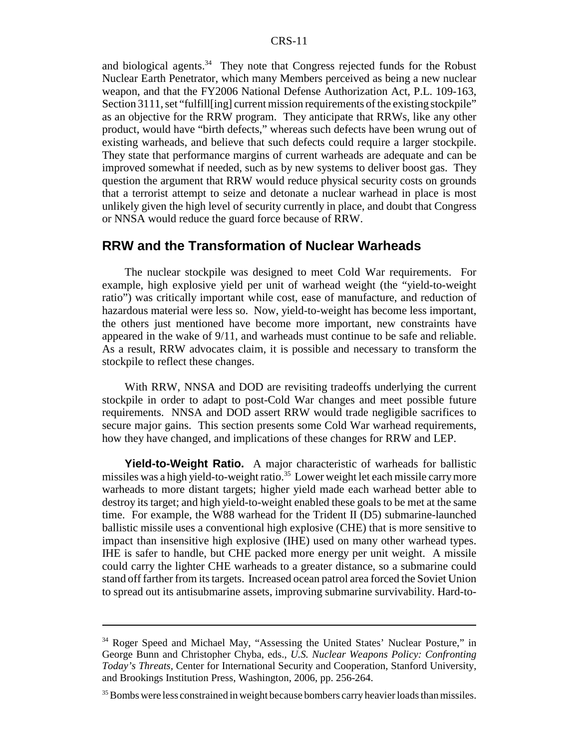and biological agents.[34] They note that Congress rejected funds for the Robust Nuclear Earth Penetrator, which many Members perceived as being a new nuclear weapon, and that the FY2006 National Defense Authorization Act, P.L. 109-163, Section 3111, set "fulfill[ing] current mission requirements of the existing stockpile" as an objective for the RRW program. They anticipate that RRWs, like any other product, would have "birth defects," whereas such defects have been wrung out of existing warheads, and believe that such defects could require a larger stockpile. They state that performance margins of current warheads are adequate and can be improved somewhat if needed, such as by new systems to deliver boost gas. They question the argument that RRW would reduce physical security costs on grounds that a terrorist attempt to seize and detonate a nuclear warhead in place is most unlikely given the high level of security currently in place, and doubt that Congress or NNSA would reduce the guard force because of RRW.

## RRW and the Transformation of Nuclear Warheads

The nuclear stockpile was designed to meet Cold War requirements. For example, high explosive yield per unit of warhead weight (the "yield-to-weight ratio") was critically important while cost, ease of manufacture, and reduction of hazardous material were less so. Now, yield-to-weight has become less important, the others just mentioned have become more important, new constraints have appeared in the wake of 9/11, and warheads must continue to be safe and reliable. As a result, RRW advocates claim, it is possible and necessary to transform the stockpile to reflect these changes.

With RRW, NNSA and DOD are revisiting tradeoffs underlying the current stockpile in order to adapt to post-Cold War changes and meet possible future requirements. NNSA and DOD assert RRW would trade negligible sacrifices to secure major gains. This section presents some Cold War warhead requirements, how they have changed, and implications of these changes for RRW and LEP.

**Yield-to-Weight Ratio.** A major characteristic of warheads for ballistic missiles was a high yield-to-weight ratio.[35] Lower weight let each missile carry more warheads to more distant targets; higher yield made each warhead better able to destroy its target; and high yield-to-weight enabled these goals to be met at the same time. For example, the W88 warhead for the Trident II (D5) submarine-launched ballistic missile uses a conventional high explosive (CHE) that is more sensitive to impact than insensitive high explosive (IHE) used on many other warhead types. IHE is safer to handle, but CHE packed more energy per unit weight. A missile could carry the lighter CHE warheads to a greater distance, so a submarine could stand off farther from its targets. Increased ocean patrol area forced the Soviet Union to spread out its antisubmarine assets, improving submarine survivability. Hard-to-

---

[34] Roger Speed and Michael May, "Assessing the United States' Nuclear Posture," in George Bunn and Christopher Chyba, eds., *U.S. Nuclear Weapons Policy: Confronting Today's Threats*, Center for International Security and Cooperation, Stanford University, and Brookings Institution Press, Washington, 2006, pp. 256-264.

[35] Bombs were less constrained in weight because bombers carry heavier loads than missiles.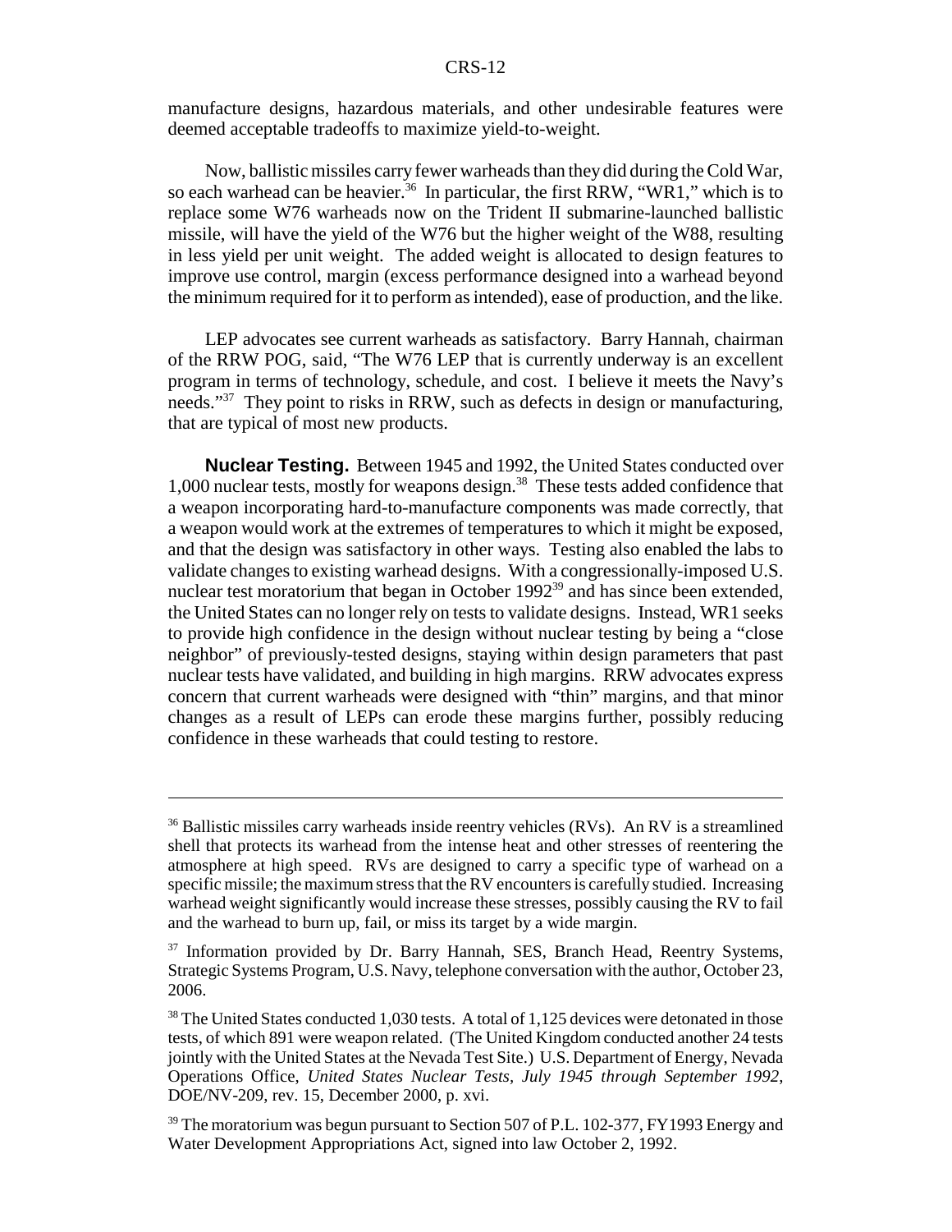manufacture designs, hazardous materials, and other undesirable features were deemed acceptable tradeoffs to maximize yield-to-weight.

Now, ballistic missiles carry fewer warheads than they did during the Cold War, so each warhead can be heavier.[36] In particular, the first RRW, "WR1," which is to replace some W76 warheads now on the Trident II submarine-launched ballistic missile, will have the yield of the W76 but the higher weight of the W88, resulting in less yield per unit weight. The added weight is allocated to design features to improve use control, margin (excess performance designed into a warhead beyond the minimum required for it to perform as intended), ease of production, and the like.

LEP advocates see current warheads as satisfactory. Barry Hannah, chairman of the RRW POG, said, "The W76 LEP that is currently underway is an excellent program in terms of technology, schedule, and cost. I believe it meets the Navy's needs."[37] They point to risks in RRW, such as defects in design or manufacturing, that are typical of most new products.

**Nuclear Testing.** Between 1945 and 1992, the United States conducted over 1,000 nuclear tests, mostly for weapons design.[38] These tests added confidence that a weapon incorporating hard-to-manufacture components was made correctly, that a weapon would work at the extremes of temperatures to which it might be exposed, and that the design was satisfactory in other ways. Testing also enabled the labs to validate changes to existing warhead designs. With a congressionally-imposed U.S. nuclear test moratorium that began in October 1992[39] and has since been extended, the United States can no longer rely on tests to validate designs. Instead, WR1 seeks to provide high confidence in the design without nuclear testing by being a "close neighbor" of previously-tested designs, staying within design parameters that past nuclear tests have validated, and building in high margins. RRW advocates express concern that current warheads were designed with "thin" margins, and that minor changes as a result of LEPs can erode these margins further, possibly reducing confidence in these warheads that could testing to restore.

---

[36] Ballistic missiles carry warheads inside reentry vehicles (RVs). An RV is a streamlined shell that protects its warhead from the intense heat and other stresses of reentering the atmosphere at high speed. RVs are designed to carry a specific type of warhead on a specific missile; the maximum stress that the RV encounters is carefully studied. Increasing warhead weight significantly would increase these stresses, possibly causing the RV to fail and the warhead to burn up, fail, or miss its target by a wide margin.

[37] Information provided by Dr. Barry Hannah, SES, Branch Head, Reentry Systems, Strategic Systems Program, U.S. Navy, telephone conversation with the author, October 23, 2006.

[38] The United States conducted 1,030 tests. A total of 1,125 devices were detonated in those tests, of which 891 were weapon related. (The United Kingdom conducted another 24 tests jointly with the United States at the Nevada Test Site.) U.S. Department of Energy, Nevada Operations Office, *United States Nuclear Tests, July 1945 through September 1992*, DOE/NV-209, rev. 15, December 2000, p. xvi.

[39] The moratorium was begun pursuant to Section 507 of P.L. 102-377, FY1993 Energy and Water Development Appropriations Act, signed into law October 2, 1992.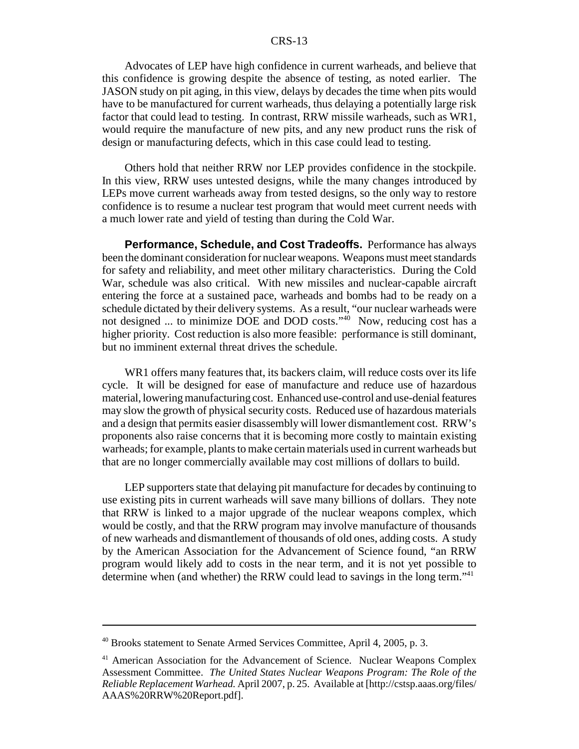Advocates of LEP have high confidence in current warheads, and believe that this confidence is growing despite the absence of testing, as noted earlier. The JASON study on pit aging, in this view, delays by decades the time when pits would have to be manufactured for current warheads, thus delaying a potentially large risk factor that could lead to testing. In contrast, RRW missile warheads, such as WR1, would require the manufacture of new pits, and any new product runs the risk of design or manufacturing defects, which in this case could lead to testing.

Others hold that neither RRW nor LEP provides confidence in the stockpile. In this view, RRW uses untested designs, while the many changes introduced by LEPs move current warheads away from tested designs, so the only way to restore confidence is to resume a nuclear test program that would meet current needs with a much lower rate and yield of testing than during the Cold War.

**Performance, Schedule, and Cost Tradeoffs.** Performance has always been the dominant consideration for nuclear weapons. Weapons must meet standards for safety and reliability, and meet other military characteristics. During the Cold War, schedule was also critical. With new missiles and nuclear-capable aircraft entering the force at a sustained pace, warheads and bombs had to be ready on a schedule dictated by their delivery systems. As a result, "our nuclear warheads were not designed ... to minimize DOE and DOD costs."[40] Now, reducing cost has a higher priority. Cost reduction is also more feasible: performance is still dominant, but no imminent external threat drives the schedule.

WR1 offers many features that, its backers claim, will reduce costs over its life cycle. It will be designed for ease of manufacture and reduce use of hazardous material, lowering manufacturing cost. Enhanced use-control and use-denial features may slow the growth of physical security costs. Reduced use of hazardous materials and a design that permits easier disassembly will lower dismantlement cost. RRW's proponents also raise concerns that it is becoming more costly to maintain existing warheads; for example, plants to make certain materials used in current warheads but that are no longer commercially available may cost millions of dollars to build.

LEP supporters state that delaying pit manufacture for decades by continuing to use existing pits in current warheads will save many billions of dollars. They note that RRW is linked to a major upgrade of the nuclear weapons complex, which would be costly, and that the RRW program may involve manufacture of thousands of new warheads and dismantlement of thousands of old ones, adding costs. A study by the American Association for the Advancement of Science found, "an RRW program would likely add to costs in the near term, and it is not yet possible to determine when (and whether) the RRW could lead to savings in the long term."[41]

---

[40] Brooks statement to Senate Armed Services Committee, April 4, 2005, p. 3.

[41] American Association for the Advancement of Science. Nuclear Weapons Complex Assessment Committee. *The United States Nuclear Weapons Program: The Role of the Reliable Replacement Warhead.* April 2007, p. 25. Available at [http://cstsp.aaas.org/files/AAAS%20RRW%20Report.pdf].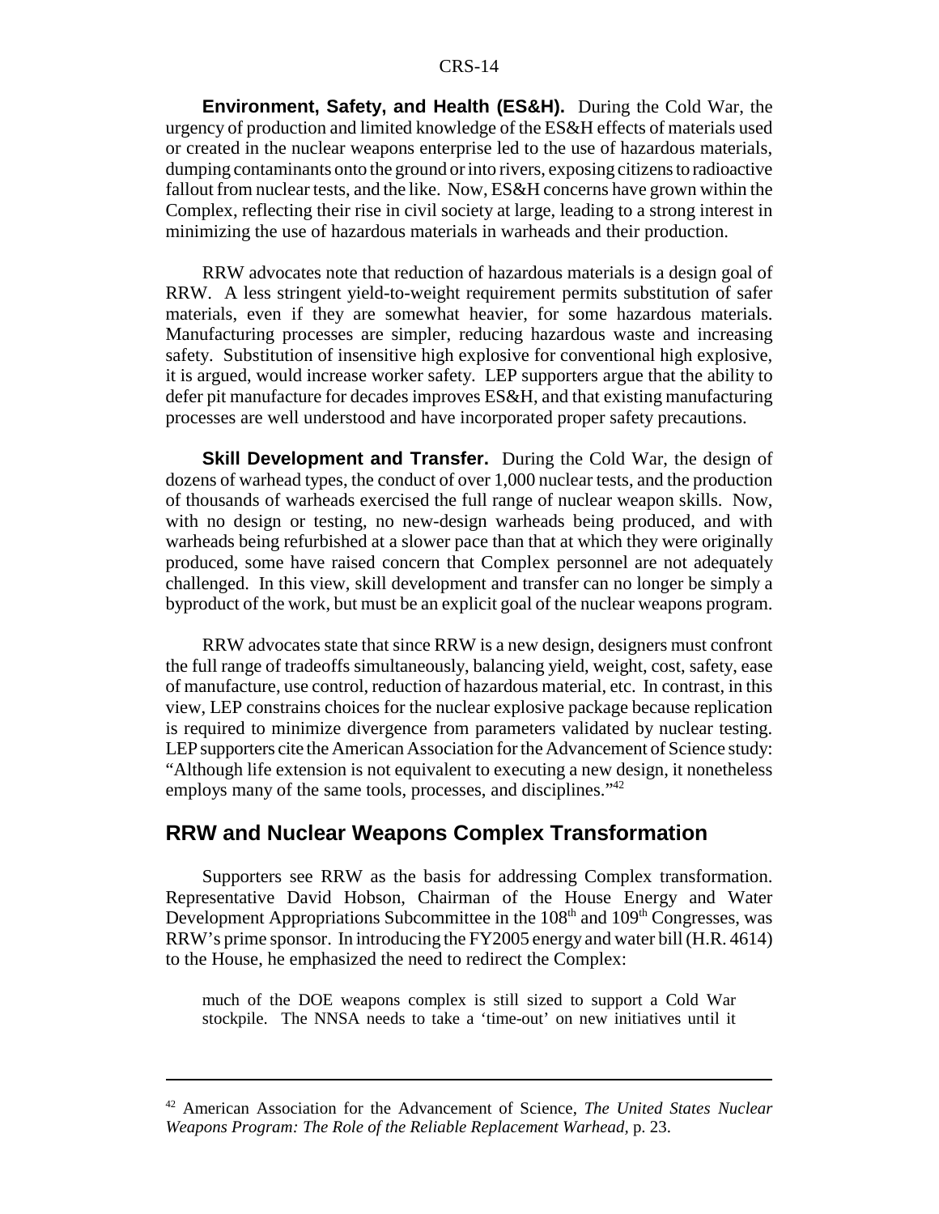**Environment, Safety, and Health (ES&H).** During the Cold War, the urgency of production and limited knowledge of the ES&H effects of materials used or created in the nuclear weapons enterprise led to the use of hazardous materials, dumping contaminants onto the ground or into rivers, exposing citizens to radioactive fallout from nuclear tests, and the like. Now, ES&H concerns have grown within the Complex, reflecting their rise in civil society at large, leading to a strong interest in minimizing the use of hazardous materials in warheads and their production.

RRW advocates note that reduction of hazardous materials is a design goal of RRW. A less stringent yield-to-weight requirement permits substitution of safer materials, even if they are somewhat heavier, for some hazardous materials. Manufacturing processes are simpler, reducing hazardous waste and increasing safety. Substitution of insensitive high explosive for conventional high explosive, it is argued, would increase worker safety. LEP supporters argue that the ability to defer pit manufacture for decades improves ES&H, and that existing manufacturing processes are well understood and have incorporated proper safety precautions.

**Skill Development and Transfer.** During the Cold War, the design of dozens of warhead types, the conduct of over 1,000 nuclear tests, and the production of thousands of warheads exercised the full range of nuclear weapon skills. Now, with no design or testing, no new-design warheads being produced, and with warheads being refurbished at a slower pace than that at which they were originally produced, some have raised concern that Complex personnel are not adequately challenged. In this view, skill development and transfer can no longer be simply a byproduct of the work, but must be an explicit goal of the nuclear weapons program.

RRW advocates state that since RRW is a new design, designers must confront the full range of tradeoffs simultaneously, balancing yield, weight, cost, safety, ease of manufacture, use control, reduction of hazardous material, etc. In contrast, in this view, LEP constrains choices for the nuclear explosive package because replication is required to minimize divergence from parameters validated by nuclear testing. LEP supporters cite the American Association for the Advancement of Science study: "Although life extension is not equivalent to executing a new design, it nonetheless employs many of the same tools, processes, and disciplines."[42]

## RRW and Nuclear Weapons Complex Transformation

Supporters see RRW as the basis for addressing Complex transformation. Representative David Hobson, Chairman of the House Energy and Water Development Appropriations Subcommittee in the 108th and 109th Congresses, was RRW's prime sponsor. In introducing the FY2005 energy and water bill (H.R. 4614) to the House, he emphasized the need to redirect the Complex:

> much of the DOE weapons complex is still sized to support a Cold War stockpile. The NNSA needs to take a 'time-out' on new initiatives until it

---

[42] American Association for the Advancement of Science, *The United States Nuclear Weapons Program: The Role of the Reliable Replacement Warhead*, p. 23.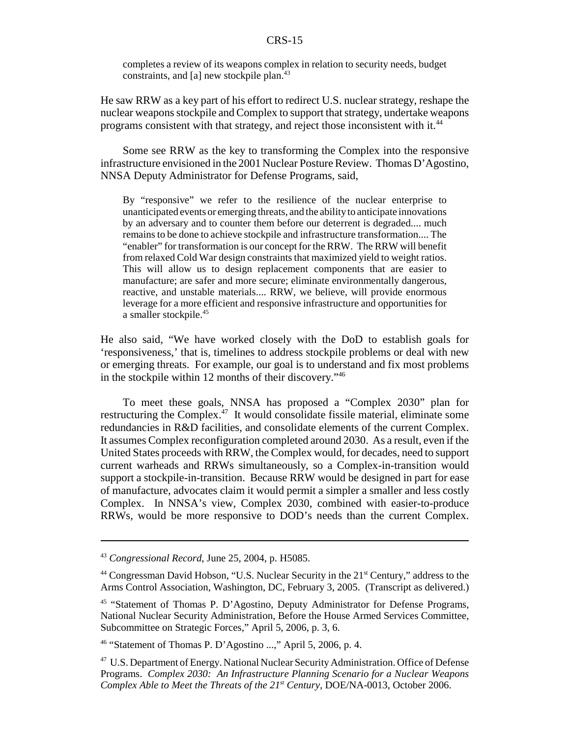> completes a review of its weapons complex in relation to security needs, budget constraints, and [a] new stockpile plan.[43]

He saw RRW as a key part of his effort to redirect U.S. nuclear strategy, reshape the nuclear weapons stockpile and Complex to support that strategy, undertake weapons programs consistent with that strategy, and reject those inconsistent with it.[44]

Some see RRW as the key to transforming the Complex into the responsive infrastructure envisioned in the 2001 Nuclear Posture Review. Thomas D'Agostino, NNSA Deputy Administrator for Defense Programs, said,

> By "responsive" we refer to the resilience of the nuclear enterprise to unanticipated events or emerging threats, and the ability to anticipate innovations by an adversary and to counter them before our deterrent is degraded.... much remains to be done to achieve stockpile and infrastructure transformation.... The "enabler" for transformation is our concept for the RRW. The RRW will benefit from relaxed Cold War design constraints that maximized yield to weight ratios. This will allow us to design replacement components that are easier to manufacture; are safer and more secure; eliminate environmentally dangerous, reactive, and unstable materials.... RRW, we believe, will provide enormous leverage for a more efficient and responsive infrastructure and opportunities for a smaller stockpile.[45]

He also said, "We have worked closely with the DoD to establish goals for 'responsiveness,' that is, timelines to address stockpile problems or deal with new or emerging threats. For example, our goal is to understand and fix most problems in the stockpile within 12 months of their discovery."[46]

To meet these goals, NNSA has proposed a "Complex 2030" plan for restructuring the Complex.[47] It would consolidate fissile material, eliminate some redundancies in R&D facilities, and consolidate elements of the current Complex. It assumes Complex reconfiguration completed around 2030. As a result, even if the United States proceeds with RRW, the Complex would, for decades, need to support current warheads and RRWs simultaneously, so a Complex-in-transition would support a stockpile-in-transition. Because RRW would be designed in part for ease of manufacture, advocates claim it would permit a simpler a smaller and less costly Complex. In NNSA's view, Complex 2030, combined with easier-to-produce RRWs, would be more responsive to DOD's needs than the current Complex.

---

[43] *Congressional Record*, June 25, 2004, p. H5085.

[44] Congressman David Hobson, "U.S. Nuclear Security in the 21st Century," address to the Arms Control Association, Washington, DC, February 3, 2005. (Transcript as delivered.)

[45] "Statement of Thomas P. D'Agostino, Deputy Administrator for Defense Programs, National Nuclear Security Administration, Before the House Armed Services Committee, Subcommittee on Strategic Forces," April 5, 2006, p. 3, 6.

[46] "Statement of Thomas P. D'Agostino ...," April 5, 2006, p. 4.

[47] U.S. Department of Energy. National Nuclear Security Administration. Office of Defense Programs. *Complex 2030: An Infrastructure Planning Scenario for a Nuclear Weapons Complex Able to Meet the Threats of the 21st Century*, DOE/NA-0013, October 2006.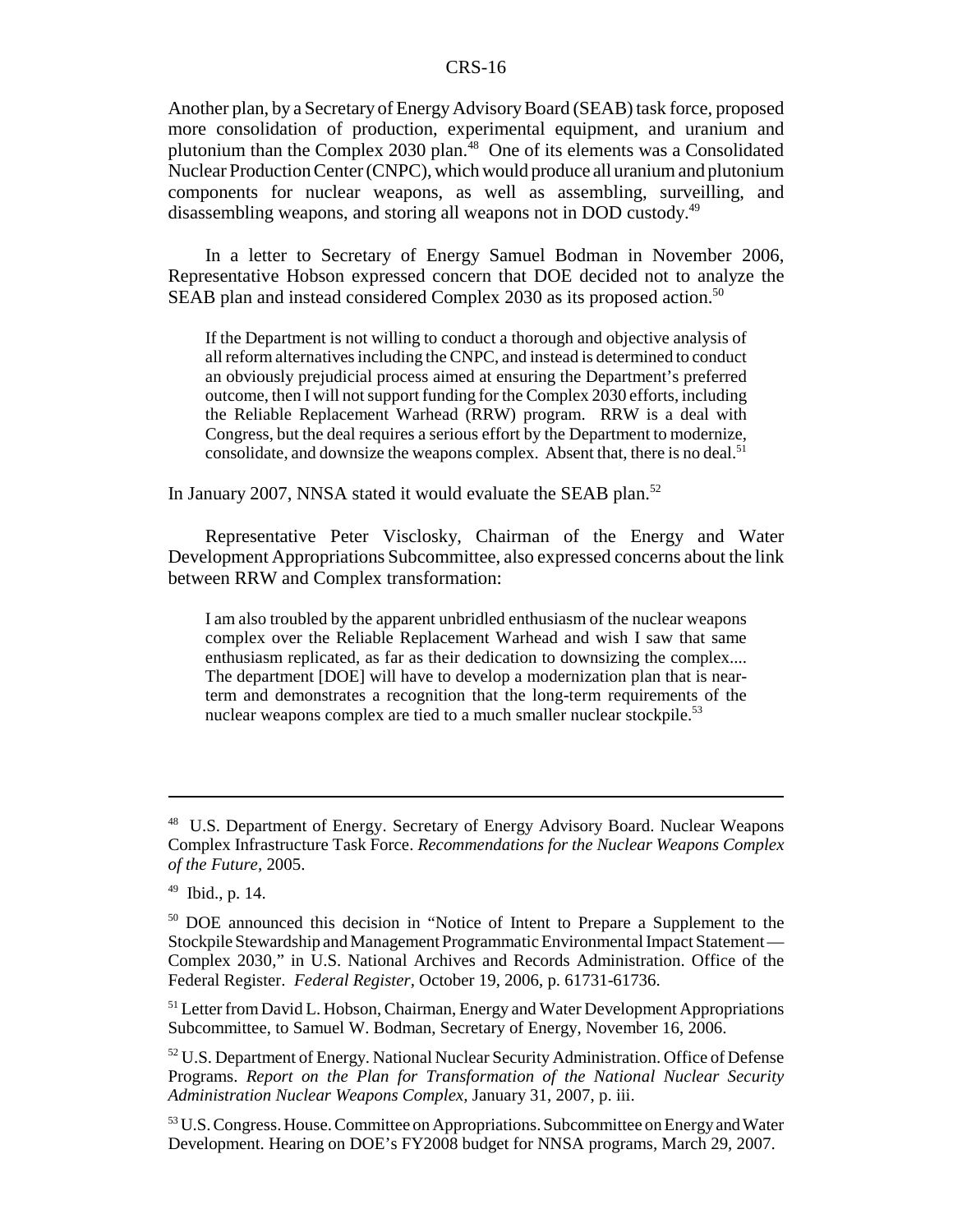Another plan, by a Secretary of Energy Advisory Board (SEAB) task force, proposed more consolidation of production, experimental equipment, and uranium and plutonium than the Complex 2030 plan.[48] One of its elements was a Consolidated Nuclear Production Center (CNPC), which would produce all uranium and plutonium components for nuclear weapons, as well as assembling, surveilling, and disassembling weapons, and storing all weapons not in DOD custody.[49]

In a letter to Secretary of Energy Samuel Bodman in November 2006, Representative Hobson expressed concern that DOE decided not to analyze the SEAB plan and instead considered Complex 2030 as its proposed action.[50]

> If the Department is not willing to conduct a thorough and objective analysis of all reform alternatives including the CNPC, and instead is determined to conduct an obviously prejudicial process aimed at ensuring the Department's preferred outcome, then I will not support funding for the Complex 2030 efforts, including the Reliable Replacement Warhead (RRW) program. RRW is a deal with Congress, but the deal requires a serious effort by the Department to modernize, consolidate, and downsize the weapons complex. Absent that, there is no deal.[51]

In January 2007, NNSA stated it would evaluate the SEAB plan.[52]

Representative Peter Visclosky, Chairman of the Energy and Water Development Appropriations Subcommittee, also expressed concerns about the link between RRW and Complex transformation:

> I am also troubled by the apparent unbridled enthusiasm of the nuclear weapons complex over the Reliable Replacement Warhead and wish I saw that same enthusiasm replicated, as far as their dedication to downsizing the complex.... The department [DOE] will have to develop a modernization plan that is near-term and demonstrates a recognition that the long-term requirements of the nuclear weapons complex are tied to a much smaller nuclear stockpile.[53]

---

[48] U.S. Department of Energy. Secretary of Energy Advisory Board. Nuclear Weapons Complex Infrastructure Task Force. *Recommendations for the Nuclear Weapons Complex of the Future*, 2005.

[49] Ibid., p. 14.

[50] DOE announced this decision in "Notice of Intent to Prepare a Supplement to the Stockpile Stewardship and Management Programmatic Environmental Impact Statement — Complex 2030," in U.S. National Archives and Records Administration. Office of the Federal Register. *Federal Register*, October 19, 2006, p. 61731-61736.

[51] Letter from David L. Hobson, Chairman, Energy and Water Development Appropriations Subcommittee, to Samuel W. Bodman, Secretary of Energy, November 16, 2006.

[52] U.S. Department of Energy. National Nuclear Security Administration. Office of Defense Programs. *Report on the Plan for Transformation of the National Nuclear Security Administration Nuclear Weapons Complex*, January 31, 2007, p. iii.

[53] U.S. Congress. House. Committee on Appropriations. Subcommittee on Energy and Water Development. Hearing on DOE's FY2008 budget for NNSA programs, March 29, 2007.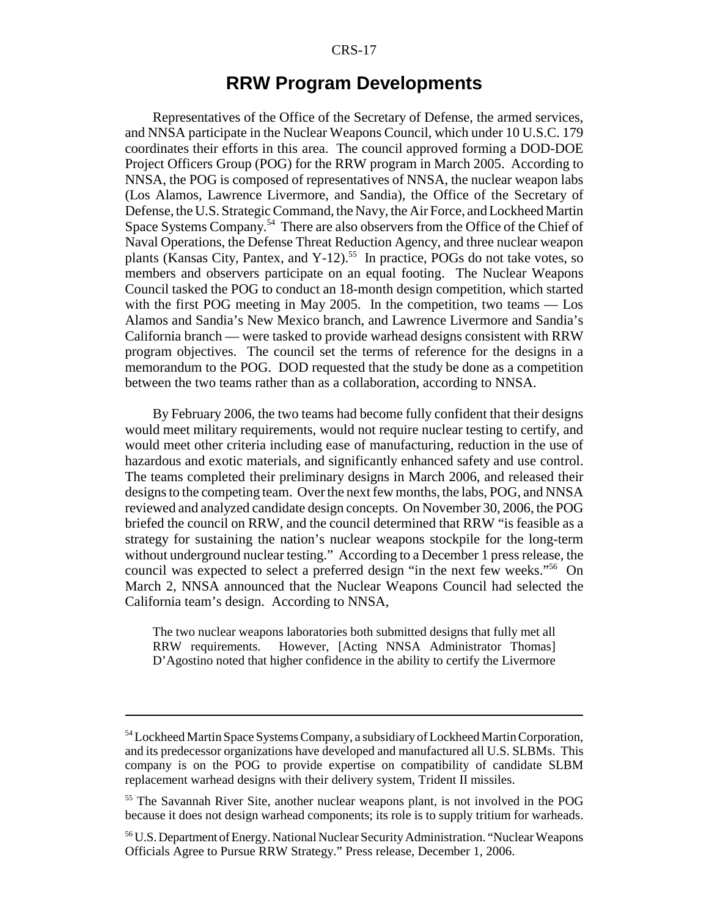## RRW Program Developments

Representatives of the Office of the Secretary of Defense, the armed services, and NNSA participate in the Nuclear Weapons Council, which under 10 U.S.C. 179 coordinates their efforts in this area. The council approved forming a DOD-DOE Project Officers Group (POG) for the RRW program in March 2005. According to NNSA, the POG is composed of representatives of NNSA, the nuclear weapon labs (Los Alamos, Lawrence Livermore, and Sandia), the Office of the Secretary of Defense, the U.S. Strategic Command, the Navy, the Air Force, and Lockheed Martin Space Systems Company.[54] There are also observers from the Office of the Chief of Naval Operations, the Defense Threat Reduction Agency, and three nuclear weapon plants (Kansas City, Pantex, and Y-12).[55] In practice, POGs do not take votes, so members and observers participate on an equal footing. The Nuclear Weapons Council tasked the POG to conduct an 18-month design competition, which started with the first POG meeting in May 2005. In the competition, two teams — Los Alamos and Sandia's New Mexico branch, and Lawrence Livermore and Sandia's California branch — were tasked to provide warhead designs consistent with RRW program objectives. The council set the terms of reference for the designs in a memorandum to the POG. DOD requested that the study be done as a competition between the two teams rather than as a collaboration, according to NNSA.

By February 2006, the two teams had become fully confident that their designs would meet military requirements, would not require nuclear testing to certify, and would meet other criteria including ease of manufacturing, reduction in the use of hazardous and exotic materials, and significantly enhanced safety and use control. The teams completed their preliminary designs in March 2006, and released their designs to the competing team. Over the next few months, the labs, POG, and NNSA reviewed and analyzed candidate design concepts. On November 30, 2006, the POG briefed the council on RRW, and the council determined that RRW "is feasible as a strategy for sustaining the nation's nuclear weapons stockpile for the long-term without underground nuclear testing." According to a December 1 press release, the council was expected to select a preferred design "in the next few weeks."[56] On March 2, NNSA announced that the Nuclear Weapons Council had selected the California team's design. According to NNSA,

> The two nuclear weapons laboratories both submitted designs that fully met all RRW requirements. However, [Acting NNSA Administrator Thomas] D'Agostino noted that higher confidence in the ability to certify the Livermore

---

[54] Lockheed Martin Space Systems Company, a subsidiary of Lockheed Martin Corporation, and its predecessor organizations have developed and manufactured all U.S. SLBMs. This company is on the POG to provide expertise on compatibility of candidate SLBM replacement warhead designs with their delivery system, Trident II missiles.

[55] The Savannah River Site, another nuclear weapons plant, is not involved in the POG because it does not design warhead components; its role is to supply tritium for warheads.

[56] U.S. Department of Energy. National Nuclear Security Administration. "Nuclear Weapons Officials Agree to Pursue RRW Strategy." Press release, December 1, 2006.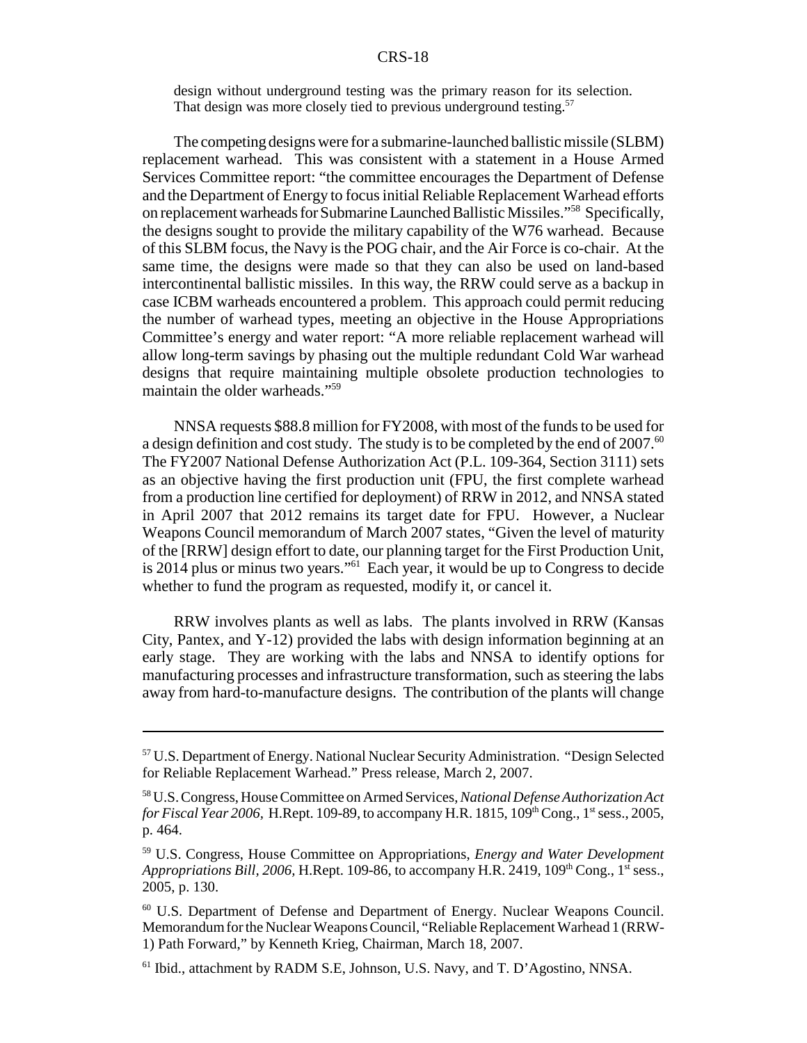design without underground testing was the primary reason for its selection. That design was more closely tied to previous underground testing.[57]

The competing designs were for a submarine-launched ballistic missile (SLBM) replacement warhead. This was consistent with a statement in a House Armed Services Committee report: "the committee encourages the Department of Defense and the Department of Energy to focus initial Reliable Replacement Warhead efforts on replacement warheads for Submarine Launched Ballistic Missiles."[58] Specifically, the designs sought to provide the military capability of the W76 warhead. Because of this SLBM focus, the Navy is the POG chair, and the Air Force is co-chair. At the same time, the designs were made so that they can also be used on land-based intercontinental ballistic missiles. In this way, the RRW could serve as a backup in case ICBM warheads encountered a problem. This approach could permit reducing the number of warhead types, meeting an objective in the House Appropriations Committee's energy and water report: "A more reliable replacement warhead will allow long-term savings by phasing out the multiple redundant Cold War warhead designs that require maintaining multiple obsolete production technologies to maintain the older warheads."[59]

NNSA requests $88.8 million for FY2008, with most of the funds to be used for a design definition and cost study. The study is to be completed by the end of 2007.[60] The FY2007 National Defense Authorization Act (P.L. 109-364, Section 3111) sets as an objective having the first production unit (FPU, the first complete warhead from a production line certified for deployment) of RRW in 2012, and NNSA stated in April 2007 that 2012 remains its target date for FPU. However, a Nuclear Weapons Council memorandum of March 2007 states, "Given the level of maturity of the [RRW] design effort to date, our planning target for the First Production Unit, is 2014 plus or minus two years."[61] Each year, it would be up to Congress to decide whether to fund the program as requested, modify it, or cancel it.

RRW involves plants as well as labs. The plants involved in RRW (Kansas City, Pantex, and Y-12) provided the labs with design information beginning at an early stage. They are working with the labs and NNSA to identify options for manufacturing processes and infrastructure transformation, such as steering the labs away from hard-to-manufacture designs. The contribution of the plants will change

---

[57] U.S. Department of Energy. National Nuclear Security Administration. "Design Selected for Reliable Replacement Warhead." Press release, March 2, 2007.

[58] U.S. Congress, House Committee on Armed Services, *National Defense Authorization Act for Fiscal Year 2006*, H.Rept. 109-89, to accompany H.R. 1815, 109th Cong., 1st sess., 2005, p. 464.

[59] U.S. Congress, House Committee on Appropriations, *Energy and Water Development Appropriations Bill, 2006*, H.Rept. 109-86, to accompany H.R. 2419, 109th Cong., 1st sess., 2005, p. 130.

[60] U.S. Department of Defense and Department of Energy. Nuclear Weapons Council. Memorandum for the Nuclear Weapons Council, "Reliable Replacement Warhead 1 (RRW-1) Path Forward," by Kenneth Krieg, Chairman, March 18, 2007.

[61] Ibid., attachment by RADM S.E, Johnson, U.S. Navy, and T. D'Agostino, NNSA.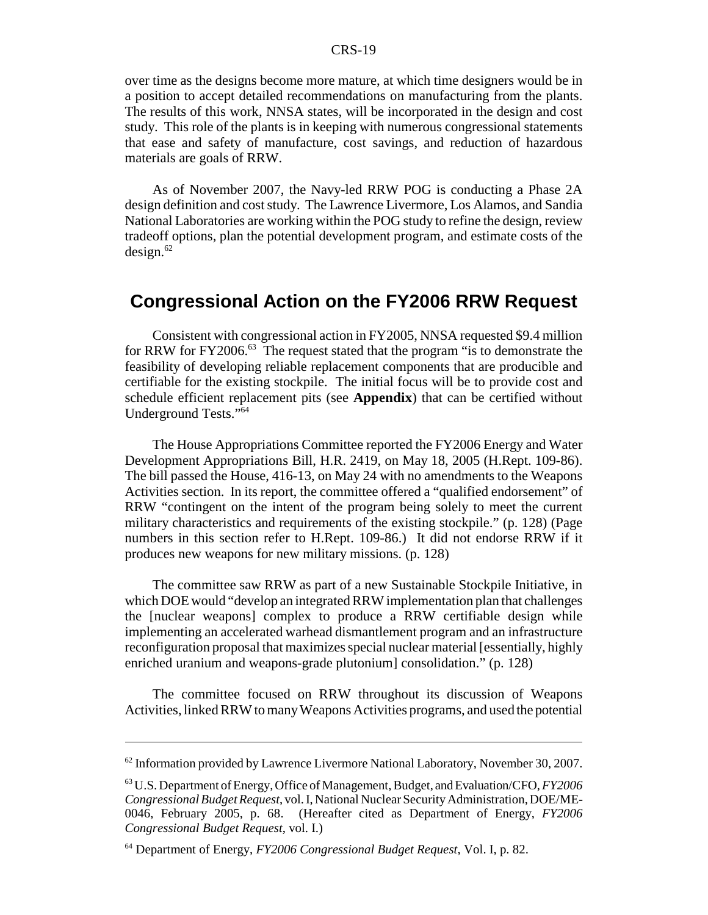over time as the designs become more mature, at which time designers would be in a position to accept detailed recommendations on manufacturing from the plants. The results of this work, NNSA states, will be incorporated in the design and cost study. This role of the plants is in keeping with numerous congressional statements that ease and safety of manufacture, cost savings, and reduction of hazardous materials are goals of RRW.

As of November 2007, the Navy-led RRW POG is conducting a Phase 2A design definition and cost study. The Lawrence Livermore, Los Alamos, and Sandia National Laboratories are working within the POG study to refine the design, review tradeoff options, plan the potential development program, and estimate costs of the design.[62]

## Congressional Action on the FY2006 RRW Request

Consistent with congressional action in FY2005, NNSA requested \$9.4 million for RRW for FY2006.[63] The request stated that the program "is to demonstrate the feasibility of developing reliable replacement components that are producible and certifiable for the existing stockpile. The initial focus will be to provide cost and schedule efficient replacement pits (see **Appendix**) that can be certified without Underground Tests."[64]

The House Appropriations Committee reported the FY2006 Energy and Water Development Appropriations Bill, H.R. 2419, on May 18, 2005 (H.Rept. 109-86). The bill passed the House, 416-13, on May 24 with no amendments to the Weapons Activities section. In its report, the committee offered a "qualified endorsement" of RRW "contingent on the intent of the program being solely to meet the current military characteristics and requirements of the existing stockpile." (p. 128) (Page numbers in this section refer to H.Rept. 109-86.) It did not endorse RRW if it produces new weapons for new military missions. (p. 128)

The committee saw RRW as part of a new Sustainable Stockpile Initiative, in which DOE would "develop an integrated RRW implementation plan that challenges the [nuclear weapons] complex to produce a RRW certifiable design while implementing an accelerated warhead dismantlement program and an infrastructure reconfiguration proposal that maximizes special nuclear material [essentially, highly enriched uranium and weapons-grade plutonium] consolidation." (p. 128)

The committee focused on RRW throughout its discussion of Weapons Activities, linked RRW to many Weapons Activities programs, and used the potential

---

[62] Information provided by Lawrence Livermore National Laboratory, November 30, 2007.

[63] U.S. Department of Energy, Office of Management, Budget, and Evaluation/CFO, *FY2006 Congressional Budget Request*, vol. I, National Nuclear Security Administration, DOE/ME-0046, February 2005, p. 68. (Hereafter cited as Department of Energy, *FY2006 Congressional Budget Request*, vol. I.)

[64] Department of Energy, *FY2006 Congressional Budget Request*, Vol. I, p. 82.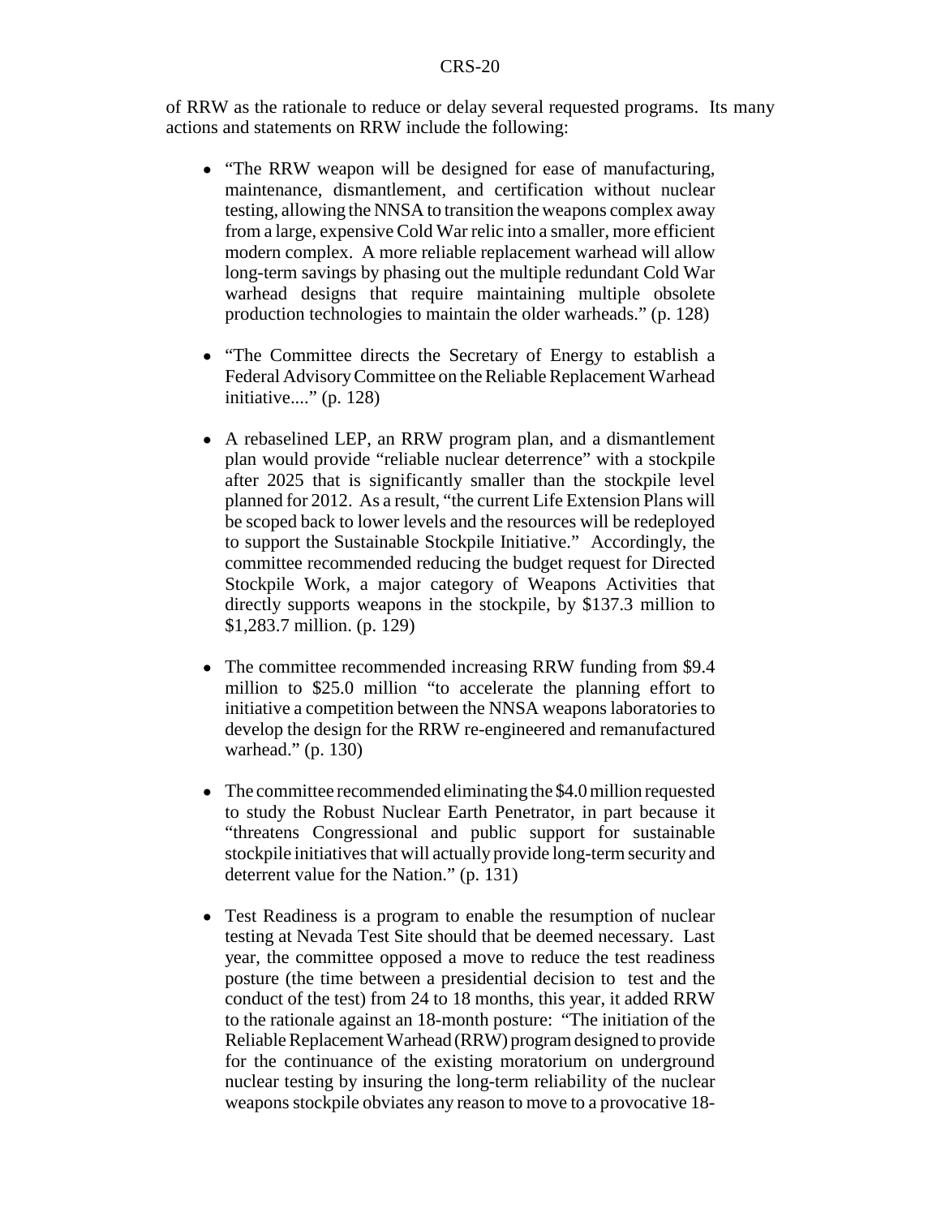of RRW as the rationale to reduce or delay several requested programs. Its many actions and statements on RRW include the following:

- "The RRW weapon will be designed for ease of manufacturing, maintenance, dismantlement, and certification without nuclear testing, allowing the NNSA to transition the weapons complex away from a large, expensive Cold War relic into a smaller, more efficient modern complex. A more reliable replacement warhead will allow long-term savings by phasing out the multiple redundant Cold War warhead designs that require maintaining multiple obsolete production technologies to maintain the older warheads." (p. 128)

- "The Committee directs the Secretary of Energy to establish a Federal Advisory Committee on the Reliable Replacement Warhead initiative...." (p. 128)

- A rebaselined LEP, an RRW program plan, and a dismantlement plan would provide "reliable nuclear deterrence" with a stockpile after 2025 that is significantly smaller than the stockpile level planned for 2012. As a result, "the current Life Extension Plans will be scoped back to lower levels and the resources will be redeployed to support the Sustainable Stockpile Initiative." Accordingly, the committee recommended reducing the budget request for Directed Stockpile Work, a major category of Weapons Activities that directly supports weapons in the stockpile, by $137.3 million to $1,283.7 million. (p. 129)

- The committee recommended increasing RRW funding from $9.4 million to $25.0 million "to accelerate the planning effort to initiative a competition between the NNSA weapons laboratories to develop the design for the RRW re-engineered and remanufactured warhead." (p. 130)

- The committee recommended eliminating the $4.0 million requested to study the Robust Nuclear Earth Penetrator, in part because it "threatens Congressional and public support for sustainable stockpile initiatives that will actually provide long-term security and deterrent value for the Nation." (p. 131)

- Test Readiness is a program to enable the resumption of nuclear testing at Nevada Test Site should that be deemed necessary. Last year, the committee opposed a move to reduce the test readiness posture (the time between a presidential decision to test and the conduct of the test) from 24 to 18 months, this year, it added RRW to the rationale against an 18-month posture: "The initiation of the Reliable Replacement Warhead (RRW) program designed to provide for the continuance of the existing moratorium on underground nuclear testing by insuring the long-term reliability of the nuclear weapons stockpile obviates any reason to move to a provocative 18-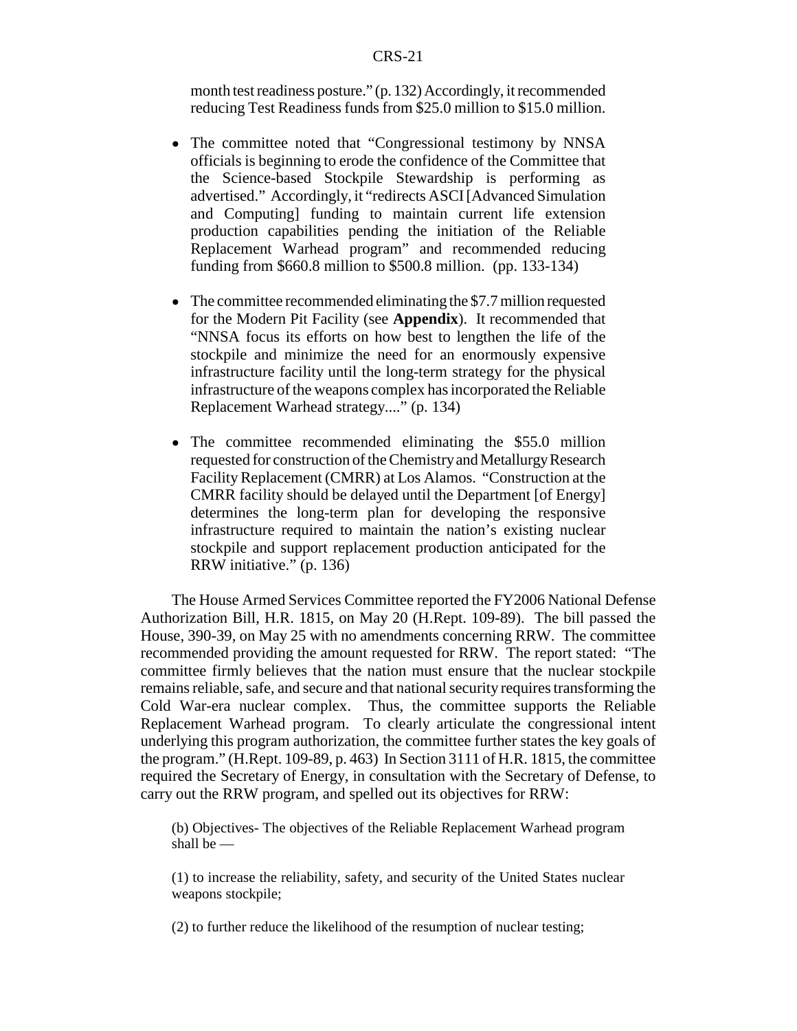month test readiness posture." (p. 132) Accordingly, it recommended reducing Test Readiness funds from \$25.0 million to \$15.0 million.

- The committee noted that "Congressional testimony by NNSA officials is beginning to erode the confidence of the Committee that the Science-based Stockpile Stewardship is performing as advertised." Accordingly, it "redirects ASCI [Advanced Simulation and Computing] funding to maintain current life extension production capabilities pending the initiation of the Reliable Replacement Warhead program" and recommended reducing funding from \$660.8 million to \$500.8 million. (pp. 133-134)

- The committee recommended eliminating the \$7.7 million requested for the Modern Pit Facility (see **Appendix**). It recommended that "NNSA focus its efforts on how best to lengthen the life of the stockpile and minimize the need for an enormously expensive infrastructure facility until the long-term strategy for the physical infrastructure of the weapons complex has incorporated the Reliable Replacement Warhead strategy...." (p. 134)

- The committee recommended eliminating the \$55.0 million requested for construction of the Chemistry and Metallurgy Research Facility Replacement (CMRR) at Los Alamos. "Construction at the CMRR facility should be delayed until the Department [of Energy] determines the long-term plan for developing the responsive infrastructure required to maintain the nation's existing nuclear stockpile and support replacement production anticipated for the RRW initiative." (p. 136)

The House Armed Services Committee reported the FY2006 National Defense Authorization Bill, H.R. 1815, on May 20 (H.Rept. 109-89). The bill passed the House, 390-39, on May 25 with no amendments concerning RRW. The committee recommended providing the amount requested for RRW. The report stated: "The committee firmly believes that the nation must ensure that the nuclear stockpile remains reliable, safe, and secure and that national security requires transforming the Cold War-era nuclear complex. Thus, the committee supports the Reliable Replacement Warhead program. To clearly articulate the congressional intent underlying this program authorization, the committee further states the key goals of the program." (H.Rept. 109-89, p. 463) In Section 3111 of H.R. 1815, the committee required the Secretary of Energy, in consultation with the Secretary of Defense, to carry out the RRW program, and spelled out its objectives for RRW:

> (b) Objectives- The objectives of the Reliable Replacement Warhead program shall be —
>
> (1) to increase the reliability, safety, and security of the United States nuclear weapons stockpile;
>
> (2) to further reduce the likelihood of the resumption of nuclear testing;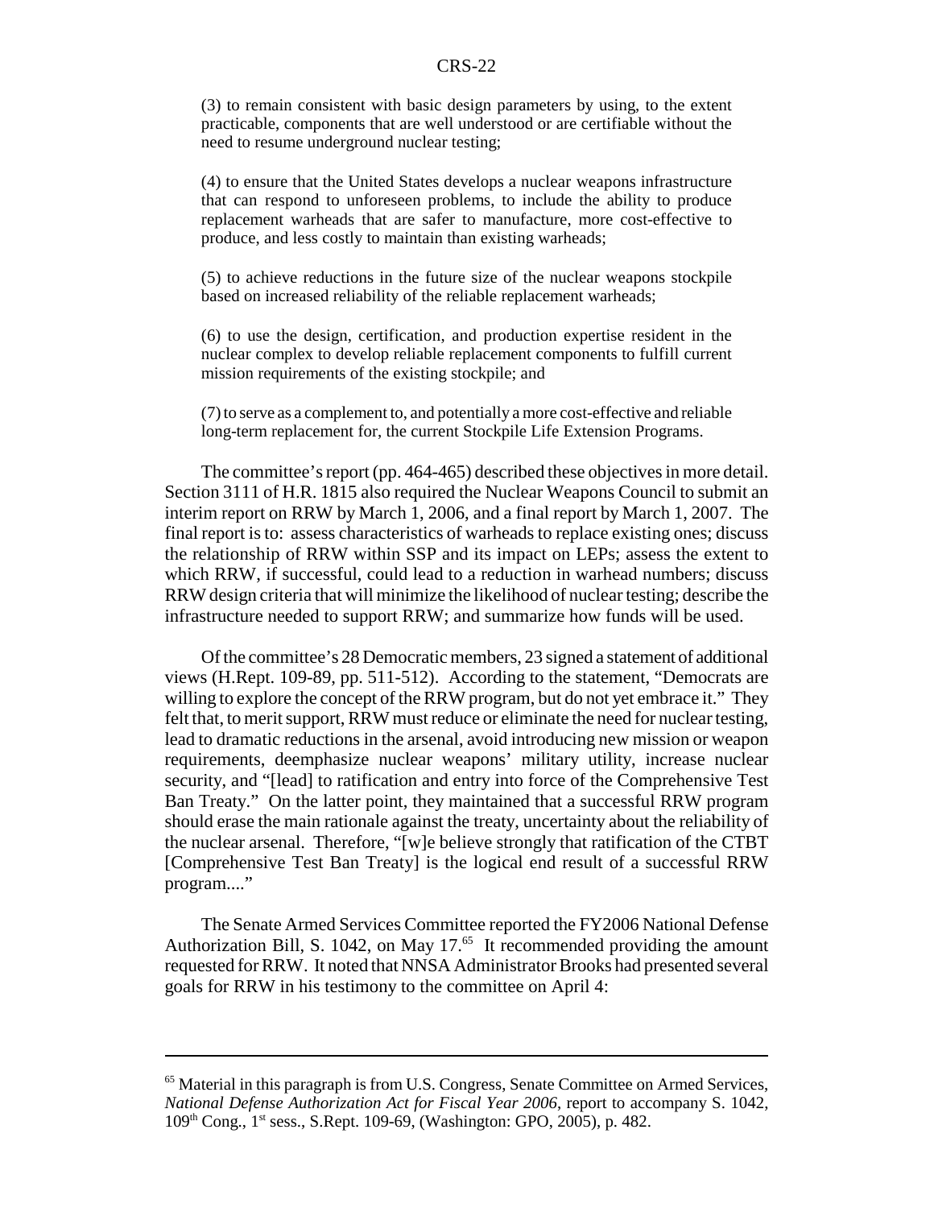(3) to remain consistent with basic design parameters by using, to the extent practicable, components that are well understood or are certifiable without the need to resume underground nuclear testing;

(4) to ensure that the United States develops a nuclear weapons infrastructure that can respond to unforeseen problems, to include the ability to produce replacement warheads that are safer to manufacture, more cost-effective to produce, and less costly to maintain than existing warheads;

(5) to achieve reductions in the future size of the nuclear weapons stockpile based on increased reliability of the reliable replacement warheads;

(6) to use the design, certification, and production expertise resident in the nuclear complex to develop reliable replacement components to fulfill current mission requirements of the existing stockpile; and

(7) to serve as a complement to, and potentially a more cost-effective and reliable long-term replacement for, the current Stockpile Life Extension Programs.

The committee's report (pp. 464-465) described these objectives in more detail. Section 3111 of H.R. 1815 also required the Nuclear Weapons Council to submit an interim report on RRW by March 1, 2006, and a final report by March 1, 2007. The final report is to: assess characteristics of warheads to replace existing ones; discuss the relationship of RRW within SSP and its impact on LEPs; assess the extent to which RRW, if successful, could lead to a reduction in warhead numbers; discuss RRW design criteria that will minimize the likelihood of nuclear testing; describe the infrastructure needed to support RRW; and summarize how funds will be used.

Of the committee's 28 Democratic members, 23 signed a statement of additional views (H.Rept. 109-89, pp. 511-512). According to the statement, "Democrats are willing to explore the concept of the RRW program, but do not yet embrace it." They felt that, to merit support, RRW must reduce or eliminate the need for nuclear testing, lead to dramatic reductions in the arsenal, avoid introducing new mission or weapon requirements, deemphasize nuclear weapons' military utility, increase nuclear security, and "[lead] to ratification and entry into force of the Comprehensive Test Ban Treaty." On the latter point, they maintained that a successful RRW program should erase the main rationale against the treaty, uncertainty about the reliability of the nuclear arsenal. Therefore, "[w]e believe strongly that ratification of the CTBT [Comprehensive Test Ban Treaty] is the logical end result of a successful RRW program...."

The Senate Armed Services Committee reported the FY2006 National Defense Authorization Bill, S. 1042, on May 17.[65] It recommended providing the amount requested for RRW. It noted that NNSA Administrator Brooks had presented several goals for RRW in his testimony to the committee on April 4:

---

[65] Material in this paragraph is from U.S. Congress, Senate Committee on Armed Services, *National Defense Authorization Act for Fiscal Year 2006*, report to accompany S. 1042, 109th Cong., 1st sess., S.Rept. 109-69, (Washington: GPO, 2005), p. 482.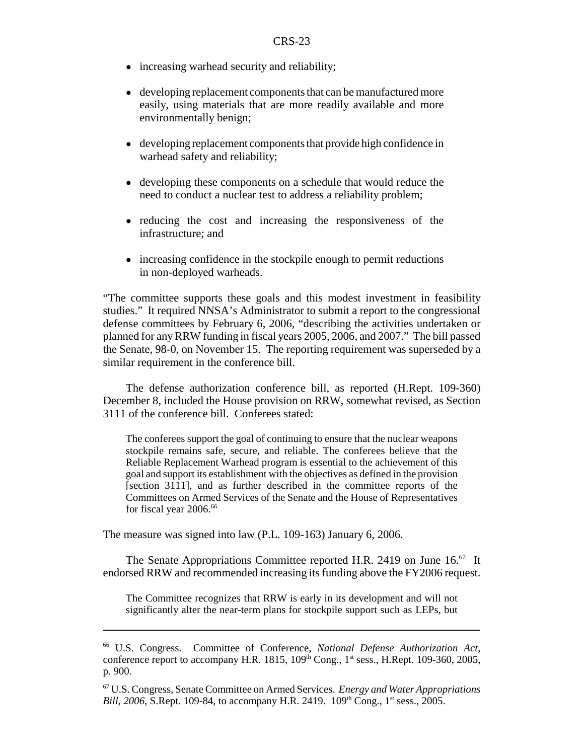- increasing warhead security and reliability;
- developing replacement components that can be manufactured more easily, using materials that are more readily available and more environmentally benign;
- developing replacement components that provide high confidence in warhead safety and reliability;
- developing these components on a schedule that would reduce the need to conduct a nuclear test to address a reliability problem;
- reducing the cost and increasing the responsiveness of the infrastructure; and
- increasing confidence in the stockpile enough to permit reductions in non-deployed warheads.

"The committee supports these goals and this modest investment in feasibility studies." It required NNSA's Administrator to submit a report to the congressional defense committees by February 6, 2006, "describing the activities undertaken or planned for any RRW funding in fiscal years 2005, 2006, and 2007." The bill passed the Senate, 98-0, on November 15. The reporting requirement was superseded by a similar requirement in the conference bill.

The defense authorization conference bill, as reported (H.Rept. 109-360) December 8, included the House provision on RRW, somewhat revised, as Section 3111 of the conference bill. Conferees stated:

> The conferees support the goal of continuing to ensure that the nuclear weapons stockpile remains safe, secure, and reliable. The conferees believe that the Reliable Replacement Warhead program is essential to the achievement of this goal and support its establishment with the objectives as defined in the provision [section 3111], and as further described in the committee reports of the Committees on Armed Services of the Senate and the House of Representatives for fiscal year 2006.[66]

The measure was signed into law (P.L. 109-163) January 6, 2006.

The Senate Appropriations Committee reported H.R. 2419 on June 16.[67] It endorsed RRW and recommended increasing its funding above the FY2006 request.

> The Committee recognizes that RRW is early in its development and will not significantly alter the near-term plans for stockpile support such as LEPs, but

---

[66] U.S. Congress. Committee of Conference, *National Defense Authorization Act*, conference report to accompany H.R. 1815, 109th Cong., 1st sess., H.Rept. 109-360, 2005, p. 900.

[67] U.S. Congress, Senate Committee on Armed Services. *Energy and Water Appropriations Bill, 2006*, S.Rept. 109-84, to accompany H.R. 2419. 109th Cong., 1st sess., 2005.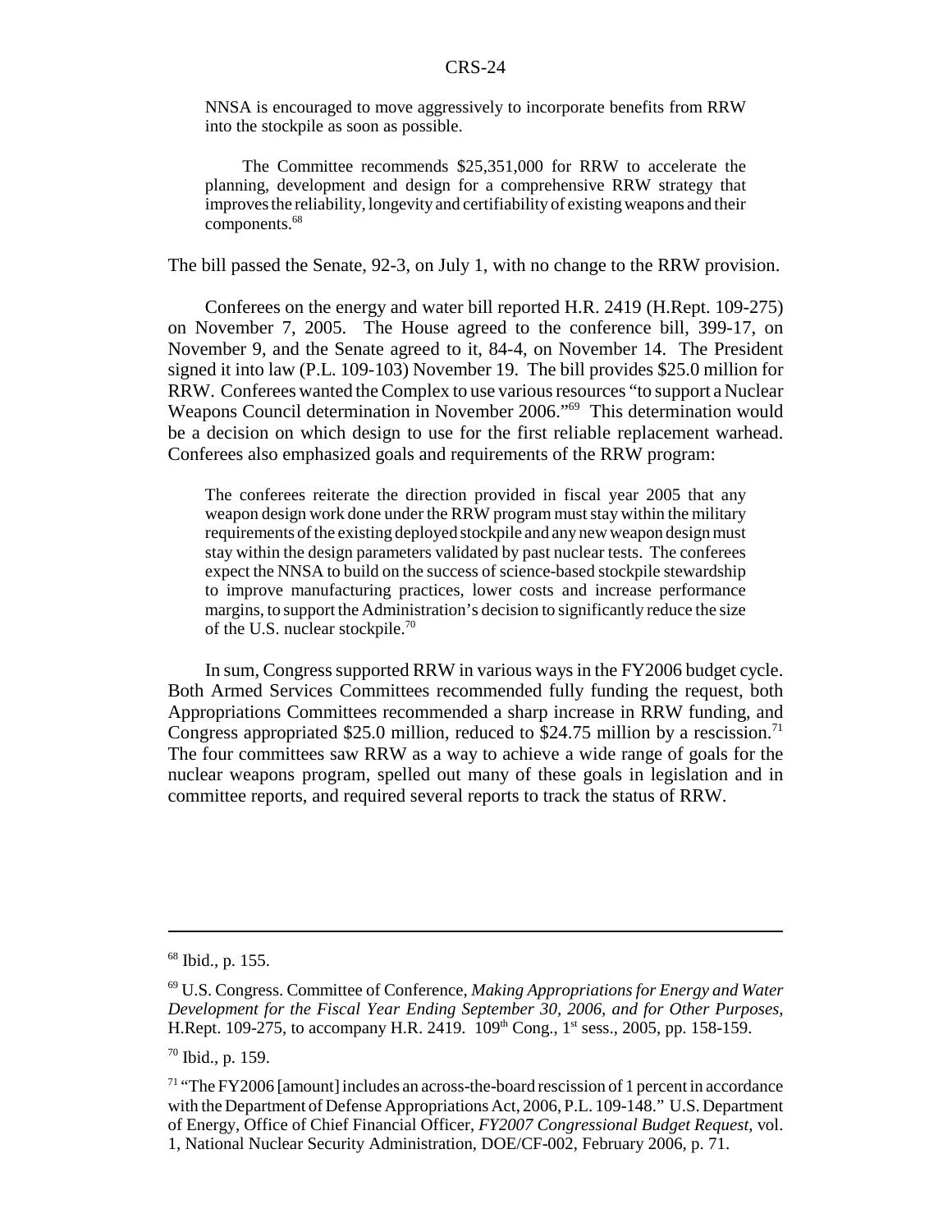> NNSA is encouraged to move aggressively to incorporate benefits from RRW into the stockpile as soon as possible.
>
> The Committee recommends $25,351,000 for RRW to accelerate the planning, development and design for a comprehensive RRW strategy that improves the reliability, longevity and certifiability of existing weapons and their components.[68]

The bill passed the Senate, 92-3, on July 1, with no change to the RRW provision.

Conferees on the energy and water bill reported H.R. 2419 (H.Rept. 109-275) on November 7, 2005. The House agreed to the conference bill, 399-17, on November 9, and the Senate agreed to it, 84-4, on November 14. The President signed it into law (P.L. 109-103) November 19. The bill provides $25.0 million for RRW. Conferees wanted the Complex to use various resources "to support a Nuclear Weapons Council determination in November 2006."[69] This determination would be a decision on which design to use for the first reliable replacement warhead. Conferees also emphasized goals and requirements of the RRW program:

> The conferees reiterate the direction provided in fiscal year 2005 that any weapon design work done under the RRW program must stay within the military requirements of the existing deployed stockpile and any new weapon design must stay within the design parameters validated by past nuclear tests. The conferees expect the NNSA to build on the success of science-based stockpile stewardship to improve manufacturing practices, lower costs and increase performance margins, to support the Administration's decision to significantly reduce the size of the U.S. nuclear stockpile.[70]

In sum, Congress supported RRW in various ways in the FY2006 budget cycle. Both Armed Services Committees recommended fully funding the request, both Appropriations Committees recommended a sharp increase in RRW funding, and Congress appropriated $25.0 million, reduced to $24.75 million by a rescission.[71] The four committees saw RRW as a way to achieve a wide range of goals for the nuclear weapons program, spelled out many of these goals in legislation and in committee reports, and required several reports to track the status of RRW.

---

[68] Ibid., p. 155.

[69] U.S. Congress. Committee of Conference, *Making Appropriations for Energy and Water Development for the Fiscal Year Ending September 30, 2006, and for Other Purposes*, H.Rept. 109-275, to accompany H.R. 2419. 109th Cong., 1st sess., 2005, pp. 158-159.

[70] Ibid., p. 159.

[71] "The FY2006 [amount] includes an across-the-board rescission of 1 percent in accordance with the Department of Defense Appropriations Act, 2006, P.L. 109-148." U.S. Department of Energy, Office of Chief Financial Officer, *FY2007 Congressional Budget Request*, vol. 1, National Nuclear Security Administration, DOE/CF-002, February 2006, p. 71.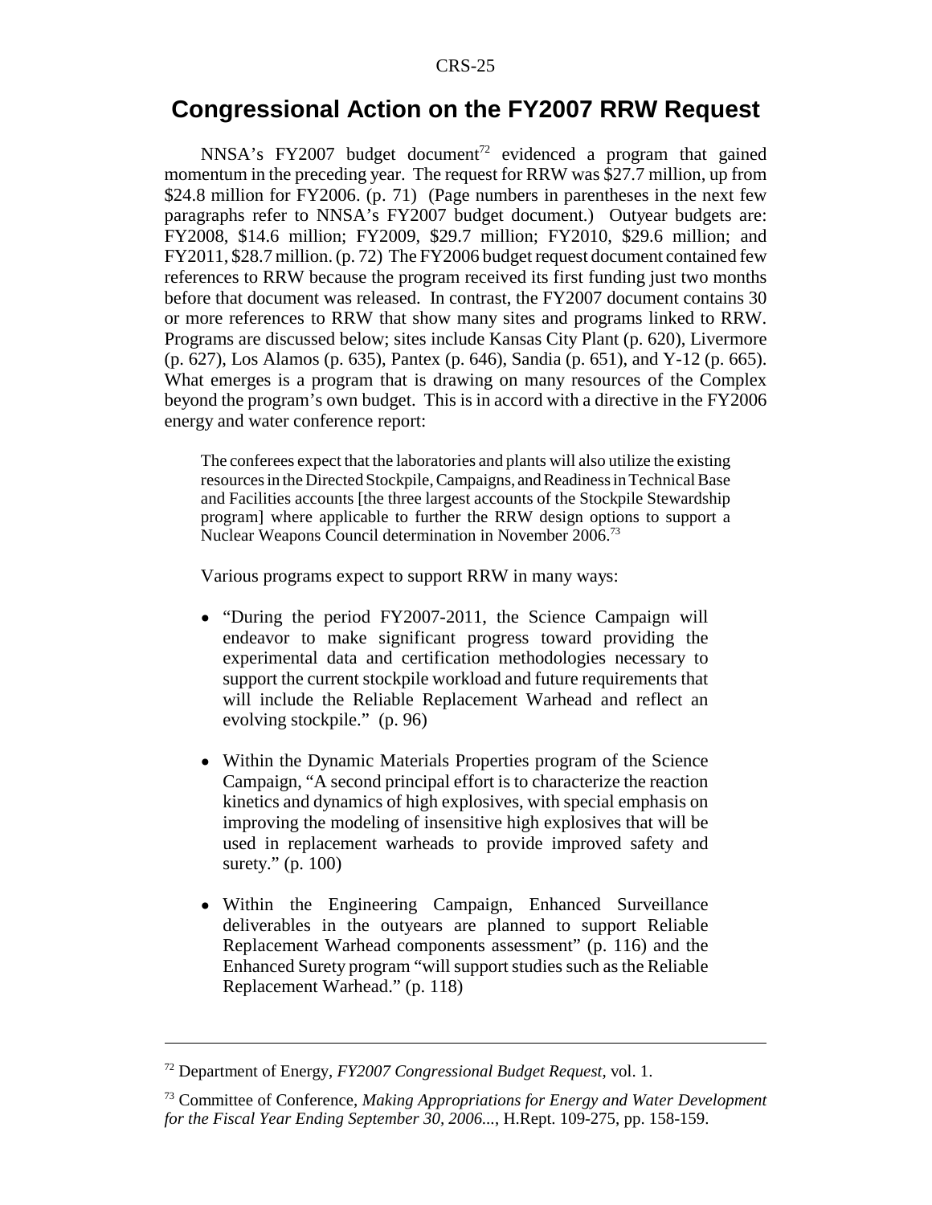## Congressional Action on the FY2007 RRW Request

NNSA's FY2007 budget document[72] evidenced a program that gained momentum in the preceding year. The request for RRW was $27.7 million, up from $24.8 million for FY2006. (p. 71) (Page numbers in parentheses in the next few paragraphs refer to NNSA's FY2007 budget document.) Outyear budgets are: FY2008, $14.6 million; FY2009, $29.7 million; FY2010, $29.6 million; and FY2011, $28.7 million. (p. 72) The FY2006 budget request document contained few references to RRW because the program received its first funding just two months before that document was released. In contrast, the FY2007 document contains 30 or more references to RRW that show many sites and programs linked to RRW. Programs are discussed below; sites include Kansas City Plant (p. 620), Livermore (p. 627), Los Alamos (p. 635), Pantex (p. 646), Sandia (p. 651), and Y-12 (p. 665). What emerges is a program that is drawing on many resources of the Complex beyond the program's own budget. This is in accord with a directive in the FY2006 energy and water conference report:

> The conferees expect that the laboratories and plants will also utilize the existing resources in the Directed Stockpile, Campaigns, and Readiness in Technical Base and Facilities accounts [the three largest accounts of the Stockpile Stewardship program] where applicable to further the RRW design options to support a Nuclear Weapons Council determination in November 2006.[73]

Various programs expect to support RRW in many ways:

- "During the period FY2007-2011, the Science Campaign will endeavor to make significant progress toward providing the experimental data and certification methodologies necessary to support the current stockpile workload and future requirements that will include the Reliable Replacement Warhead and reflect an evolving stockpile." (p. 96)
- Within the Dynamic Materials Properties program of the Science Campaign, "A second principal effort is to characterize the reaction kinetics and dynamics of high explosives, with special emphasis on improving the modeling of insensitive high explosives that will be used in replacement warheads to provide improved safety and surety." (p. 100)
- Within the Engineering Campaign, Enhanced Surveillance deliverables in the outyears are planned to support Reliable Replacement Warhead components assessment" (p. 116) and the Enhanced Surety program "will support studies such as the Reliable Replacement Warhead." (p. 118)

---

[72] Department of Energy, *FY2007 Congressional Budget Request*, vol. 1.

[73] Committee of Conference, *Making Appropriations for Energy and Water Development for the Fiscal Year Ending September 30, 2006...*, H.Rept. 109-275, pp. 158-159.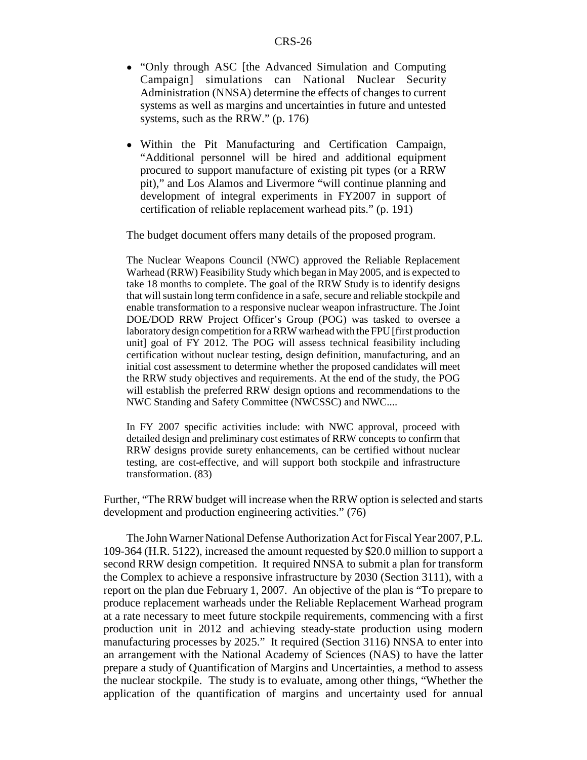- "Only through ASC [the Advanced Simulation and Computing Campaign] simulations can National Nuclear Security Administration (NNSA) determine the effects of changes to current systems as well as margins and uncertainties in future and untested systems, such as the RRW." (p. 176)

- Within the Pit Manufacturing and Certification Campaign, "Additional personnel will be hired and additional equipment procured to support manufacture of existing pit types (or a RRW pit)," and Los Alamos and Livermore "will continue planning and development of integral experiments in FY2007 in support of certification of reliable replacement warhead pits." (p. 191)

The budget document offers many details of the proposed program.

> The Nuclear Weapons Council (NWC) approved the Reliable Replacement Warhead (RRW) Feasibility Study which began in May 2005, and is expected to take 18 months to complete. The goal of the RRW Study is to identify designs that will sustain long term confidence in a safe, secure and reliable stockpile and enable transformation to a responsive nuclear weapon infrastructure. The Joint DOE/DOD RRW Project Officer's Group (POG) was tasked to oversee a laboratory design competition for a RRW warhead with the FPU [first production unit] goal of FY 2012. The POG will assess technical feasibility including certification without nuclear testing, design definition, manufacturing, and an initial cost assessment to determine whether the proposed candidates will meet the RRW study objectives and requirements. At the end of the study, the POG will establish the preferred RRW design options and recommendations to the NWC Standing and Safety Committee (NWCSSC) and NWC....
>
> In FY 2007 specific activities include: with NWC approval, proceed with detailed design and preliminary cost estimates of RRW concepts to confirm that RRW designs provide surety enhancements, can be certified without nuclear testing, are cost-effective, and will support both stockpile and infrastructure transformation. (83)

Further, "The RRW budget will increase when the RRW option is selected and starts development and production engineering activities." (76)

The John Warner National Defense Authorization Act for Fiscal Year 2007, P.L. 109-364 (H.R. 5122), increased the amount requested by $20.0 million to support a second RRW design competition. It required NNSA to submit a plan for transform the Complex to achieve a responsive infrastructure by 2030 (Section 3111), with a report on the plan due February 1, 2007. An objective of the plan is "To prepare to produce replacement warheads under the Reliable Replacement Warhead program at a rate necessary to meet future stockpile requirements, commencing with a first production unit in 2012 and achieving steady-state production using modern manufacturing processes by 2025." It required (Section 3116) NNSA to enter into an arrangement with the National Academy of Sciences (NAS) to have the latter prepare a study of Quantification of Margins and Uncertainties, a method to assess the nuclear stockpile. The study is to evaluate, among other things, "Whether the application of the quantification of margins and uncertainty used for annual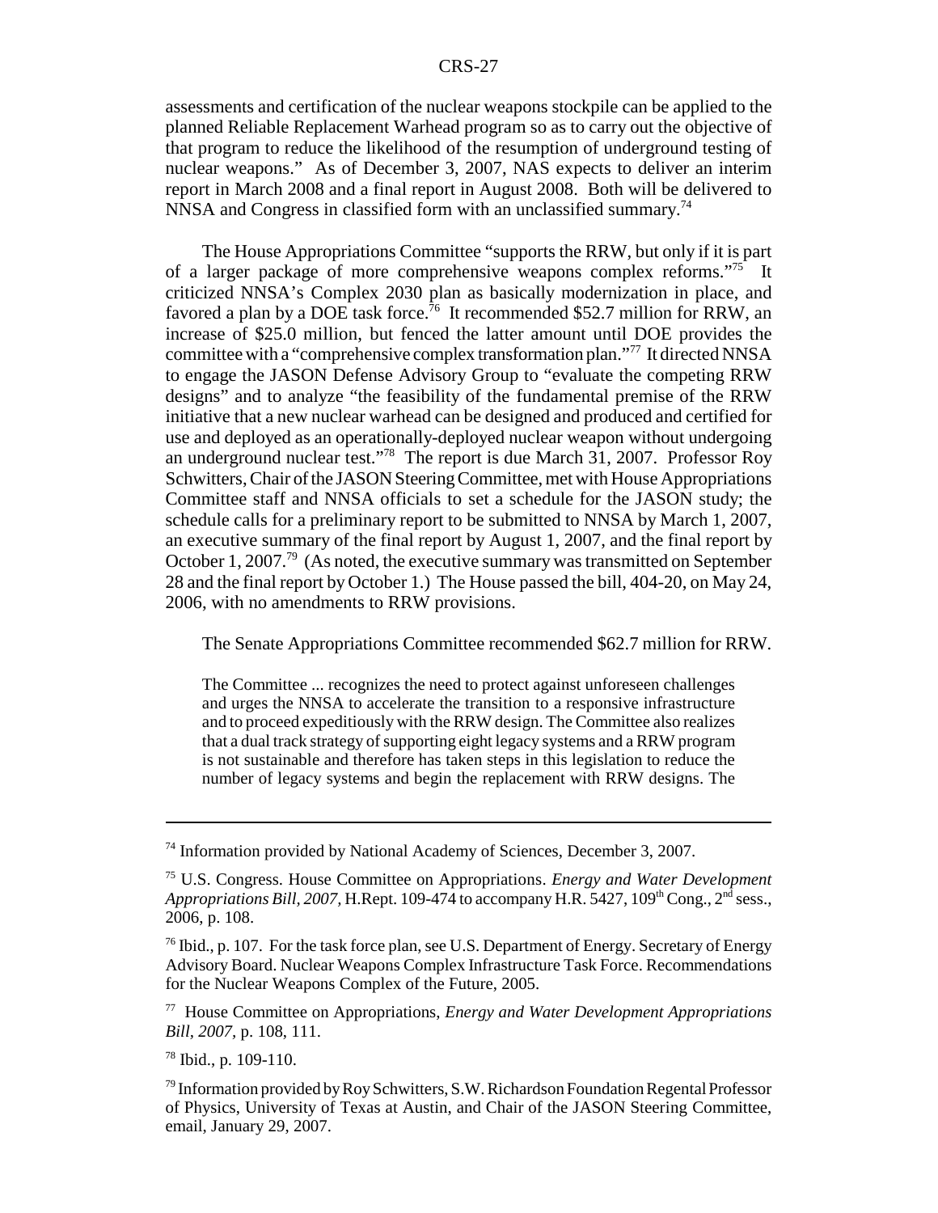assessments and certification of the nuclear weapons stockpile can be applied to the planned Reliable Replacement Warhead program so as to carry out the objective of that program to reduce the likelihood of the resumption of underground testing of nuclear weapons." As of December 3, 2007, NAS expects to deliver an interim report in March 2008 and a final report in August 2008. Both will be delivered to NNSA and Congress in classified form with an unclassified summary.[74]

The House Appropriations Committee "supports the RRW, but only if it is part of a larger package of more comprehensive weapons complex reforms."[75] It criticized NNSA's Complex 2030 plan as basically modernization in place, and favored a plan by a DOE task force.[76] It recommended $52.7 million for RRW, an increase of $25.0 million, but fenced the latter amount until DOE provides the committee with a "comprehensive complex transformation plan."[77] It directed NNSA to engage the JASON Defense Advisory Group to "evaluate the competing RRW designs" and to analyze "the feasibility of the fundamental premise of the RRW initiative that a new nuclear warhead can be designed and produced and certified for use and deployed as an operationally-deployed nuclear weapon without undergoing an underground nuclear test."[78] The report is due March 31, 2007. Professor Roy Schwitters, Chair of the JASON Steering Committee, met with House Appropriations Committee staff and NNSA officials to set a schedule for the JASON study; the schedule calls for a preliminary report to be submitted to NNSA by March 1, 2007, an executive summary of the final report by August 1, 2007, and the final report by October 1, 2007.[79] (As noted, the executive summary was transmitted on September 28 and the final report by October 1.) The House passed the bill, 404-20, on May 24, 2006, with no amendments to RRW provisions.

The Senate Appropriations Committee recommended $62.7 million for RRW.

> The Committee ... recognizes the need to protect against unforeseen challenges and urges the NNSA to accelerate the transition to a responsive infrastructure and to proceed expeditiously with the RRW design. The Committee also realizes that a dual track strategy of supporting eight legacy systems and a RRW program is not sustainable and therefore has taken steps in this legislation to reduce the number of legacy systems and begin the replacement with RRW designs. The

---

[74] Information provided by National Academy of Sciences, December 3, 2007.

[75] U.S. Congress. House Committee on Appropriations. *Energy and Water Development Appropriations Bill, 2007*, H.Rept. 109-474 to accompany H.R. 5427, 109th Cong., 2nd sess., 2006, p. 108.

[76] Ibid., p. 107. For the task force plan, see U.S. Department of Energy. Secretary of Energy Advisory Board. Nuclear Weapons Complex Infrastructure Task Force. Recommendations for the Nuclear Weapons Complex of the Future, 2005.

[77] House Committee on Appropriations, *Energy and Water Development Appropriations Bill, 2007*, p. 108, 111.

[78] Ibid., p. 109-110.

[79] Information provided by Roy Schwitters, S.W. Richardson Foundation Regental Professor of Physics, University of Texas at Austin, and Chair of the JASON Steering Committee, email, January 29, 2007.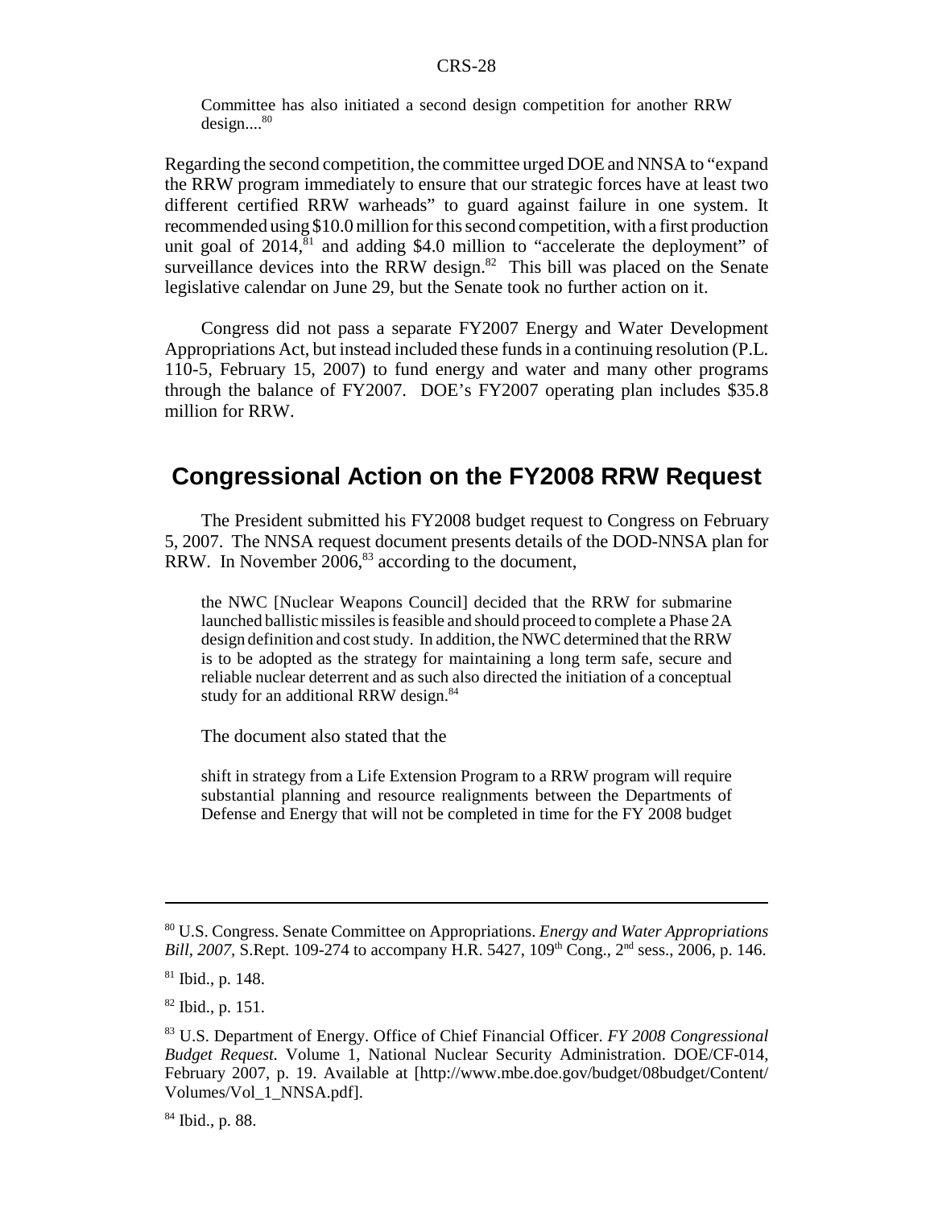> Committee has also initiated a second design competition for another RRW design....[80]

Regarding the second competition, the committee urged DOE and NNSA to "expand the RRW program immediately to ensure that our strategic forces have at least two different certified RRW warheads" to guard against failure in one system. It recommended using $10.0 million for this second competition, with a first production unit goal of 2014,[81] and adding $4.0 million to "accelerate the deployment" of surveillance devices into the RRW design.[82] This bill was placed on the Senate legislative calendar on June 29, but the Senate took no further action on it.

Congress did not pass a separate FY2007 Energy and Water Development Appropriations Act, but instead included these funds in a continuing resolution (P.L. 110-5, February 15, 2007) to fund energy and water and many other programs through the balance of FY2007. DOE's FY2007 operating plan includes $35.8 million for RRW.

## Congressional Action on the FY2008 RRW Request

The President submitted his FY2008 budget request to Congress on February 5, 2007. The NNSA request document presents details of the DOD-NNSA plan for RRW. In November 2006,[83] according to the document,

> the NWC [Nuclear Weapons Council] decided that the RRW for submarine launched ballistic missiles is feasible and should proceed to complete a Phase 2A design definition and cost study. In addition, the NWC determined that the RRW is to be adopted as the strategy for maintaining a long term safe, secure and reliable nuclear deterrent and as such also directed the initiation of a conceptual study for an additional RRW design.[84]

The document also stated that the

> shift in strategy from a Life Extension Program to a RRW program will require substantial planning and resource realignments between the Departments of Defense and Energy that will not be completed in time for the FY 2008 budget

---

[80] U.S. Congress. Senate Committee on Appropriations. *Energy and Water Appropriations Bill, 2007*, S.Rept. 109-274 to accompany H.R. 5427, 109th Cong., 2nd sess., 2006, p. 146.

[81] Ibid., p. 148.

[82] Ibid., p. 151.

[83] U.S. Department of Energy. Office of Chief Financial Officer. *FY 2008 Congressional Budget Request.* Volume 1, National Nuclear Security Administration. DOE/CF-014, February 2007, p. 19. Available at [http://www.mbe.doe.gov/budget/08budget/Content/Volumes/Vol_1_NNSA.pdf].

[84] Ibid., p. 88.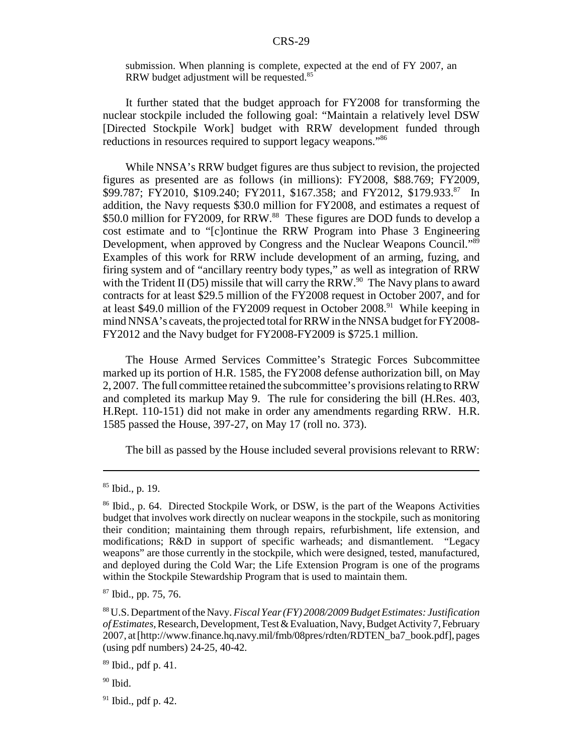submission. When planning is complete, expected at the end of FY 2007, an RRW budget adjustment will be requested.[85]

It further stated that the budget approach for FY2008 for transforming the nuclear stockpile included the following goal: "Maintain a relatively level DSW [Directed Stockpile Work] budget with RRW development funded through reductions in resources required to support legacy weapons."[86]

While NNSA's RRW budget figures are thus subject to revision, the projected figures as presented are as follows (in millions): FY2008, $88.769; FY2009, $99.787; FY2010, $109.240; FY2011, $167.358; and FY2012, $179.933.[87] In addition, the Navy requests $30.0 million for FY2008, and estimates a request of $50.0 million for FY2009, for RRW.[88] These figures are DOD funds to develop a cost estimate and to "[c]ontinue the RRW Program into Phase 3 Engineering Development, when approved by Congress and the Nuclear Weapons Council."[89] Examples of this work for RRW include development of an arming, fuzing, and firing system and of "ancillary reentry body types," as well as integration of RRW with the Trident II (D5) missile that will carry the RRW.[90] The Navy plans to award contracts for at least $29.5 million of the FY2008 request in October 2007, and for at least $49.0 million of the FY2009 request in October 2008.[91] While keeping in mind NNSA's caveats, the projected total for RRW in the NNSA budget for FY2008-FY2012 and the Navy budget for FY2008-FY2009 is $725.1 million.

The House Armed Services Committee's Strategic Forces Subcommittee marked up its portion of H.R. 1585, the FY2008 defense authorization bill, on May 2, 2007. The full committee retained the subcommittee's provisions relating to RRW and completed its markup May 9. The rule for considering the bill (H.Res. 403, H.Rept. 110-151) did not make in order any amendments regarding RRW. H.R. 1585 passed the House, 397-27, on May 17 (roll no. 373).

The bill as passed by the House included several provisions relevant to RRW:

---

[85] Ibid., p. 19.

[86] Ibid., p. 64. Directed Stockpile Work, or DSW, is the part of the Weapons Activities budget that involves work directly on nuclear weapons in the stockpile, such as monitoring their condition; maintaining them through repairs, refurbishment, life extension, and modifications; R&D in support of specific warheads; and dismantlement. "Legacy weapons" are those currently in the stockpile, which were designed, tested, manufactured, and deployed during the Cold War; the Life Extension Program is one of the programs within the Stockpile Stewardship Program that is used to maintain them.

[87] Ibid., pp. 75, 76.

[88] U.S. Department of the Navy. *Fiscal Year (FY) 2008/2009 Budget Estimates: Justification of Estimates*, Research, Development, Test & Evaluation, Navy, Budget Activity 7, February 2007, at [http://www.finance.hq.navy.mil/fmb/08pres/rdten/RDTEN_ba7_book.pdf], pages (using pdf numbers) 24-25, 40-42.

[89] Ibid., pdf p. 41.

[90] Ibid.

[91] Ibid., pdf p. 42.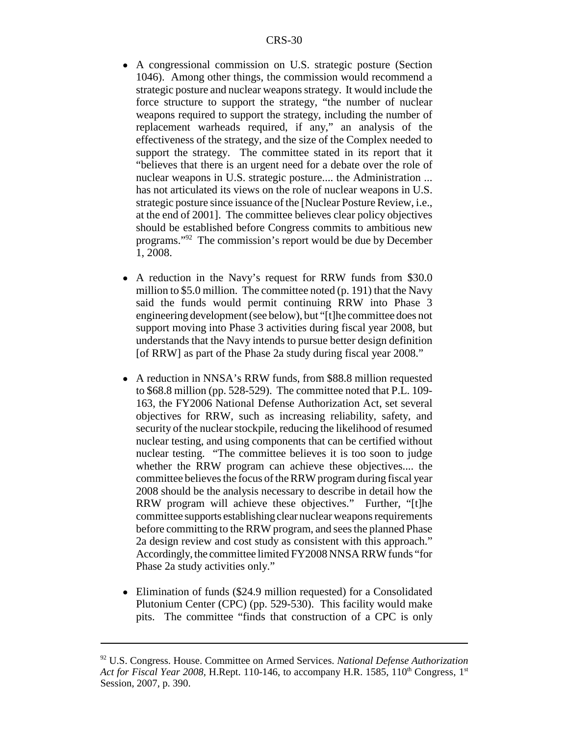- A congressional commission on U.S. strategic posture (Section 1046). Among other things, the commission would recommend a strategic posture and nuclear weapons strategy. It would include the force structure to support the strategy, "the number of nuclear weapons required to support the strategy, including the number of replacement warheads required, if any," an analysis of the effectiveness of the strategy, and the size of the Complex needed to support the strategy. The committee stated in its report that it "believes that there is an urgent need for a debate over the role of nuclear weapons in U.S. strategic posture.... the Administration ... has not articulated its views on the role of nuclear weapons in U.S. strategic posture since issuance of the [Nuclear Posture Review, i.e., at the end of 2001]. The committee believes clear policy objectives should be established before Congress commits to ambitious new programs."[92] The commission's report would be due by December 1, 2008.

- A reduction in the Navy's request for RRW funds from $30.0 million to $5.0 million. The committee noted (p. 191) that the Navy said the funds would permit continuing RRW into Phase 3 engineering development (see below), but "[t]he committee does not support moving into Phase 3 activities during fiscal year 2008, but understands that the Navy intends to pursue better design definition [of RRW] as part of the Phase 2a study during fiscal year 2008."

- A reduction in NNSA's RRW funds, from $88.8 million requested to $68.8 million (pp. 528-529). The committee noted that P.L. 109-163, the FY2006 National Defense Authorization Act, set several objectives for RRW, such as increasing reliability, safety, and security of the nuclear stockpile, reducing the likelihood of resumed nuclear testing, and using components that can be certified without nuclear testing. "The committee believes it is too soon to judge whether the RRW program can achieve these objectives.... the committee believes the focus of the RRW program during fiscal year 2008 should be the analysis necessary to describe in detail how the RRW program will achieve these objectives." Further, "[t]he committee supports establishing clear nuclear weapons requirements before committing to the RRW program, and sees the planned Phase 2a design review and cost study as consistent with this approach." Accordingly, the committee limited FY2008 NNSA RRW funds "for Phase 2a study activities only."

- Elimination of funds ($24.9 million requested) for a Consolidated Plutonium Center (CPC) (pp. 529-530). This facility would make pits. The committee "finds that construction of a CPC is only

---

[92] U.S. Congress. House. Committee on Armed Services. *National Defense Authorization Act for Fiscal Year 2008,* H.Rept. 110-146, to accompany H.R. 1585, 110th Congress, 1st Session, 2007, p. 390.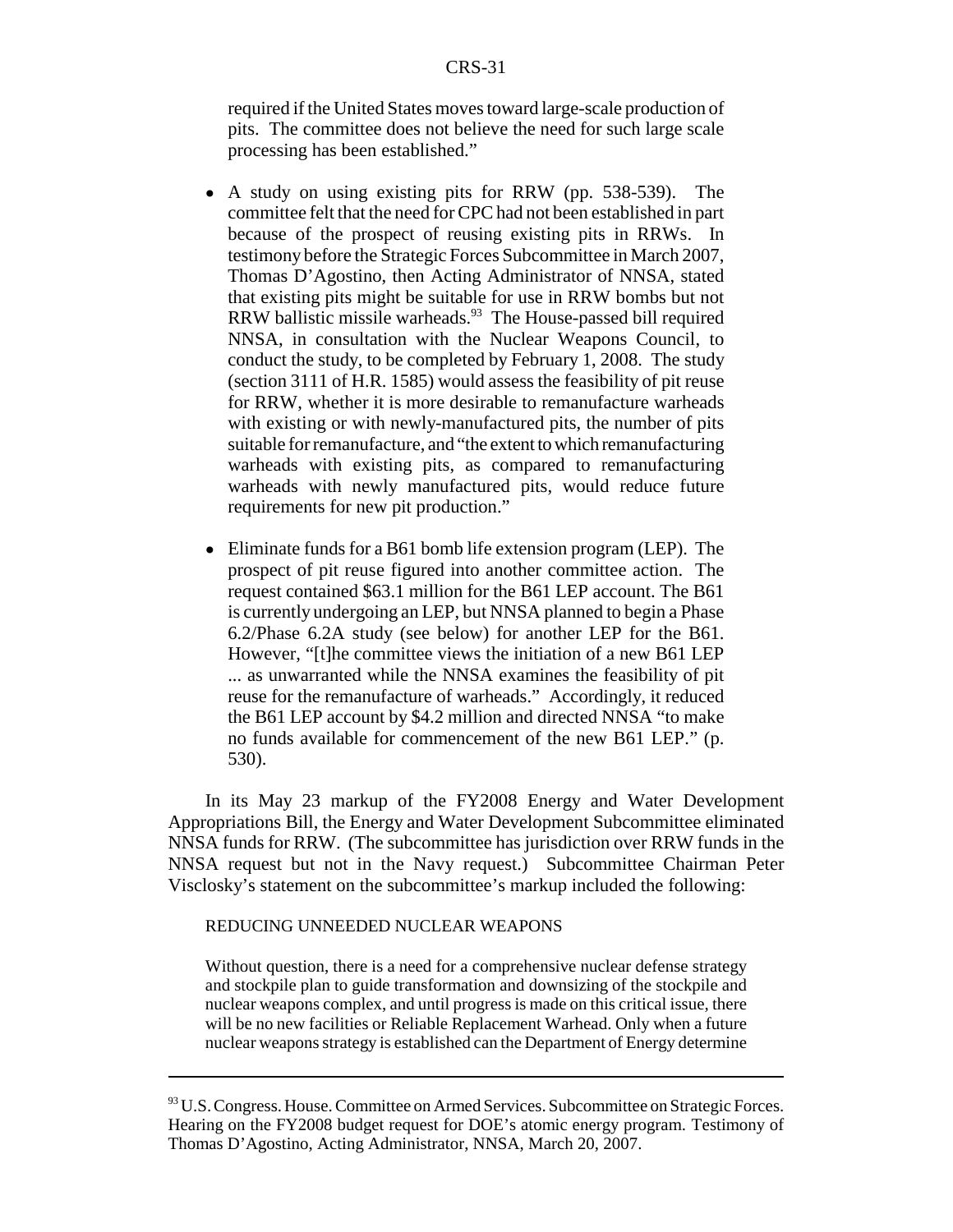required if the United States moves toward large-scale production of pits. The committee does not believe the need for such large scale processing has been established."

- A study on using existing pits for RRW (pp. 538-539). The committee felt that the need for CPC had not been established in part because of the prospect of reusing existing pits in RRWs. In testimony before the Strategic Forces Subcommittee in March 2007, Thomas D'Agostino, then Acting Administrator of NNSA, stated that existing pits might be suitable for use in RRW bombs but not RRW ballistic missile warheads.[93] The House-passed bill required NNSA, in consultation with the Nuclear Weapons Council, to conduct the study, to be completed by February 1, 2008. The study (section 3111 of H.R. 1585) would assess the feasibility of pit reuse for RRW, whether it is more desirable to remanufacture warheads with existing or with newly-manufactured pits, the number of pits suitable for remanufacture, and "the extent to which remanufacturing warheads with existing pits, as compared to remanufacturing warheads with newly manufactured pits, would reduce future requirements for new pit production."

- Eliminate funds for a B61 bomb life extension program (LEP). The prospect of pit reuse figured into another committee action. The request contained $63.1 million for the B61 LEP account. The B61 is currently undergoing an LEP, but NNSA planned to begin a Phase 6.2/Phase 6.2A study (see below) for another LEP for the B61. However, "[t]he committee views the initiation of a new B61 LEP ... as unwarranted while the NNSA examines the feasibility of pit reuse for the remanufacture of warheads." Accordingly, it reduced the B61 LEP account by $4.2 million and directed NNSA "to make no funds available for commencement of the new B61 LEP." (p. 530).

In its May 23 markup of the FY2008 Energy and Water Development Appropriations Bill, the Energy and Water Development Subcommittee eliminated NNSA funds for RRW. (The subcommittee has jurisdiction over RRW funds in the NNSA request but not in the Navy request.) Subcommittee Chairman Peter Visclosky's statement on the subcommittee's markup included the following:

> REDUCING UNNEEDED NUCLEAR WEAPONS
>
> Without question, there is a need for a comprehensive nuclear defense strategy and stockpile plan to guide transformation and downsizing of the stockpile and nuclear weapons complex, and until progress is made on this critical issue, there will be no new facilities or Reliable Replacement Warhead. Only when a future nuclear weapons strategy is established can the Department of Energy determine

---

[93] U.S. Congress. House. Committee on Armed Services. Subcommittee on Strategic Forces. Hearing on the FY2008 budget request for DOE's atomic energy program. Testimony of Thomas D'Agostino, Acting Administrator, NNSA, March 20, 2007.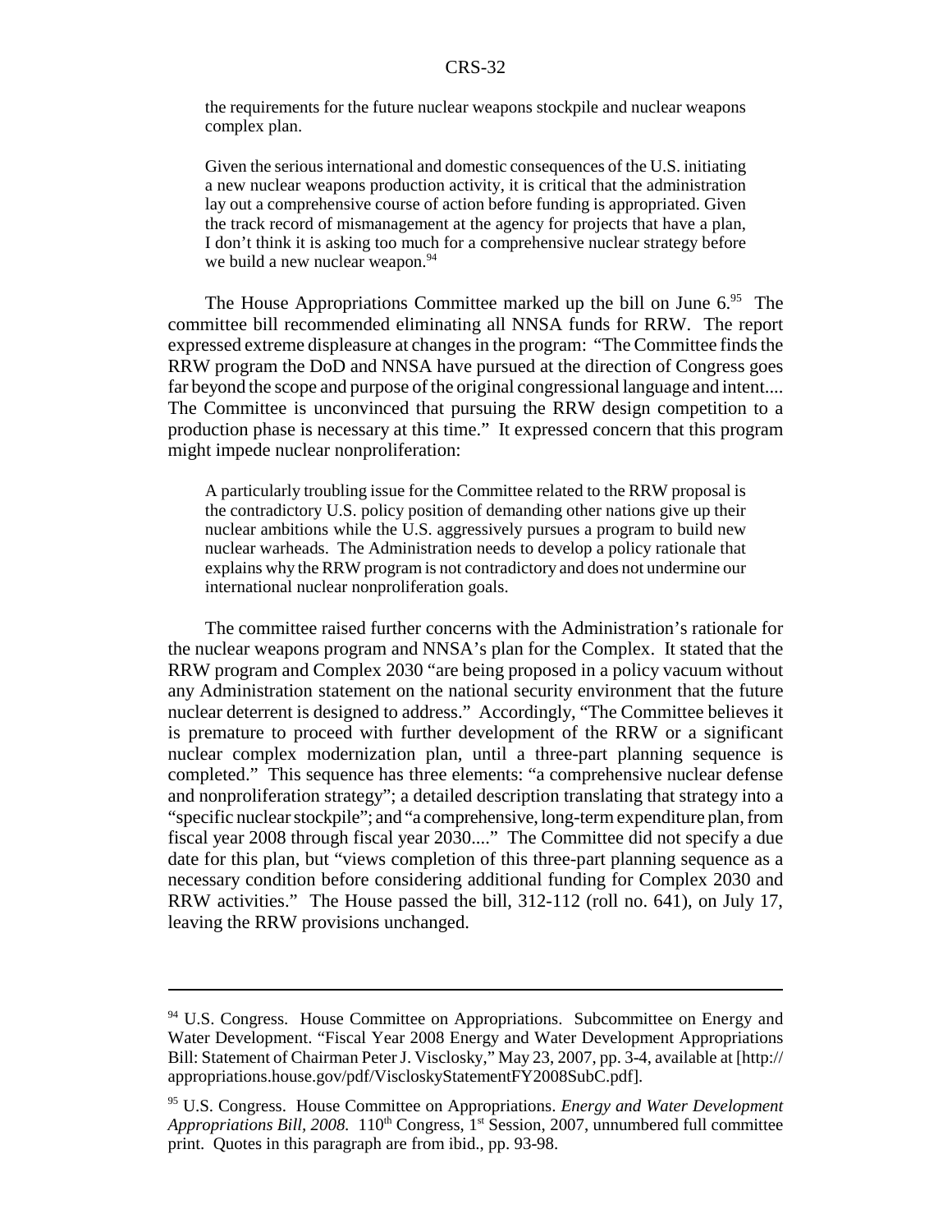> the requirements for the future nuclear weapons stockpile and nuclear weapons complex plan.
>
> Given the serious international and domestic consequences of the U.S. initiating a new nuclear weapons production activity, it is critical that the administration lay out a comprehensive course of action before funding is appropriated. Given the track record of mismanagement at the agency for projects that have a plan, I don't think it is asking too much for a comprehensive nuclear strategy before we build a new nuclear weapon.[94]

The House Appropriations Committee marked up the bill on June 6.[95] The committee bill recommended eliminating all NNSA funds for RRW. The report expressed extreme displeasure at changes in the program: "The Committee finds the RRW program the DoD and NNSA have pursued at the direction of Congress goes far beyond the scope and purpose of the original congressional language and intent.... The Committee is unconvinced that pursuing the RRW design competition to a production phase is necessary at this time." It expressed concern that this program might impede nuclear nonproliferation:

> A particularly troubling issue for the Committee related to the RRW proposal is the contradictory U.S. policy position of demanding other nations give up their nuclear ambitions while the U.S. aggressively pursues a program to build new nuclear warheads. The Administration needs to develop a policy rationale that explains why the RRW program is not contradictory and does not undermine our international nuclear nonproliferation goals.

The committee raised further concerns with the Administration's rationale for the nuclear weapons program and NNSA's plan for the Complex. It stated that the RRW program and Complex 2030 "are being proposed in a policy vacuum without any Administration statement on the national security environment that the future nuclear deterrent is designed to address." Accordingly, "The Committee believes it is premature to proceed with further development of the RRW or a significant nuclear complex modernization plan, until a three-part planning sequence is completed." This sequence has three elements: "a comprehensive nuclear defense and nonproliferation strategy"; a detailed description translating that strategy into a "specific nuclear stockpile"; and "a comprehensive, long-term expenditure plan, from fiscal year 2008 through fiscal year 2030...." The Committee did not specify a due date for this plan, but "views completion of this three-part planning sequence as a necessary condition before considering additional funding for Complex 2030 and RRW activities." The House passed the bill, 312-112 (roll no. 641), on July 17, leaving the RRW provisions unchanged.

---

[94] U.S. Congress. House Committee on Appropriations. Subcommittee on Energy and Water Development. "Fiscal Year 2008 Energy and Water Development Appropriations Bill: Statement of Chairman Peter J. Visclosky," May 23, 2007, pp. 3-4, available at [http://appropriations.house.gov/pdf/ViscloskyStatementFY2008SubC.pdf].

[95] U.S. Congress. House Committee on Appropriations. *Energy and Water Development Appropriations Bill, 2008.* 110th Congress, 1st Session, 2007, unnumbered full committee print. Quotes in this paragraph are from ibid., pp. 93-98.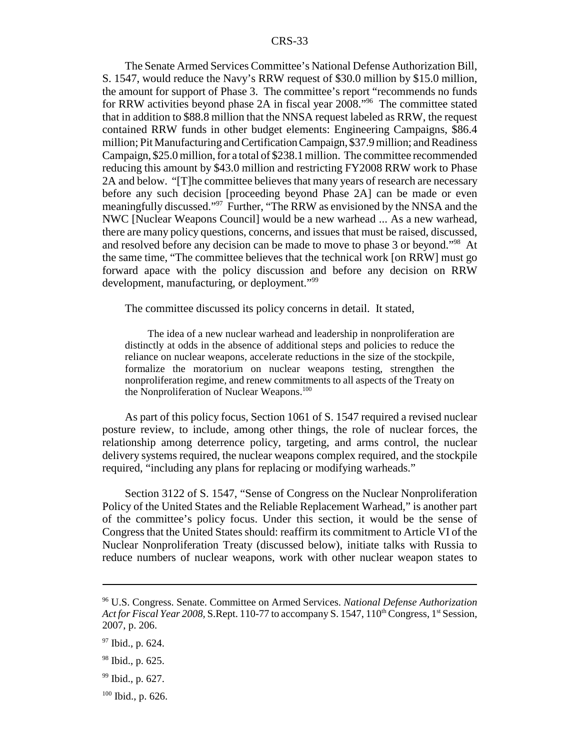The Senate Armed Services Committee's National Defense Authorization Bill, S. 1547, would reduce the Navy's RRW request of \$30.0 million by \$15.0 million, the amount for support of Phase 3. The committee's report "recommends no funds for RRW activities beyond phase 2A in fiscal year 2008."[96] The committee stated that in addition to \$88.8 million that the NNSA request labeled as RRW, the request contained RRW funds in other budget elements: Engineering Campaigns, \$86.4 million; Pit Manufacturing and Certification Campaign, \$37.9 million; and Readiness Campaign, \$25.0 million, for a total of \$238.1 million. The committee recommended reducing this amount by \$43.0 million and restricting FY2008 RRW work to Phase 2A and below. "[T]he committee believes that many years of research are necessary before any such decision [proceeding beyond Phase 2A] can be made or even meaningfully discussed."[97] Further, "The RRW as envisioned by the NNSA and the NWC [Nuclear Weapons Council] would be a new warhead ... As a new warhead, there are many policy questions, concerns, and issues that must be raised, discussed, and resolved before any decision can be made to move to phase 3 or beyond."[98] At the same time, "The committee believes that the technical work [on RRW] must go forward apace with the policy discussion and before any decision on RRW development, manufacturing, or deployment."[99]

The committee discussed its policy concerns in detail. It stated,

> The idea of a new nuclear warhead and leadership in nonproliferation are distinctly at odds in the absence of additional steps and policies to reduce the reliance on nuclear weapons, accelerate reductions in the size of the stockpile, formalize the moratorium on nuclear weapons testing, strengthen the nonproliferation regime, and renew commitments to all aspects of the Treaty on the Nonproliferation of Nuclear Weapons.[100]

As part of this policy focus, Section 1061 of S. 1547 required a revised nuclear posture review, to include, among other things, the role of nuclear forces, the relationship among deterrence policy, targeting, and arms control, the nuclear delivery systems required, the nuclear weapons complex required, and the stockpile required, "including any plans for replacing or modifying warheads."

Section 3122 of S. 1547, "Sense of Congress on the Nuclear Nonproliferation Policy of the United States and the Reliable Replacement Warhead," is another part of the committee's policy focus. Under this section, it would be the sense of Congress that the United States should: reaffirm its commitment to Article VI of the Nuclear Nonproliferation Treaty (discussed below), initiate talks with Russia to reduce numbers of nuclear weapons, work with other nuclear weapon states to

---

[96] U.S. Congress. Senate. Committee on Armed Services. *National Defense Authorization Act for Fiscal Year 2008*, S.Rept. 110-77 to accompany S. 1547, 110th Congress, 1st Session, 2007, p. 206.

[97] Ibid., p. 624.

[98] Ibid., p. 625.

[99] Ibid., p. 627.

[100] Ibid., p. 626.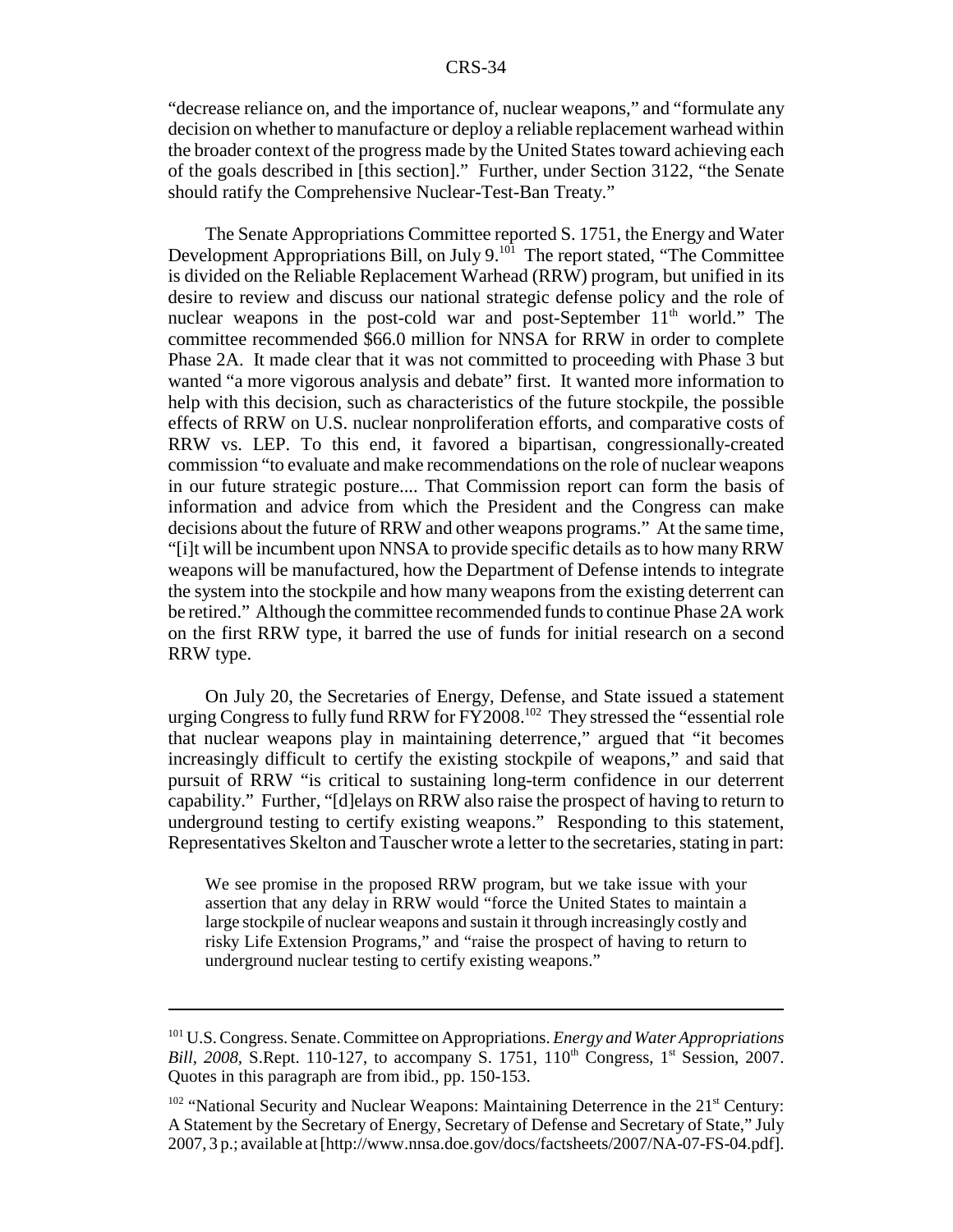"decrease reliance on, and the importance of, nuclear weapons," and "formulate any decision on whether to manufacture or deploy a reliable replacement warhead within the broader context of the progress made by the United States toward achieving each of the goals described in [this section]." Further, under Section 3122, "the Senate should ratify the Comprehensive Nuclear-Test-Ban Treaty."

The Senate Appropriations Committee reported S. 1751, the Energy and Water Development Appropriations Bill, on July 9.[101] The report stated, "The Committee is divided on the Reliable Replacement Warhead (RRW) program, but unified in its desire to review and discuss our national strategic defense policy and the role of nuclear weapons in the post-cold war and post-September 11th world." The committee recommended \$66.0 million for NNSA for RRW in order to complete Phase 2A. It made clear that it was not committed to proceeding with Phase 3 but wanted "a more vigorous analysis and debate" first. It wanted more information to help with this decision, such as characteristics of the future stockpile, the possible effects of RRW on U.S. nuclear nonproliferation efforts, and comparative costs of RRW vs. LEP. To this end, it favored a bipartisan, congressionally-created commission "to evaluate and make recommendations on the role of nuclear weapons in our future strategic posture.... That Commission report can form the basis of information and advice from which the President and the Congress can make decisions about the future of RRW and other weapons programs." At the same time, "[i]t will be incumbent upon NNSA to provide specific details as to how many RRW weapons will be manufactured, how the Department of Defense intends to integrate the system into the stockpile and how many weapons from the existing deterrent can be retired." Although the committee recommended funds to continue Phase 2A work on the first RRW type, it barred the use of funds for initial research on a second RRW type.

On July 20, the Secretaries of Energy, Defense, and State issued a statement urging Congress to fully fund RRW for FY2008.[102] They stressed the "essential role that nuclear weapons play in maintaining deterrence," argued that "it becomes increasingly difficult to certify the existing stockpile of weapons," and said that pursuit of RRW "is critical to sustaining long-term confidence in our deterrent capability." Further, "[d]elays on RRW also raise the prospect of having to return to underground testing to certify existing weapons." Responding to this statement, Representatives Skelton and Tauscher wrote a letter to the secretaries, stating in part:

> We see promise in the proposed RRW program, but we take issue with your assertion that any delay in RRW would "force the United States to maintain a large stockpile of nuclear weapons and sustain it through increasingly costly and risky Life Extension Programs," and "raise the prospect of having to return to underground nuclear testing to certify existing weapons."

---

[101] U.S. Congress. Senate. Committee on Appropriations. *Energy and Water Appropriations Bill, 2008,* S.Rept. 110-127, to accompany S. 1751, 110th Congress, 1st Session, 2007. Quotes in this paragraph are from ibid., pp. 150-153.

[102] "National Security and Nuclear Weapons: Maintaining Deterrence in the 21st Century: A Statement by the Secretary of Energy, Secretary of Defense and Secretary of State," July 2007, 3 p.; available at [http://www.nnsa.doe.gov/docs/factsheets/2007/NA-07-FS-04.pdf].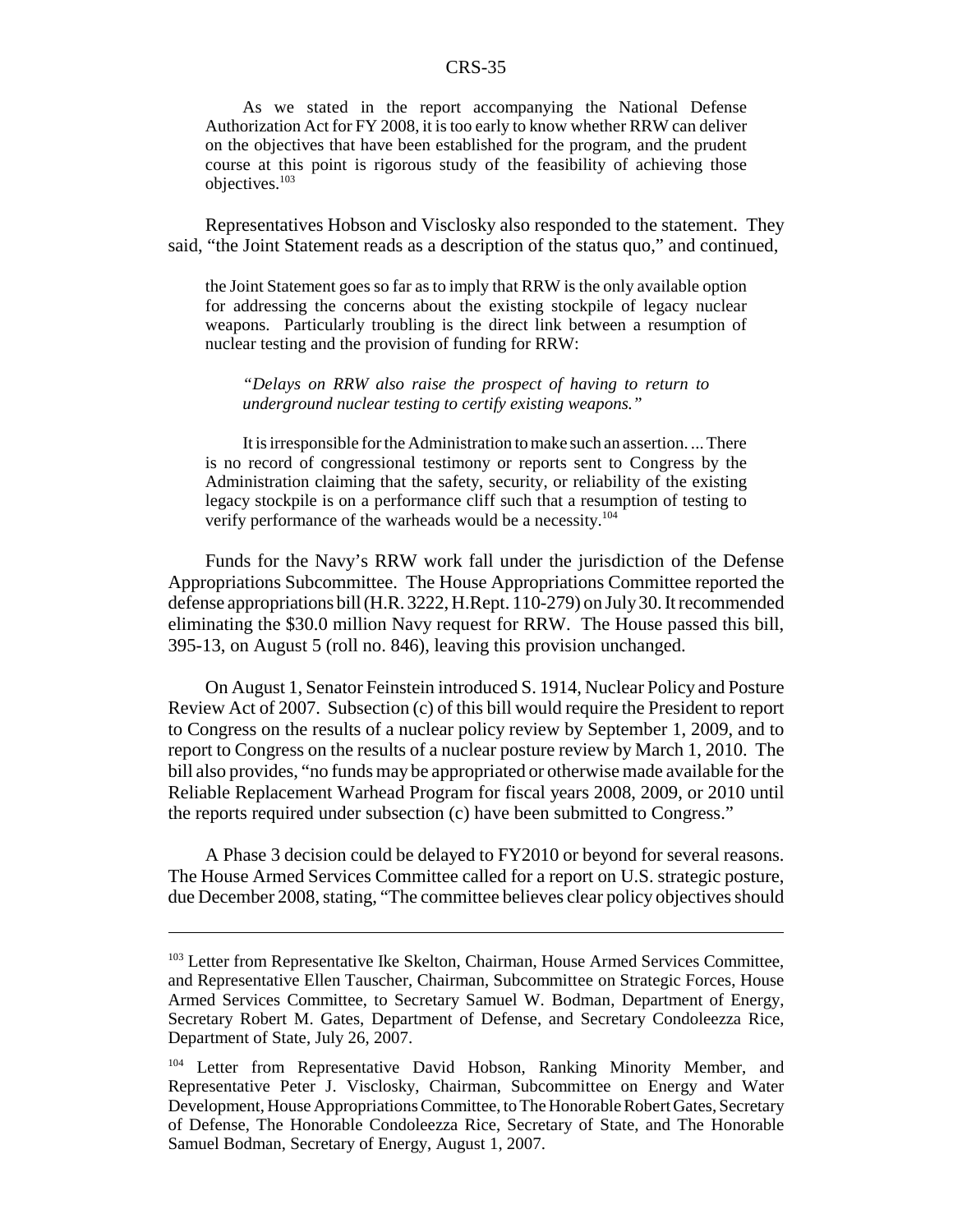> As we stated in the report accompanying the National Defense Authorization Act for FY 2008, it is too early to know whether RRW can deliver on the objectives that have been established for the program, and the prudent course at this point is rigorous study of the feasibility of achieving those objectives.[103]

Representatives Hobson and Visclosky also responded to the statement. They said, "the Joint Statement reads as a description of the status quo," and continued,

> the Joint Statement goes so far as to imply that RRW is the only available option for addressing the concerns about the existing stockpile of legacy nuclear weapons. Particularly troubling is the direct link between a resumption of nuclear testing and the provision of funding for RRW:
>
> > *"Delays on RRW also raise the prospect of having to return to underground nuclear testing to certify existing weapons."*
>
> It is irresponsible for the Administration to make such an assertion. ... There is no record of congressional testimony or reports sent to Congress by the Administration claiming that the safety, security, or reliability of the existing legacy stockpile is on a performance cliff such that a resumption of testing to verify performance of the warheads would be a necessity.[104]

Funds for the Navy's RRW work fall under the jurisdiction of the Defense Appropriations Subcommittee. The House Appropriations Committee reported the defense appropriations bill (H.R. 3222, H.Rept. 110-279) on July 30. It recommended eliminating the $30.0 million Navy request for RRW. The House passed this bill, 395-13, on August 5 (roll no. 846), leaving this provision unchanged.

On August 1, Senator Feinstein introduced S. 1914, Nuclear Policy and Posture Review Act of 2007. Subsection (c) of this bill would require the President to report to Congress on the results of a nuclear policy review by September 1, 2009, and to report to Congress on the results of a nuclear posture review by March 1, 2010. The bill also provides, "no funds may be appropriated or otherwise made available for the Reliable Replacement Warhead Program for fiscal years 2008, 2009, or 2010 until the reports required under subsection (c) have been submitted to Congress."

A Phase 3 decision could be delayed to FY2010 or beyond for several reasons. The House Armed Services Committee called for a report on U.S. strategic posture, due December 2008, stating, "The committee believes clear policy objectives should

---

[103] Letter from Representative Ike Skelton, Chairman, House Armed Services Committee, and Representative Ellen Tauscher, Chairman, Subcommittee on Strategic Forces, House Armed Services Committee, to Secretary Samuel W. Bodman, Department of Energy, Secretary Robert M. Gates, Department of Defense, and Secretary Condoleezza Rice, Department of State, July 26, 2007.

[104] Letter from Representative David Hobson, Ranking Minority Member, and Representative Peter J. Visclosky, Chairman, Subcommittee on Energy and Water Development, House Appropriations Committee, to The Honorable Robert Gates, Secretary of Defense, The Honorable Condoleezza Rice, Secretary of State, and The Honorable Samuel Bodman, Secretary of Energy, August 1, 2007.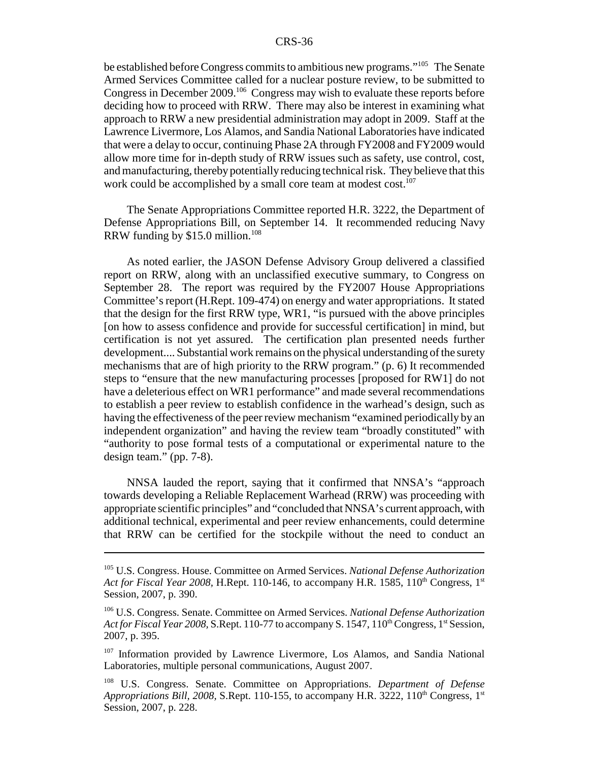be established before Congress commits to ambitious new programs."[105] The Senate Armed Services Committee called for a nuclear posture review, to be submitted to Congress in December 2009.[106] Congress may wish to evaluate these reports before deciding how to proceed with RRW. There may also be interest in examining what approach to RRW a new presidential administration may adopt in 2009. Staff at the Lawrence Livermore, Los Alamos, and Sandia National Laboratories have indicated that were a delay to occur, continuing Phase 2A through FY2008 and FY2009 would allow more time for in-depth study of RRW issues such as safety, use control, cost, and manufacturing, thereby potentially reducing technical risk. They believe that this work could be accomplished by a small core team at modest cost.[107]

The Senate Appropriations Committee reported H.R. 3222, the Department of Defense Appropriations Bill, on September 14. It recommended reducing Navy RRW funding by $15.0 million.[108]

As noted earlier, the JASON Defense Advisory Group delivered a classified report on RRW, along with an unclassified executive summary, to Congress on September 28. The report was required by the FY2007 House Appropriations Committee's report (H.Rept. 109-474) on energy and water appropriations. It stated that the design for the first RRW type, WR1, "is pursued with the above principles [on how to assess confidence and provide for successful certification] in mind, but certification is not yet assured. The certification plan presented needs further development.... Substantial work remains on the physical understanding of the surety mechanisms that are of high priority to the RRW program." (p. 6) It recommended steps to "ensure that the new manufacturing processes [proposed for RW1] do not have a deleterious effect on WR1 performance" and made several recommendations to establish a peer review to establish confidence in the warhead's design, such as having the effectiveness of the peer review mechanism "examined periodically by an independent organization" and having the review team "broadly constituted" with "authority to pose formal tests of a computational or experimental nature to the design team." (pp. 7-8).

NNSA lauded the report, saying that it confirmed that NNSA's "approach towards developing a Reliable Replacement Warhead (RRW) was proceeding with appropriate scientific principles" and "concluded that NNSA's current approach, with additional technical, experimental and peer review enhancements, could determine that RRW can be certified for the stockpile without the need to conduct an

---

[105] U.S. Congress. House. Committee on Armed Services. *National Defense Authorization Act for Fiscal Year 2008,* H.Rept. 110-146, to accompany H.R. 1585, 110th Congress, 1st Session, 2007, p. 390.

[106] U.S. Congress. Senate. Committee on Armed Services. *National Defense Authorization Act for Fiscal Year 2008,* S.Rept. 110-77 to accompany S. 1547, 110th Congress, 1st Session, 2007, p. 395.

[107] Information provided by Lawrence Livermore, Los Alamos, and Sandia National Laboratories, multiple personal communications, August 2007.

[108] U.S. Congress. Senate. Committee on Appropriations. *Department of Defense Appropriations Bill, 2008,* S.Rept. 110-155, to accompany H.R. 3222, 110th Congress, 1st Session, 2007, p. 228.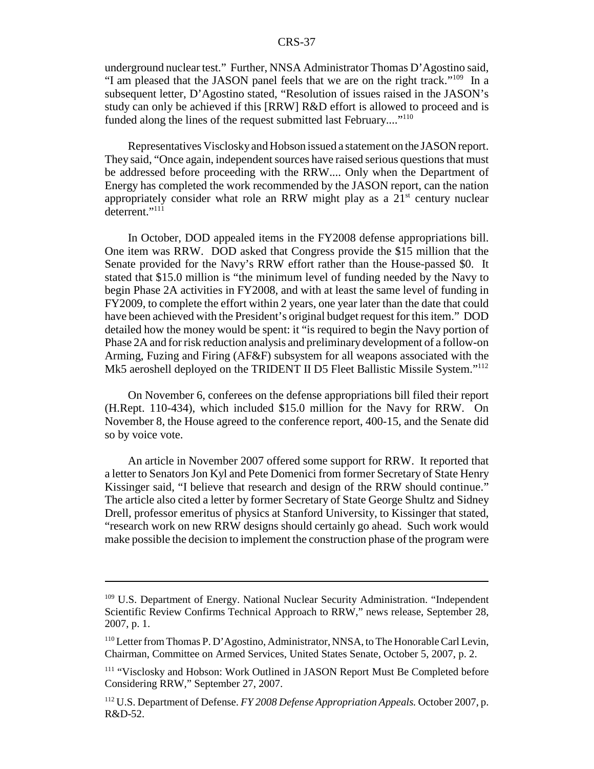underground nuclear test." Further, NNSA Administrator Thomas D'Agostino said, "I am pleased that the JASON panel feels that we are on the right track."[109] In a subsequent letter, D'Agostino stated, "Resolution of issues raised in the JASON's study can only be achieved if this [RRW] R&D effort is allowed to proceed and is funded along the lines of the request submitted last February...."[110]

Representatives Visclosky and Hobson issued a statement on the JASON report. They said, "Once again, independent sources have raised serious questions that must be addressed before proceeding with the RRW.... Only when the Department of Energy has completed the work recommended by the JASON report, can the nation appropriately consider what role an RRW might play as a 21st century nuclear deterrent."[111]

In October, DOD appealed items in the FY2008 defense appropriations bill. One item was RRW. DOD asked that Congress provide the $15 million that the Senate provided for the Navy's RRW effort rather than the House-passed $0. It stated that $15.0 million is "the minimum level of funding needed by the Navy to begin Phase 2A activities in FY2008, and with at least the same level of funding in FY2009, to complete the effort within 2 years, one year later than the date that could have been achieved with the President's original budget request for this item." DOD detailed how the money would be spent: it "is required to begin the Navy portion of Phase 2A and for risk reduction analysis and preliminary development of a follow-on Arming, Fuzing and Firing (AF&F) subsystem for all weapons associated with the Mk5 aeroshell deployed on the TRIDENT II D5 Fleet Ballistic Missile System."[112]

On November 6, conferees on the defense appropriations bill filed their report (H.Rept. 110-434), which included $15.0 million for the Navy for RRW. On November 8, the House agreed to the conference report, 400-15, and the Senate did so by voice vote.

An article in November 2007 offered some support for RRW. It reported that a letter to Senators Jon Kyl and Pete Domenici from former Secretary of State Henry Kissinger said, "I believe that research and design of the RRW should continue." The article also cited a letter by former Secretary of State George Shultz and Sidney Drell, professor emeritus of physics at Stanford University, to Kissinger that stated, "research work on new RRW designs should certainly go ahead. Such work would make possible the decision to implement the construction phase of the program were

---

[109] U.S. Department of Energy. National Nuclear Security Administration. "Independent Scientific Review Confirms Technical Approach to RRW," news release, September 28, 2007, p. 1.

[110] Letter from Thomas P. D'Agostino, Administrator, NNSA, to The Honorable Carl Levin, Chairman, Committee on Armed Services, United States Senate, October 5, 2007, p. 2.

[111] "Visclosky and Hobson: Work Outlined in JASON Report Must Be Completed before Considering RRW," September 27, 2007.

[112] U.S. Department of Defense. *FY 2008 Defense Appropriation Appeals.* October 2007, p. R&D-52.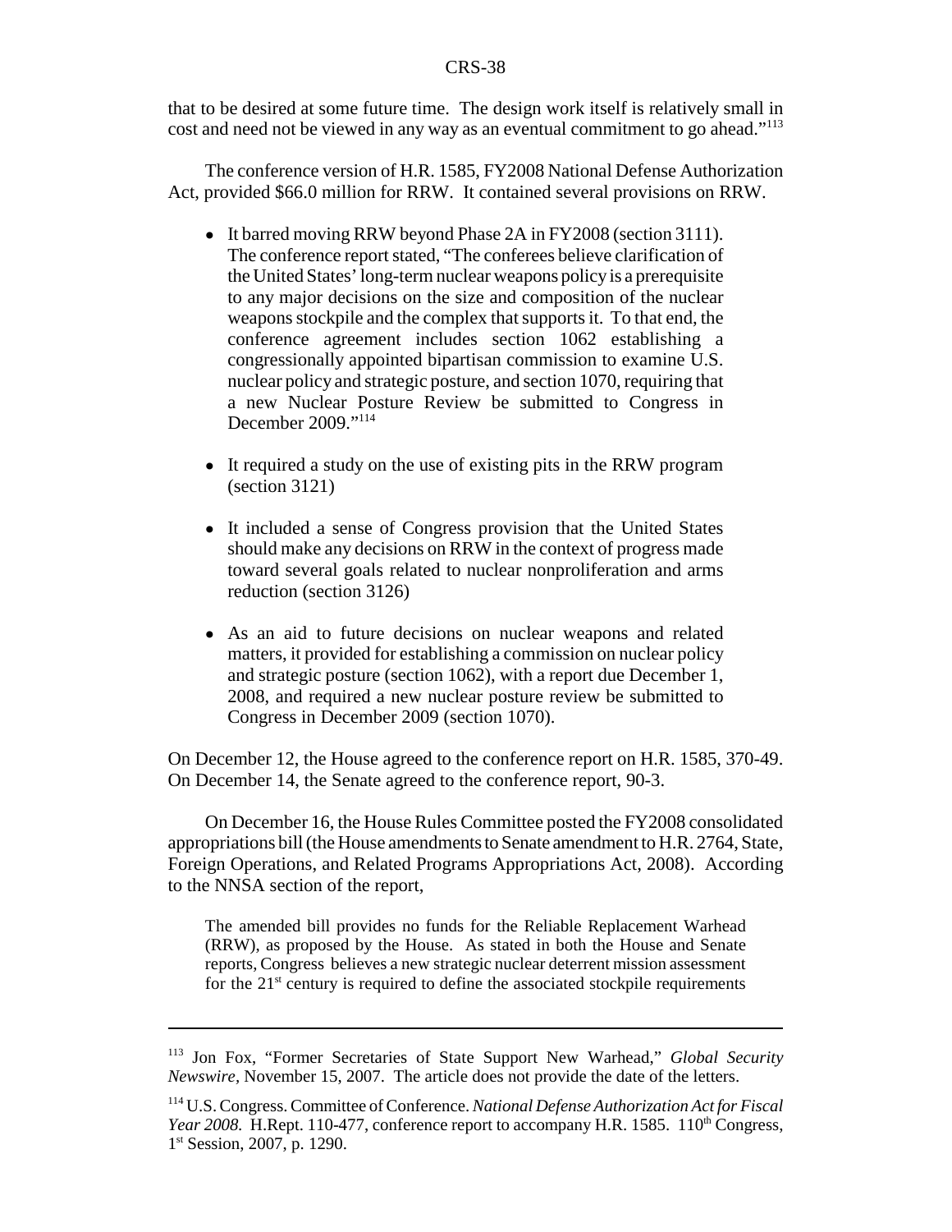that to be desired at some future time. The design work itself is relatively small in cost and need not be viewed in any way as an eventual commitment to go ahead."[113]

The conference version of H.R. 1585, FY2008 National Defense Authorization Act, provided $66.0 million for RRW. It contained several provisions on RRW.

- It barred moving RRW beyond Phase 2A in FY2008 (section 3111). The conference report stated, "The conferees believe clarification of the United States' long-term nuclear weapons policy is a prerequisite to any major decisions on the size and composition of the nuclear weapons stockpile and the complex that supports it. To that end, the conference agreement includes section 1062 establishing a congressionally appointed bipartisan commission to examine U.S. nuclear policy and strategic posture, and section 1070, requiring that a new Nuclear Posture Review be submitted to Congress in December 2009."[114]

- It required a study on the use of existing pits in the RRW program (section 3121)

- It included a sense of Congress provision that the United States should make any decisions on RRW in the context of progress made toward several goals related to nuclear nonproliferation and arms reduction (section 3126)

- As an aid to future decisions on nuclear weapons and related matters, it provided for establishing a commission on nuclear policy and strategic posture (section 1062), with a report due December 1, 2008, and required a new nuclear posture review be submitted to Congress in December 2009 (section 1070).

On December 12, the House agreed to the conference report on H.R. 1585, 370-49. On December 14, the Senate agreed to the conference report, 90-3.

On December 16, the House Rules Committee posted the FY2008 consolidated appropriations bill (the House amendments to Senate amendment to H.R. 2764, State, Foreign Operations, and Related Programs Appropriations Act, 2008). According to the NNSA section of the report,

> The amended bill provides no funds for the Reliable Replacement Warhead (RRW), as proposed by the House. As stated in both the House and Senate reports, Congress believes a new strategic nuclear deterrent mission assessment for the 21st century is required to define the associated stockpile requirements

---

[113] Jon Fox, "Former Secretaries of State Support New Warhead," *Global Security Newswire*, November 15, 2007. The article does not provide the date of the letters.

[114] U.S. Congress. Committee of Conference. *National Defense Authorization Act for Fiscal Year 2008.* H.Rept. 110-477, conference report to accompany H.R. 1585. 110th Congress, 1st Session, 2007, p. 1290.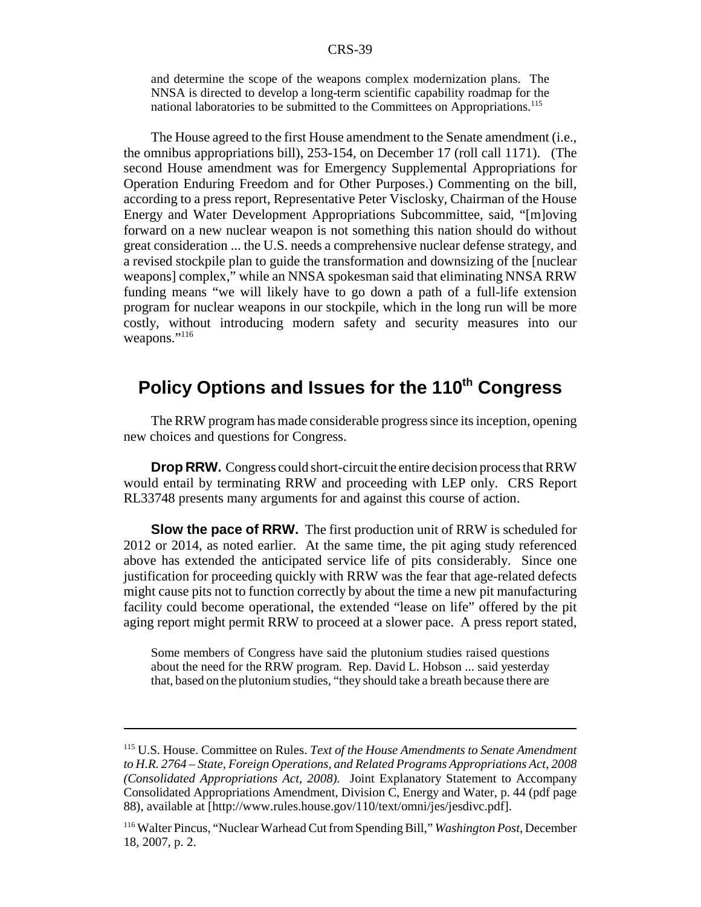and determine the scope of the weapons complex modernization plans. The NNSA is directed to develop a long-term scientific capability roadmap for the national laboratories to be submitted to the Committees on Appropriations.[115]

The House agreed to the first House amendment to the Senate amendment (i.e., the omnibus appropriations bill), 253-154, on December 17 (roll call 1171). (The second House amendment was for Emergency Supplemental Appropriations for Operation Enduring Freedom and for Other Purposes.) Commenting on the bill, according to a press report, Representative Peter Visclosky, Chairman of the House Energy and Water Development Appropriations Subcommittee, said, "[m]oving forward on a new nuclear weapon is not something this nation should do without great consideration ... the U.S. needs a comprehensive nuclear defense strategy, and a revised stockpile plan to guide the transformation and downsizing of the [nuclear weapons] complex," while an NNSA spokesman said that eliminating NNSA RRW funding means "we will likely have to go down a path of a full-life extension program for nuclear weapons in our stockpile, which in the long run will be more costly, without introducing modern safety and security measures into our weapons."[116]

## Policy Options and Issues for the 110th Congress

The RRW program has made considerable progress since its inception, opening new choices and questions for Congress.

**Drop RRW.** Congress could short-circuit the entire decision process that RRW would entail by terminating RRW and proceeding with LEP only. CRS Report RL33748 presents many arguments for and against this course of action.

**Slow the pace of RRW.** The first production unit of RRW is scheduled for 2012 or 2014, as noted earlier. At the same time, the pit aging study referenced above has extended the anticipated service life of pits considerably. Since one justification for proceeding quickly with RRW was the fear that age-related defects might cause pits not to function correctly by about the time a new pit manufacturing facility could become operational, the extended "lease on life" offered by the pit aging report might permit RRW to proceed at a slower pace. A press report stated,

> Some members of Congress have said the plutonium studies raised questions about the need for the RRW program. Rep. David L. Hobson ... said yesterday that, based on the plutonium studies, "they should take a breath because there are

---

[115] U.S. House. Committee on Rules. *Text of the House Amendments to Senate Amendment to H.R. 2764 – State, Foreign Operations, and Related Programs Appropriations Act, 2008 (Consolidated Appropriations Act, 2008).* Joint Explanatory Statement to Accompany Consolidated Appropriations Amendment, Division C, Energy and Water, p. 44 (pdf page 88), available at [http://www.rules.house.gov/110/text/omni/jes/jesdivc.pdf].

[116] Walter Pincus, "Nuclear Warhead Cut from Spending Bill," *Washington Post,* December 18, 2007, p. 2.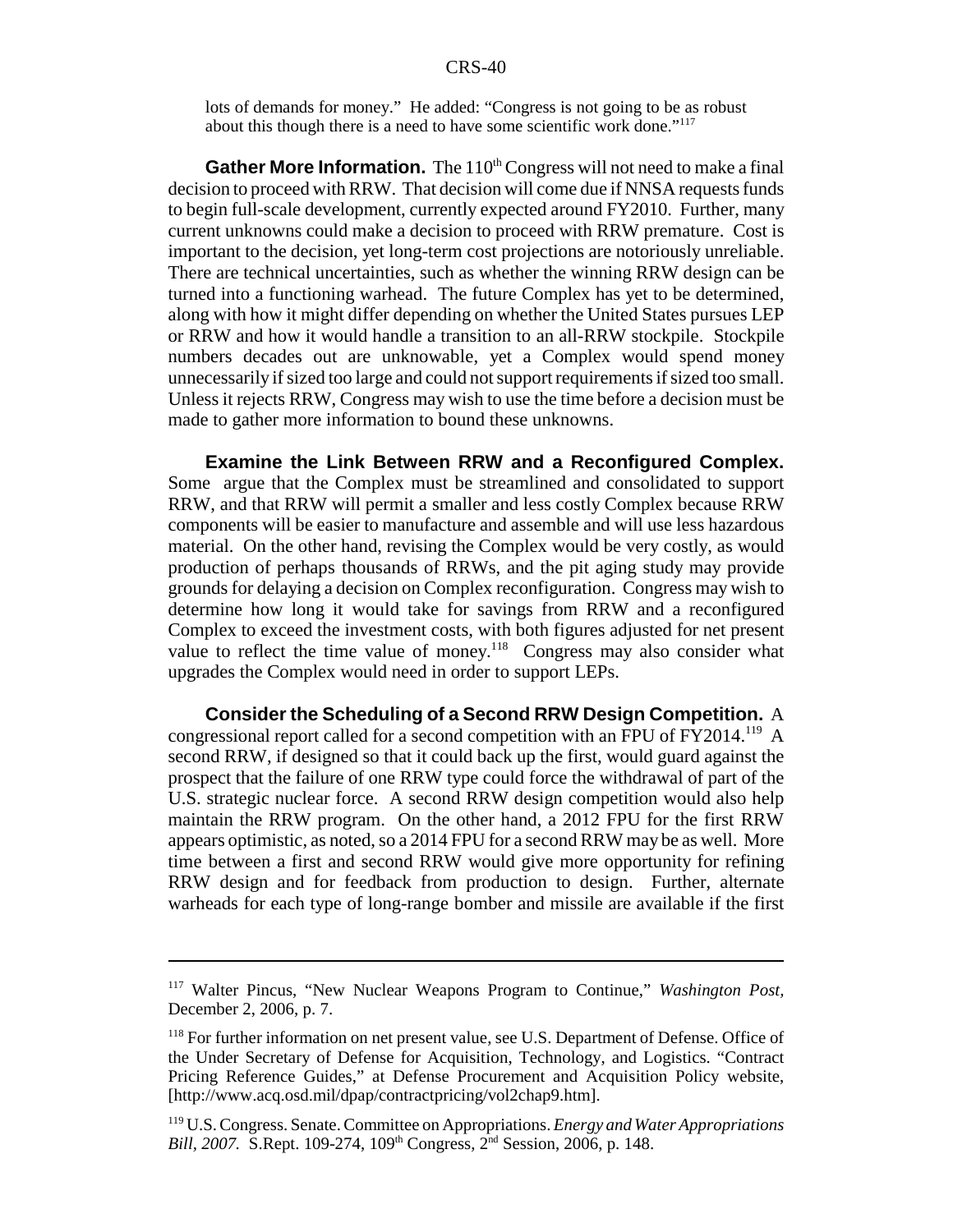lots of demands for money." He added: "Congress is not going to be as robust about this though there is a need to have some scientific work done."[117]

**Gather More Information.** The 110th Congress will not need to make a final decision to proceed with RRW. That decision will come due if NNSA requests funds to begin full-scale development, currently expected around FY2010. Further, many current unknowns could make a decision to proceed with RRW premature. Cost is important to the decision, yet long-term cost projections are notoriously unreliable. There are technical uncertainties, such as whether the winning RRW design can be turned into a functioning warhead. The future Complex has yet to be determined, along with how it might differ depending on whether the United States pursues LEP or RRW and how it would handle a transition to an all-RRW stockpile. Stockpile numbers decades out are unknowable, yet a Complex would spend money unnecessarily if sized too large and could not support requirements if sized too small. Unless it rejects RRW, Congress may wish to use the time before a decision must be made to gather more information to bound these unknowns.

**Examine the Link Between RRW and a Reconfigured Complex.** Some argue that the Complex must be streamlined and consolidated to support RRW, and that RRW will permit a smaller and less costly Complex because RRW components will be easier to manufacture and assemble and will use less hazardous material. On the other hand, revising the Complex would be very costly, as would production of perhaps thousands of RRWs, and the pit aging study may provide grounds for delaying a decision on Complex reconfiguration. Congress may wish to determine how long it would take for savings from RRW and a reconfigured Complex to exceed the investment costs, with both figures adjusted for net present value to reflect the time value of money.[118] Congress may also consider what upgrades the Complex would need in order to support LEPs.

**Consider the Scheduling of a Second RRW Design Competition.** A congressional report called for a second competition with an FPU of FY2014.[119] A second RRW, if designed so that it could back up the first, would guard against the prospect that the failure of one RRW type could force the withdrawal of part of the U.S. strategic nuclear force. A second RRW design competition would also help maintain the RRW program. On the other hand, a 2012 FPU for the first RRW appears optimistic, as noted, so a 2014 FPU for a second RRW may be as well. More time between a first and second RRW would give more opportunity for refining RRW design and for feedback from production to design. Further, alternate warheads for each type of long-range bomber and missile are available if the first

---

[117] Walter Pincus, "New Nuclear Weapons Program to Continue," *Washington Post*, December 2, 2006, p. 7.

[118] For further information on net present value, see U.S. Department of Defense. Office of the Under Secretary of Defense for Acquisition, Technology, and Logistics. "Contract Pricing Reference Guides," at Defense Procurement and Acquisition Policy website, [http://www.acq.osd.mil/dpap/contractpricing/vol2chap9.htm].

[119] U.S. Congress. Senate. Committee on Appropriations. *Energy and Water Appropriations Bill, 2007.* S.Rept. 109-274, 109th Congress, 2nd Session, 2006, p. 148.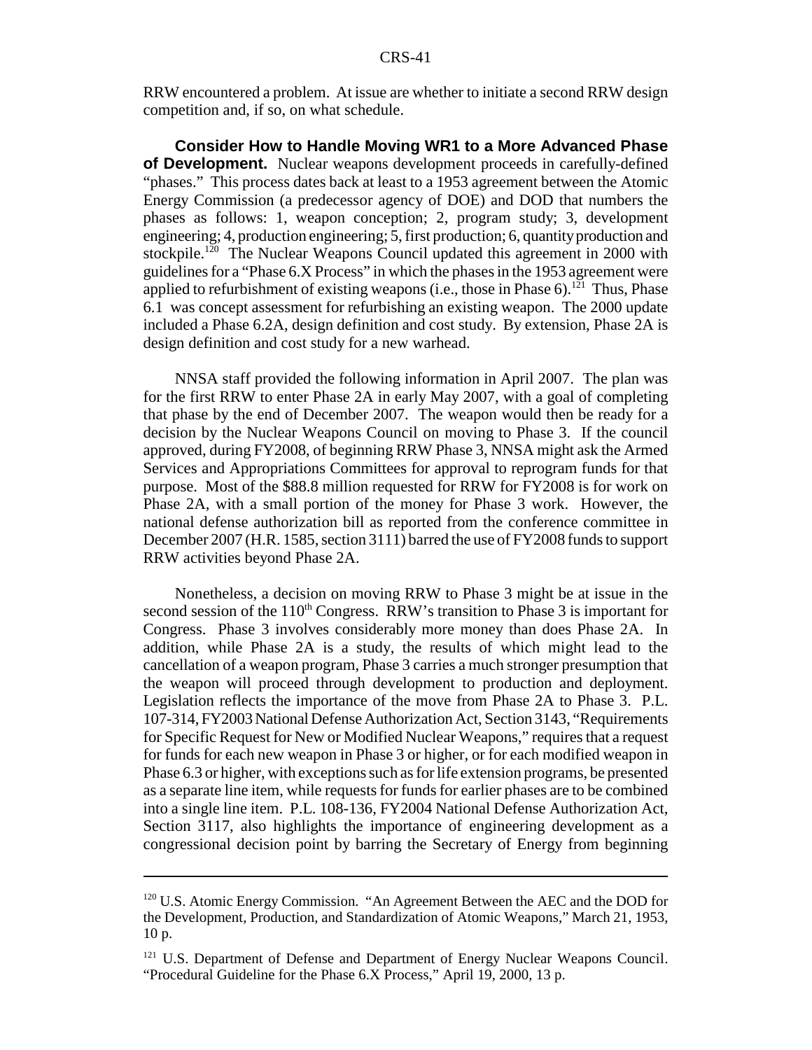RRW encountered a problem. At issue are whether to initiate a second RRW design competition and, if so, on what schedule.

**Consider How to Handle Moving WR1 to a More Advanced Phase of Development.** Nuclear weapons development proceeds in carefully-defined "phases." This process dates back at least to a 1953 agreement between the Atomic Energy Commission (a predecessor agency of DOE) and DOD that numbers the phases as follows: 1, weapon conception; 2, program study; 3, development engineering; 4, production engineering; 5, first production; 6, quantity production and stockpile.[120] The Nuclear Weapons Council updated this agreement in 2000 with guidelines for a "Phase 6.X Process" in which the phases in the 1953 agreement were applied to refurbishment of existing weapons (i.e., those in Phase 6).[121] Thus, Phase 6.1 was concept assessment for refurbishing an existing weapon. The 2000 update included a Phase 6.2A, design definition and cost study. By extension, Phase 2A is design definition and cost study for a new warhead.

NNSA staff provided the following information in April 2007. The plan was for the first RRW to enter Phase 2A in early May 2007, with a goal of completing that phase by the end of December 2007. The weapon would then be ready for a decision by the Nuclear Weapons Council on moving to Phase 3. If the council approved, during FY2008, of beginning RRW Phase 3, NNSA might ask the Armed Services and Appropriations Committees for approval to reprogram funds for that purpose. Most of the $88.8 million requested for RRW for FY2008 is for work on Phase 2A, with a small portion of the money for Phase 3 work. However, the national defense authorization bill as reported from the conference committee in December 2007 (H.R. 1585, section 3111) barred the use of FY2008 funds to support RRW activities beyond Phase 2A.

Nonetheless, a decision on moving RRW to Phase 3 might be at issue in the second session of the 110th Congress. RRW's transition to Phase 3 is important for Congress. Phase 3 involves considerably more money than does Phase 2A. In addition, while Phase 2A is a study, the results of which might lead to the cancellation of a weapon program, Phase 3 carries a much stronger presumption that the weapon will proceed through development to production and deployment. Legislation reflects the importance of the move from Phase 2A to Phase 3. P.L. 107-314, FY2003 National Defense Authorization Act, Section 3143, "Requirements for Specific Request for New or Modified Nuclear Weapons," requires that a request for funds for each new weapon in Phase 3 or higher, or for each modified weapon in Phase 6.3 or higher, with exceptions such as for life extension programs, be presented as a separate line item, while requests for funds for earlier phases are to be combined into a single line item. P.L. 108-136, FY2004 National Defense Authorization Act, Section 3117, also highlights the importance of engineering development as a congressional decision point by barring the Secretary of Energy from beginning

---

[120] U.S. Atomic Energy Commission. "An Agreement Between the AEC and the DOD for the Development, Production, and Standardization of Atomic Weapons," March 21, 1953, 10 p.

[121] U.S. Department of Defense and Department of Energy Nuclear Weapons Council. "Procedural Guideline for the Phase 6.X Process," April 19, 2000, 13 p.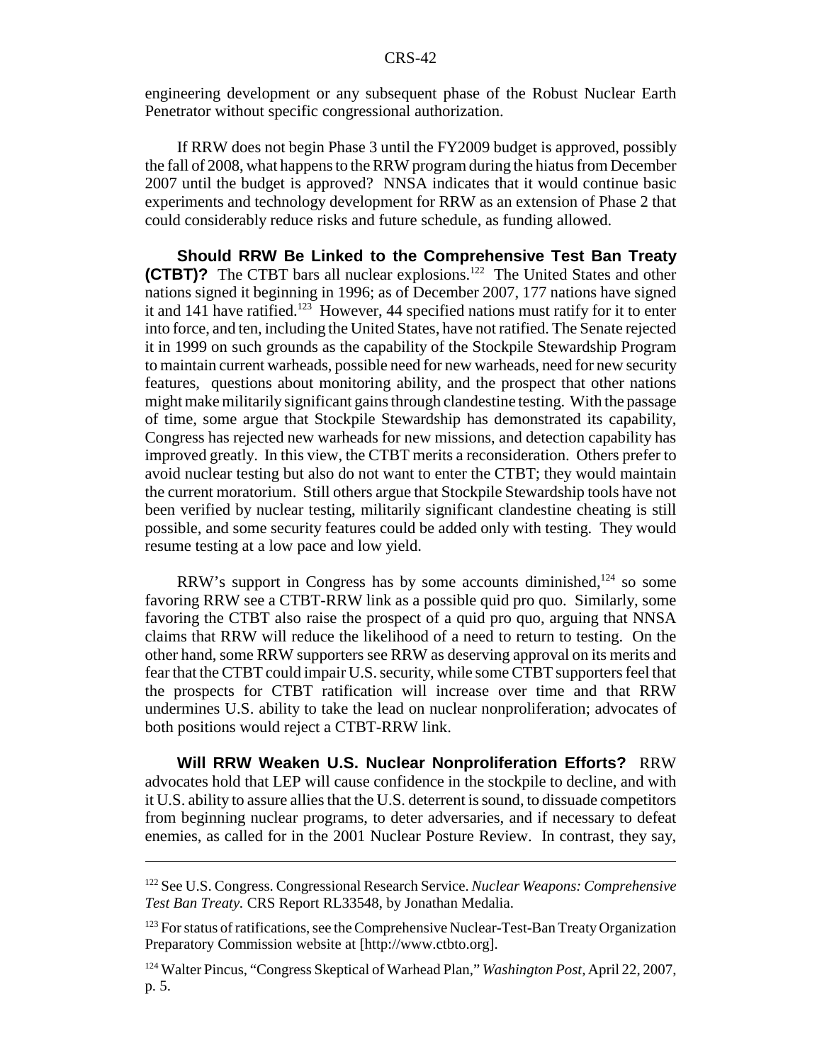engineering development or any subsequent phase of the Robust Nuclear Earth Penetrator without specific congressional authorization.

If RRW does not begin Phase 3 until the FY2009 budget is approved, possibly the fall of 2008, what happens to the RRW program during the hiatus from December 2007 until the budget is approved? NNSA indicates that it would continue basic experiments and technology development for RRW as an extension of Phase 2 that could considerably reduce risks and future schedule, as funding allowed.

**Should RRW Be Linked to the Comprehensive Test Ban Treaty (CTBT)?** The CTBT bars all nuclear explosions.[122] The United States and other nations signed it beginning in 1996; as of December 2007, 177 nations have signed it and 141 have ratified.[123] However, 44 specified nations must ratify for it to enter into force, and ten, including the United States, have not ratified. The Senate rejected it in 1999 on such grounds as the capability of the Stockpile Stewardship Program to maintain current warheads, possible need for new warheads, need for new security features, questions about monitoring ability, and the prospect that other nations might make militarily significant gains through clandestine testing. With the passage of time, some argue that Stockpile Stewardship has demonstrated its capability, Congress has rejected new warheads for new missions, and detection capability has improved greatly. In this view, the CTBT merits a reconsideration. Others prefer to avoid nuclear testing but also do not want to enter the CTBT; they would maintain the current moratorium. Still others argue that Stockpile Stewardship tools have not been verified by nuclear testing, militarily significant clandestine cheating is still possible, and some security features could be added only with testing. They would resume testing at a low pace and low yield.

RRW's support in Congress has by some accounts diminished,[124] so some favoring RRW see a CTBT-RRW link as a possible quid pro quo. Similarly, some favoring the CTBT also raise the prospect of a quid pro quo, arguing that NNSA claims that RRW will reduce the likelihood of a need to return to testing. On the other hand, some RRW supporters see RRW as deserving approval on its merits and fear that the CTBT could impair U.S. security, while some CTBT supporters feel that the prospects for CTBT ratification will increase over time and that RRW undermines U.S. ability to take the lead on nuclear nonproliferation; advocates of both positions would reject a CTBT-RRW link.

**Will RRW Weaken U.S. Nuclear Nonproliferation Efforts?** RRW advocates hold that LEP will cause confidence in the stockpile to decline, and with it U.S. ability to assure allies that the U.S. deterrent is sound, to dissuade competitors from beginning nuclear programs, to deter adversaries, and if necessary to defeat enemies, as called for in the 2001 Nuclear Posture Review. In contrast, they say,

---

[122] See U.S. Congress. Congressional Research Service. *Nuclear Weapons: Comprehensive Test Ban Treaty.* CRS Report RL33548, by Jonathan Medalia.

[123] For status of ratifications, see the Comprehensive Nuclear-Test-Ban Treaty Organization Preparatory Commission website at [http://www.ctbto.org].

[124] Walter Pincus, "Congress Skeptical of Warhead Plan," *Washington Post,* April 22, 2007, p. 5.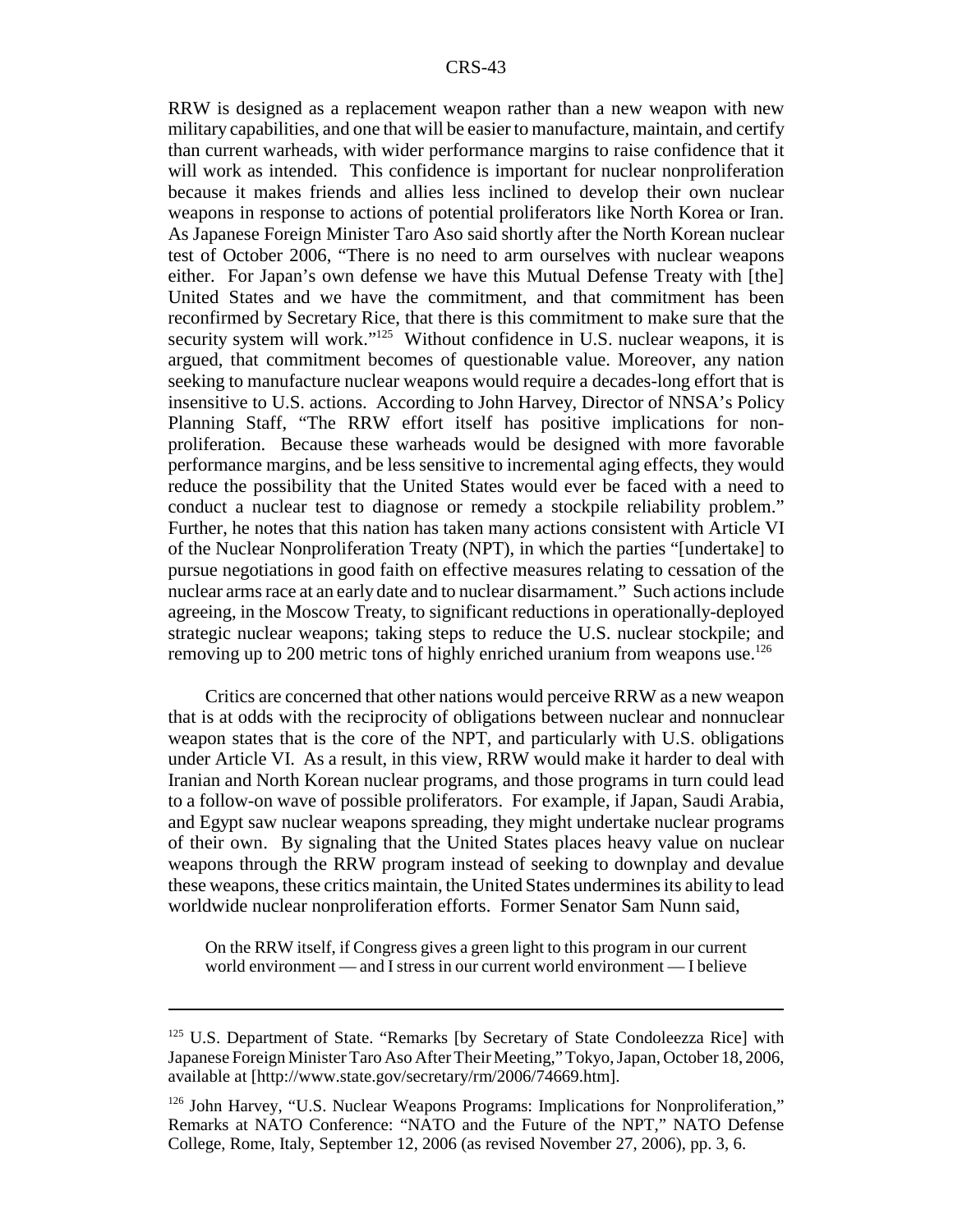RRW is designed as a replacement weapon rather than a new weapon with new military capabilities, and one that will be easier to manufacture, maintain, and certify than current warheads, with wider performance margins to raise confidence that it will work as intended. This confidence is important for nuclear nonproliferation because it makes friends and allies less inclined to develop their own nuclear weapons in response to actions of potential proliferators like North Korea or Iran. As Japanese Foreign Minister Taro Aso said shortly after the North Korean nuclear test of October 2006, "There is no need to arm ourselves with nuclear weapons either. For Japan's own defense we have this Mutual Defense Treaty with [the] United States and we have the commitment, and that commitment has been reconfirmed by Secretary Rice, that there is this commitment to make sure that the security system will work."[125] Without confidence in U.S. nuclear weapons, it is argued, that commitment becomes of questionable value. Moreover, any nation seeking to manufacture nuclear weapons would require a decades-long effort that is insensitive to U.S. actions. According to John Harvey, Director of NNSA's Policy Planning Staff, "The RRW effort itself has positive implications for non-proliferation. Because these warheads would be designed with more favorable performance margins, and be less sensitive to incremental aging effects, they would reduce the possibility that the United States would ever be faced with a need to conduct a nuclear test to diagnose or remedy a stockpile reliability problem." Further, he notes that this nation has taken many actions consistent with Article VI of the Nuclear Nonproliferation Treaty (NPT), in which the parties "[undertake] to pursue negotiations in good faith on effective measures relating to cessation of the nuclear arms race at an early date and to nuclear disarmament." Such actions include agreeing, in the Moscow Treaty, to significant reductions in operationally-deployed strategic nuclear weapons; taking steps to reduce the U.S. nuclear stockpile; and removing up to 200 metric tons of highly enriched uranium from weapons use.[126]

Critics are concerned that other nations would perceive RRW as a new weapon that is at odds with the reciprocity of obligations between nuclear and nonnuclear weapon states that is the core of the NPT, and particularly with U.S. obligations under Article VI. As a result, in this view, RRW would make it harder to deal with Iranian and North Korean nuclear programs, and those programs in turn could lead to a follow-on wave of possible proliferators. For example, if Japan, Saudi Arabia, and Egypt saw nuclear weapons spreading, they might undertake nuclear programs of their own. By signaling that the United States places heavy value on nuclear weapons through the RRW program instead of seeking to downplay and devalue these weapons, these critics maintain, the United States undermines its ability to lead worldwide nuclear nonproliferation efforts. Former Senator Sam Nunn said,

> On the RRW itself, if Congress gives a green light to this program in our current world environment — and I stress in our current world environment — I believe

---

[125] U.S. Department of State. "Remarks [by Secretary of State Condoleezza Rice] with Japanese Foreign Minister Taro Aso After Their Meeting," Tokyo, Japan, October 18, 2006, available at [http://www.state.gov/secretary/rm/2006/74669.htm].

[126] John Harvey, "U.S. Nuclear Weapons Programs: Implications for Nonproliferation," Remarks at NATO Conference: "NATO and the Future of the NPT," NATO Defense College, Rome, Italy, September 12, 2006 (as revised November 27, 2006), pp. 3, 6.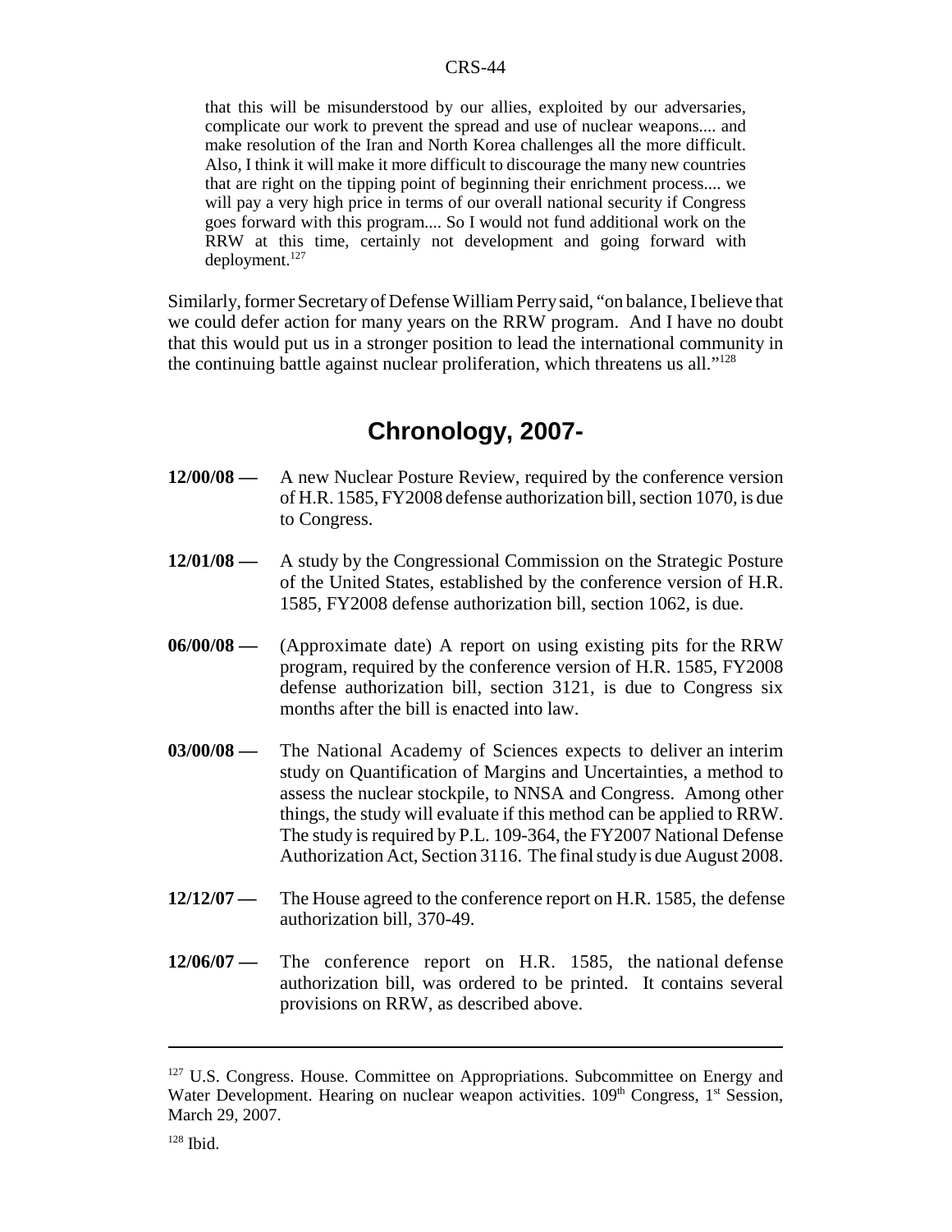> that this will be misunderstood by our allies, exploited by our adversaries, complicate our work to prevent the spread and use of nuclear weapons.... and make resolution of the Iran and North Korea challenges all the more difficult. Also, I think it will make it more difficult to discourage the many new countries that are right on the tipping point of beginning their enrichment process.... we will pay a very high price in terms of our overall national security if Congress goes forward with this program.... So I would not fund additional work on the RRW at this time, certainly not development and going forward with deployment.[127]

Similarly, former Secretary of Defense William Perry said, "on balance, I believe that we could defer action for many years on the RRW program. And I have no doubt that this would put us in a stronger position to lead the international community in the continuing battle against nuclear proliferation, which threatens us all."[128]

## Chronology, 2007-

**12/00/08 —** A new Nuclear Posture Review, required by the conference version of H.R. 1585, FY2008 defense authorization bill, section 1070, is due to Congress.

**12/01/08 —** A study by the Congressional Commission on the Strategic Posture of the United States, established by the conference version of H.R. 1585, FY2008 defense authorization bill, section 1062, is due.

**06/00/08 —** (Approximate date) A report on using existing pits for the RRW program, required by the conference version of H.R. 1585, FY2008 defense authorization bill, section 3121, is due to Congress six months after the bill is enacted into law.

**03/00/08 —** The National Academy of Sciences expects to deliver an interim study on Quantification of Margins and Uncertainties, a method to assess the nuclear stockpile, to NNSA and Congress. Among other things, the study will evaluate if this method can be applied to RRW. The study is required by P.L. 109-364, the FY2007 National Defense Authorization Act, Section 3116. The final study is due August 2008.

**12/12/07 —** The House agreed to the conference report on H.R. 1585, the defense authorization bill, 370-49.

**12/06/07 —** The conference report on H.R. 1585, the national defense authorization bill, was ordered to be printed. It contains several provisions on RRW, as described above.

---

[127] U.S. Congress. House. Committee on Appropriations. Subcommittee on Energy and Water Development. Hearing on nuclear weapon activities. 109th Congress, 1st Session, March 29, 2007.

[128] Ibid.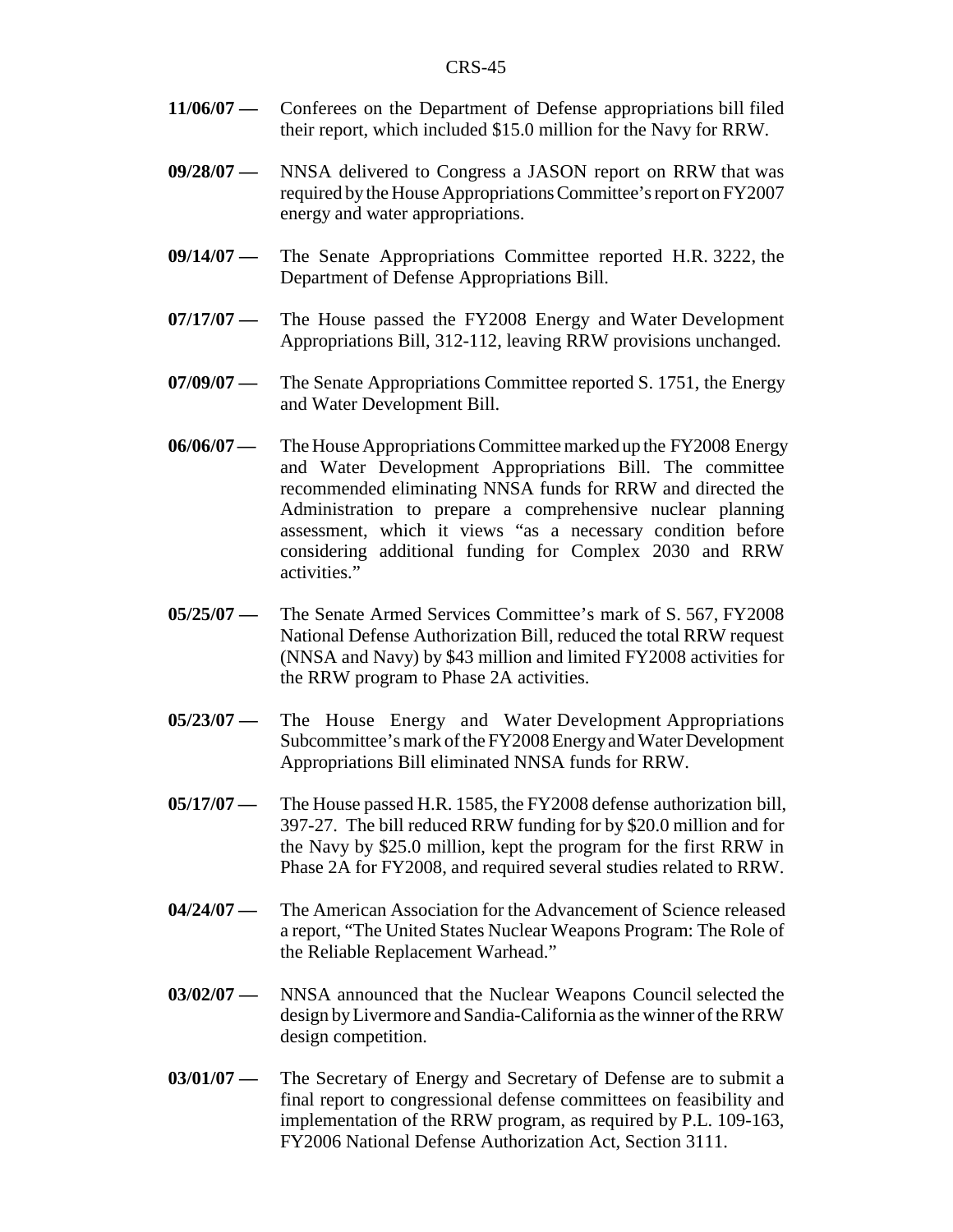**11/06/07 —** Conferees on the Department of Defense appropriations bill filed their report, which included $15.0 million for the Navy for RRW.

**09/28/07 —** NNSA delivered to Congress a JASON report on RRW that was required by the House Appropriations Committee's report on FY2007 energy and water appropriations.

**09/14/07 —** The Senate Appropriations Committee reported H.R. 3222, the Department of Defense Appropriations Bill.

**07/17/07 —** The House passed the FY2008 Energy and Water Development Appropriations Bill, 312-112, leaving RRW provisions unchanged.

**07/09/07 —** The Senate Appropriations Committee reported S. 1751, the Energy and Water Development Bill.

**06/06/07 —** The House Appropriations Committee marked up the FY2008 Energy and Water Development Appropriations Bill. The committee recommended eliminating NNSA funds for RRW and directed the Administration to prepare a comprehensive nuclear planning assessment, which it views "as a necessary condition before considering additional funding for Complex 2030 and RRW activities."

**05/25/07 —** The Senate Armed Services Committee's mark of S. 567, FY2008 National Defense Authorization Bill, reduced the total RRW request (NNSA and Navy) by $43 million and limited FY2008 activities for the RRW program to Phase 2A activities.

**05/23/07 —** The House Energy and Water Development Appropriations Subcommittee's mark of the FY2008 Energy and Water Development Appropriations Bill eliminated NNSA funds for RRW.

**05/17/07 —** The House passed H.R. 1585, the FY2008 defense authorization bill, 397-27. The bill reduced RRW funding for by $20.0 million and for the Navy by $25.0 million, kept the program for the first RRW in Phase 2A for FY2008, and required several studies related to RRW.

**04/24/07 —** The American Association for the Advancement of Science released a report, "The United States Nuclear Weapons Program: The Role of the Reliable Replacement Warhead."

**03/02/07 —** NNSA announced that the Nuclear Weapons Council selected the design by Livermore and Sandia-California as the winner of the RRW design competition.

**03/01/07 —** The Secretary of Energy and Secretary of Defense are to submit a final report to congressional defense committees on feasibility and implementation of the RRW program, as required by P.L. 109-163, FY2006 National Defense Authorization Act, Section 3111.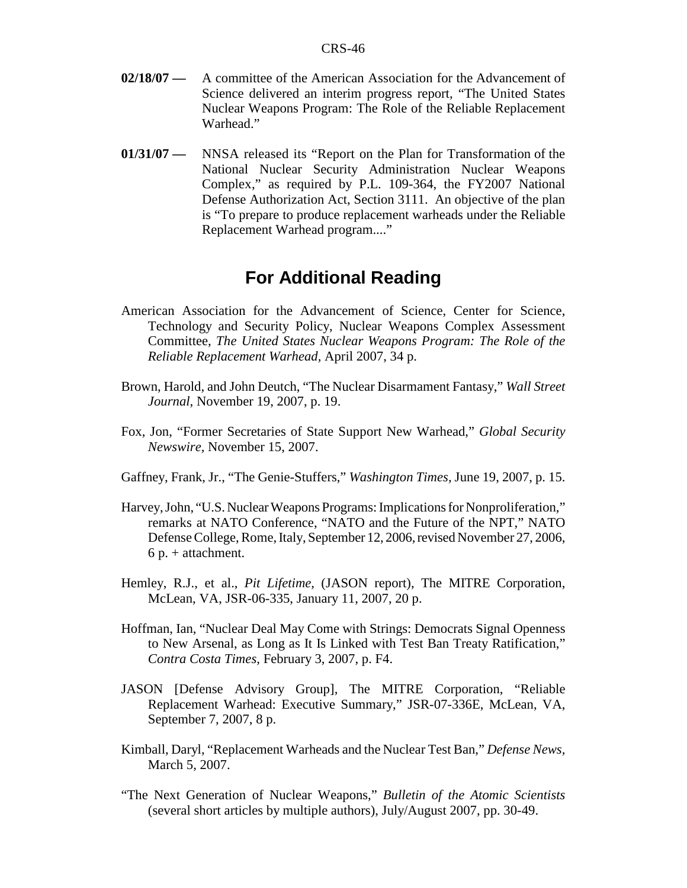**02/18/07 —** A committee of the American Association for the Advancement of Science delivered an interim progress report, "The United States Nuclear Weapons Program: The Role of the Reliable Replacement Warhead."

**01/31/07 —** NNSA released its "Report on the Plan for Transformation of the National Nuclear Security Administration Nuclear Weapons Complex," as required by P.L. 109-364, the FY2007 National Defense Authorization Act, Section 3111. An objective of the plan is "To prepare to produce replacement warheads under the Reliable Replacement Warhead program...."

## For Additional Reading

American Association for the Advancement of Science, Center for Science, Technology and Security Policy, Nuclear Weapons Complex Assessment Committee, *The United States Nuclear Weapons Program: The Role of the Reliable Replacement Warhead*, April 2007, 34 p.

Brown, Harold, and John Deutch, "The Nuclear Disarmament Fantasy," *Wall Street Journal,* November 19, 2007, p. 19.

Fox, Jon, "Former Secretaries of State Support New Warhead," *Global Security Newswire,* November 15, 2007.

Gaffney, Frank, Jr., "The Genie-Stuffers," *Washington Times,* June 19, 2007, p. 15.

Harvey, John, "U.S. Nuclear Weapons Programs: Implications for Nonproliferation," remarks at NATO Conference, "NATO and the Future of the NPT," NATO Defense College, Rome, Italy, September 12, 2006, revised November 27, 2006, 6 p. + attachment.

Hemley, R.J., et al., *Pit Lifetime,* (JASON report), The MITRE Corporation, McLean, VA, JSR-06-335, January 11, 2007, 20 p.

Hoffman, Ian, "Nuclear Deal May Come with Strings: Democrats Signal Openness to New Arsenal, as Long as It Is Linked with Test Ban Treaty Ratification," *Contra Costa Times,* February 3, 2007, p. F4.

JASON [Defense Advisory Group], The MITRE Corporation, "Reliable Replacement Warhead: Executive Summary," JSR-07-336E, McLean, VA, September 7, 2007, 8 p.

Kimball, Daryl, "Replacement Warheads and the Nuclear Test Ban," *Defense News,* March 5, 2007.

"The Next Generation of Nuclear Weapons," *Bulletin of the Atomic Scientists* (several short articles by multiple authors), July/August 2007, pp. 30-49.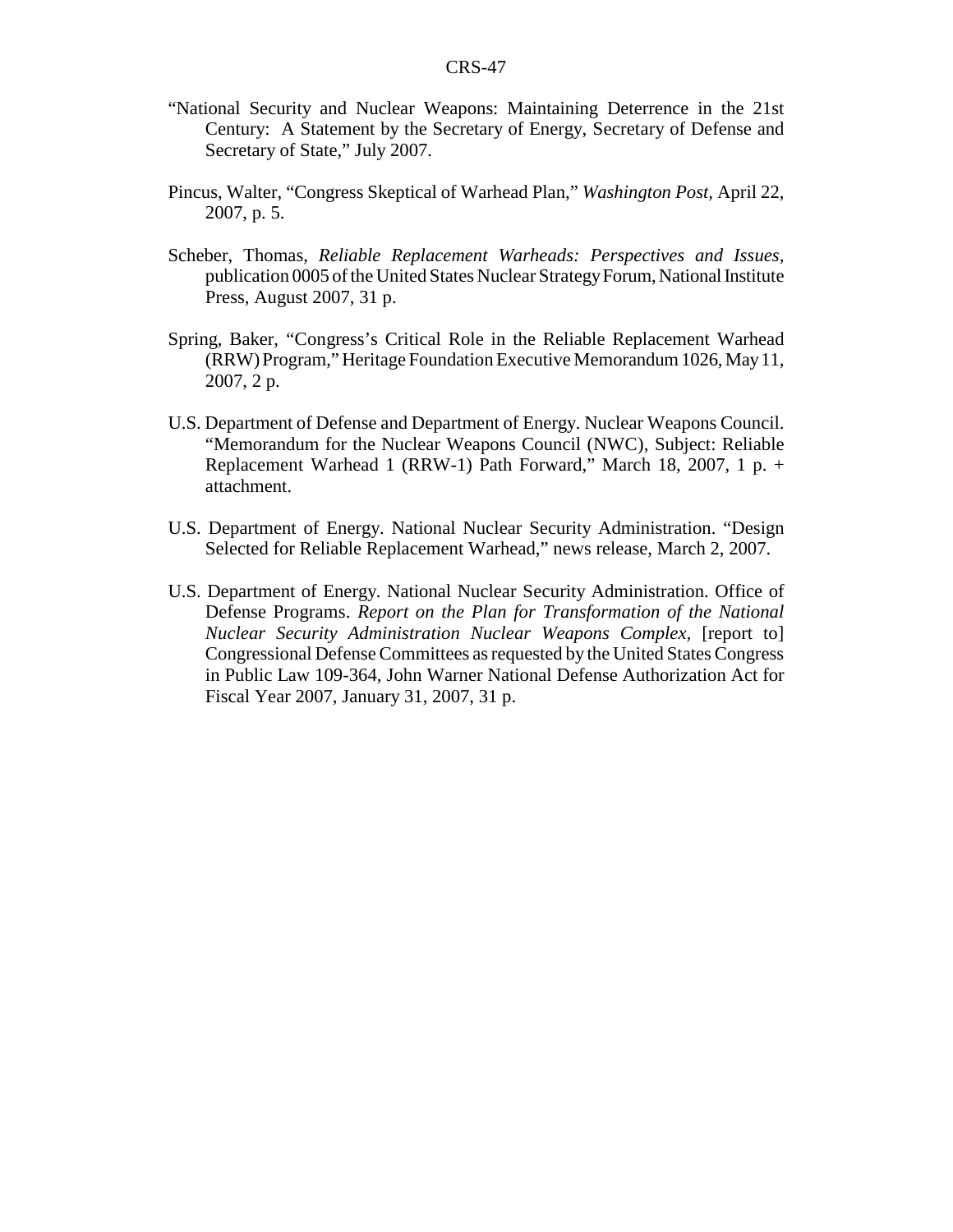"National Security and Nuclear Weapons: Maintaining Deterrence in the 21st Century: A Statement by the Secretary of Energy, Secretary of Defense and Secretary of State," July 2007.

Pincus, Walter, "Congress Skeptical of Warhead Plan," *Washington Post*, April 22, 2007, p. 5.

Scheber, Thomas, *Reliable Replacement Warheads: Perspectives and Issues,* publication 0005 of the United States Nuclear Strategy Forum, National Institute Press, August 2007, 31 p.

Spring, Baker, "Congress's Critical Role in the Reliable Replacement Warhead (RRW) Program," Heritage Foundation Executive Memorandum 1026, May 11, 2007, 2 p.

U.S. Department of Defense and Department of Energy. Nuclear Weapons Council. "Memorandum for the Nuclear Weapons Council (NWC), Subject: Reliable Replacement Warhead 1 (RRW-1) Path Forward," March 18, 2007, 1 p. + attachment.

U.S. Department of Energy. National Nuclear Security Administration. "Design Selected for Reliable Replacement Warhead," news release, March 2, 2007.

U.S. Department of Energy. National Nuclear Security Administration. Office of Defense Programs. *Report on the Plan for Transformation of the National Nuclear Security Administration Nuclear Weapons Complex,* [report to] Congressional Defense Committees as requested by the United States Congress in Public Law 109-364, John Warner National Defense Authorization Act for Fiscal Year 2007, January 31, 2007, 31 p.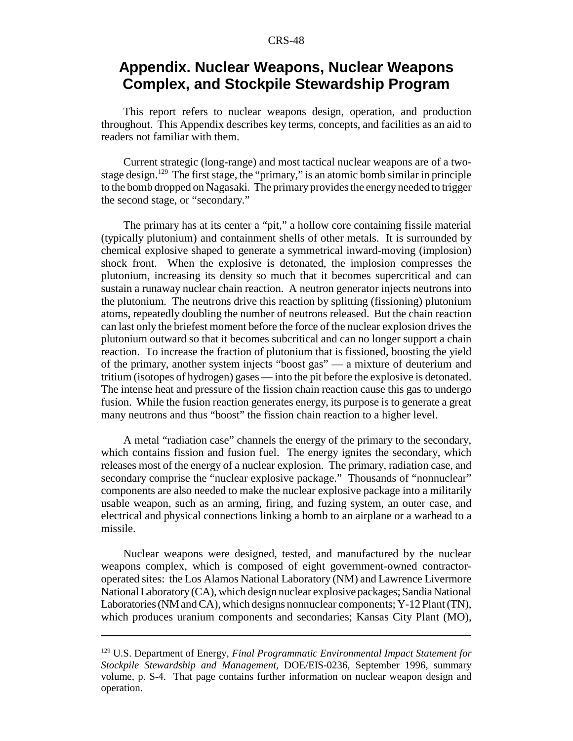# Appendix. Nuclear Weapons, Nuclear Weapons Complex, and Stockpile Stewardship Program

This report refers to nuclear weapons design, operation, and production throughout. This Appendix describes key terms, concepts, and facilities as an aid to readers not familiar with them.

Current strategic (long-range) and most tactical nuclear weapons are of a two-stage design.[129] The first stage, the "primary," is an atomic bomb similar in principle to the bomb dropped on Nagasaki. The primary provides the energy needed to trigger the second stage, or "secondary."

The primary has at its center a "pit," a hollow core containing fissile material (typically plutonium) and containment shells of other metals. It is surrounded by chemical explosive shaped to generate a symmetrical inward-moving (implosion) shock front. When the explosive is detonated, the implosion compresses the plutonium, increasing its density so much that it becomes supercritical and can sustain a runaway nuclear chain reaction. A neutron generator injects neutrons into the plutonium. The neutrons drive this reaction by splitting (fissioning) plutonium atoms, repeatedly doubling the number of neutrons released. But the chain reaction can last only the briefest moment before the force of the nuclear explosion drives the plutonium outward so that it becomes subcritical and can no longer support a chain reaction. To increase the fraction of plutonium that is fissioned, boosting the yield of the primary, another system injects "boost gas" — a mixture of deuterium and tritium (isotopes of hydrogen) gases — into the pit before the explosive is detonated. The intense heat and pressure of the fission chain reaction cause this gas to undergo fusion. While the fusion reaction generates energy, its purpose is to generate a great many neutrons and thus "boost" the fission chain reaction to a higher level.

A metal "radiation case" channels the energy of the primary to the secondary, which contains fission and fusion fuel. The energy ignites the secondary, which releases most of the energy of a nuclear explosion. The primary, radiation case, and secondary comprise the "nuclear explosive package." Thousands of "nonnuclear" components are also needed to make the nuclear explosive package into a militarily usable weapon, such as an arming, firing, and fuzing system, an outer case, and electrical and physical connections linking a bomb to an airplane or a warhead to a missile.

Nuclear weapons were designed, tested, and manufactured by the nuclear weapons complex, which is composed of eight government-owned contractor-operated sites: the Los Alamos National Laboratory (NM) and Lawrence Livermore National Laboratory (CA), which design nuclear explosive packages; Sandia National Laboratories (NM and CA), which designs nonnuclear components; Y-12 Plant (TN), which produces uranium components and secondaries; Kansas City Plant (MO),

---

[129] U.S. Department of Energy, *Final Programmatic Environmental Impact Statement for Stockpile Stewardship and Management,* DOE/EIS-0236, September 1996, summary volume, p. S-4. That page contains further information on nuclear weapon design and operation.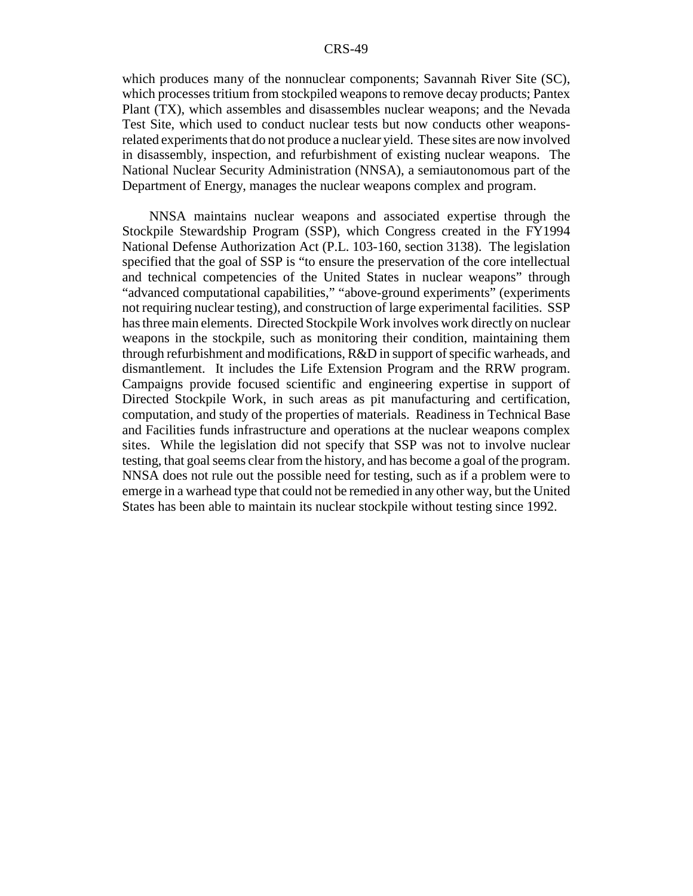which produces many of the nonnuclear components; Savannah River Site (SC), which processes tritium from stockpiled weapons to remove decay products; Pantex Plant (TX), which assembles and disassembles nuclear weapons; and the Nevada Test Site, which used to conduct nuclear tests but now conducts other weapons-related experiments that do not produce a nuclear yield. These sites are now involved in disassembly, inspection, and refurbishment of existing nuclear weapons. The National Nuclear Security Administration (NNSA), a semiautonomous part of the Department of Energy, manages the nuclear weapons complex and program.

NNSA maintains nuclear weapons and associated expertise through the Stockpile Stewardship Program (SSP), which Congress created in the FY1994 National Defense Authorization Act (P.L. 103-160, section 3138). The legislation specified that the goal of SSP is "to ensure the preservation of the core intellectual and technical competencies of the United States in nuclear weapons" through "advanced computational capabilities," "above-ground experiments" (experiments not requiring nuclear testing), and construction of large experimental facilities. SSP has three main elements. Directed Stockpile Work involves work directly on nuclear weapons in the stockpile, such as monitoring their condition, maintaining them through refurbishment and modifications, R&D in support of specific warheads, and dismantlement. It includes the Life Extension Program and the RRW program. Campaigns provide focused scientific and engineering expertise in support of Directed Stockpile Work, in such areas as pit manufacturing and certification, computation, and study of the properties of materials. Readiness in Technical Base and Facilities funds infrastructure and operations at the nuclear weapons complex sites. While the legislation did not specify that SSP was not to involve nuclear testing, that goal seems clear from the history, and has become a goal of the program. NNSA does not rule out the possible need for testing, such as if a problem were to emerge in a warhead type that could not be remedied in any other way, but the United States has been able to maintain its nuclear stockpile without testing since 1992.